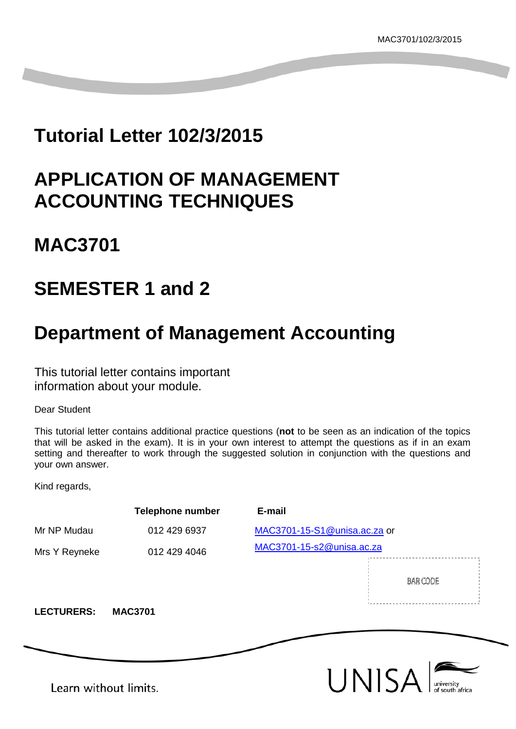MAC3701/102/3/2015

# Tutorial Letter 102/3/2015

# APPLICATION OF MANAGEMENT ACCOUNTING TECHNIQUES

# MAC3701

# SEMESTER 1 and 2

# Department of Management Accounting

This tutorial letter contains important information about your module.

Dear Student

This tutorial letter contains additional practice questions (**not** to be seen as an indication of the topics that will be asked in the exam). It is in your own interest to attempt the questions as if in an exam setting and thereafter to work through the suggested solution in conjunction with the questions and your own answer.

Kind regards,

| | Telephone number | E-mail |
|---|---|---|
| Mr NP Mudau | 012 429 6937 | MAC3701-15-S1@unisa.ac.za or |
| Mrs Y Reyneke | 012 429 4046 | MAC3701-15-s2@unisa.ac.za |

BAR CODE

**LECTURERS: MAC3701**

Learn without limits.

UNISA university of south africa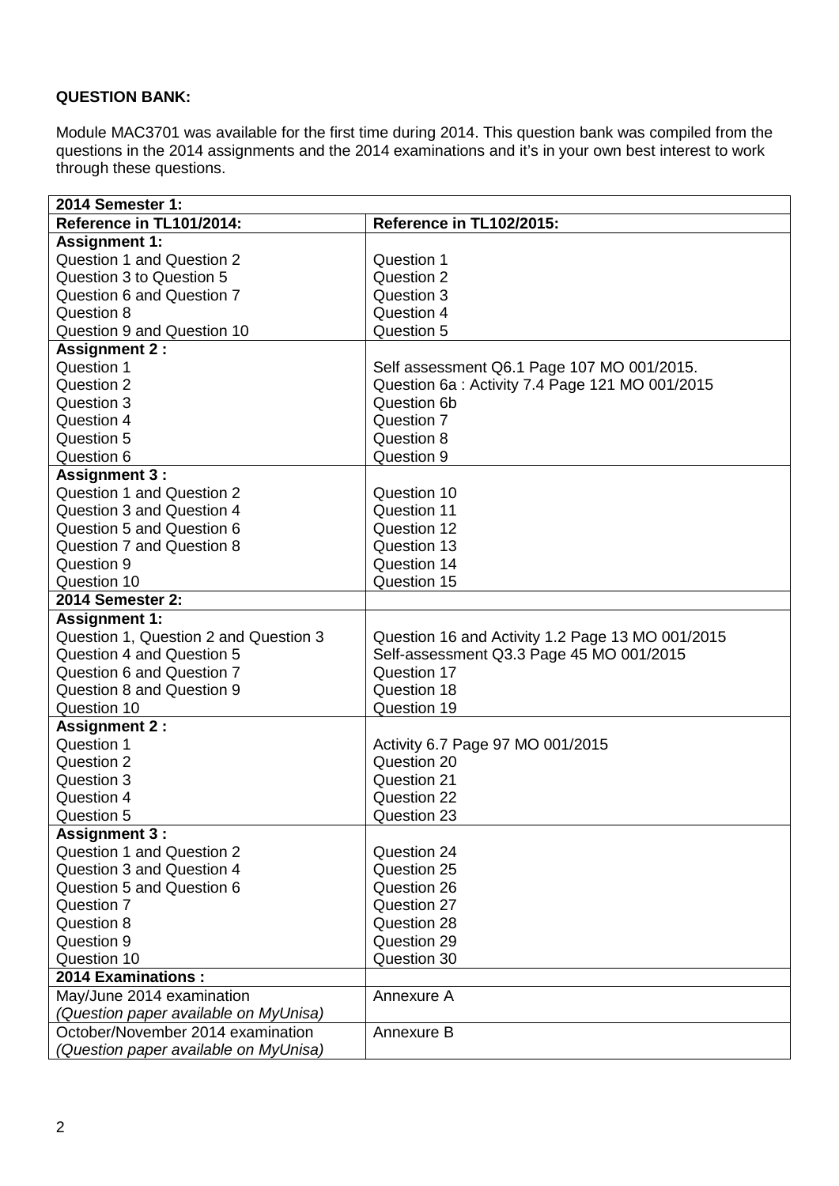**QUESTION BANK:**

Module MAC3701 was available for the first time during 2014. This question bank was compiled from the questions in the 2014 assignments and the 2014 examinations and it's in your own best interest to work through these questions.

| **2014 Semester 1:** | |
|---|---|
| **Reference in TL101/2014:** | **Reference in TL102/2015:** |
| **Assignment 1:** | |
| Question 1 and Question 2 | Question 1 |
| Question 3 to Question 5 | Question 2 |
| Question 6 and Question 7 | Question 3 |
| Question 8 | Question 4 |
| Question 9 and Question 10 | Question 5 |
| **Assignment 2 :** | |
| Question 1 | Self assessment Q6.1 Page 107 MO 001/2015. |
| Question 2 | Question 6a : Activity 7.4 Page 121 MO 001/2015 |
| Question 3 | Question 6b |
| Question 4 | Question 7 |
| Question 5 | Question 8 |
| Question 6 | Question 9 |
| **Assignment 3 :** | |
| Question 1 and Question 2 | Question 10 |
| Question 3 and Question 4 | Question 11 |
| Question 5 and Question 6 | Question 12 |
| Question 7 and Question 8 | Question 13 |
| Question 9 | Question 14 |
| Question 10 | Question 15 |
| **2014 Semester 2:** | |
| **Assignment 1:** | |
| Question 1, Question 2 and Question 3 | Question 16 and Activity 1.2 Page 13 MO 001/2015 |
| Question 4 and Question 5 | Self-assessment Q3.3 Page 45 MO 001/2015 |
| Question 6 and Question 7 | Question 17 |
| Question 8 and Question 9 | Question 18 |
| Question 10 | Question 19 |
| **Assignment 2 :** | |
| Question 1 | Activity 6.7 Page 97 MO 001/2015 |
| Question 2 | Question 20 |
| Question 3 | Question 21 |
| Question 4 | Question 22 |
| Question 5 | Question 23 |
| **Assignment 3 :** | |
| Question 1 and Question 2 | Question 24 |
| Question 3 and Question 4 | Question 25 |
| Question 5 and Question 6 | Question 26 |
| Question 7 | Question 27 |
| Question 8 | Question 28 |
| Question 9 | Question 29 |
| Question 10 | Question 30 |
| **2014 Examinations :** | |
| May/June 2014 examination *(Question paper available on MyUnisa)* | Annexure A |
| October/November 2014 examination *(Question paper available on MyUnisa)* | Annexure B |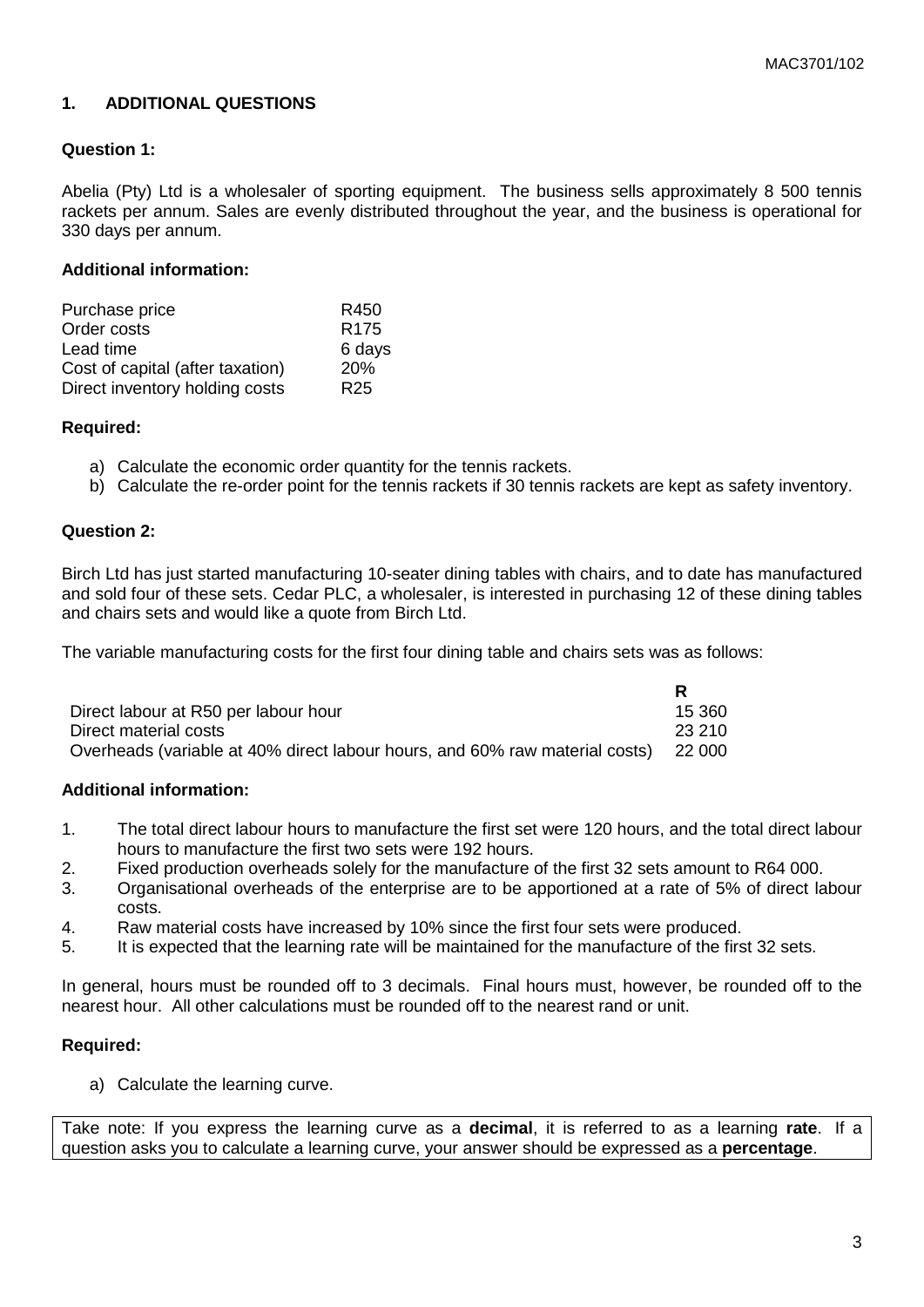## 1. ADDITIONAL QUESTIONS

### Question 1:

Abelia (Pty) Ltd is a wholesaler of sporting equipment. The business sells approximately 8 500 tennis rackets per annum. Sales are evenly distributed throughout the year, and the business is operational for 330 days per annum.

**Additional information:**

| | |
|---|---|
| Purchase price | R450 |
| Order costs | R175 |
| Lead time | 6 days |
| Cost of capital (after taxation) | 20% |
| Direct inventory holding costs | R25 |

**Required:**

a) Calculate the economic order quantity for the tennis rackets.
b) Calculate the re-order point for the tennis rackets if 30 tennis rackets are kept as safety inventory.

### Question 2:

Birch Ltd has just started manufacturing 10-seater dining tables with chairs, and to date has manufactured and sold four of these sets. Cedar PLC, a wholesaler, is interested in purchasing 12 of these dining tables and chairs sets and would like a quote from Birch Ltd.

The variable manufacturing costs for the first four dining table and chairs sets was as follows:

| | **R** |
|---|---|
| Direct labour at R50 per labour hour | 15 360 |
| Direct material costs | 23 210 |
| Overheads (variable at 40% direct labour hours, and 60% raw material costs) | 22 000 |

**Additional information:**

1. The total direct labour hours to manufacture the first set were 120 hours, and the total direct labour hours to manufacture the first two sets were 192 hours.
2. Fixed production overheads solely for the manufacture of the first 32 sets amount to R64 000.
3. Organisational overheads of the enterprise are to be apportioned at a rate of 5% of direct labour costs.
4. Raw material costs have increased by 10% since the first four sets were produced.
5. It is expected that the learning rate will be maintained for the manufacture of the first 32 sets.

In general, hours must be rounded off to 3 decimals. Final hours must, however, be rounded off to the nearest hour. All other calculations must be rounded off to the nearest rand or unit.

**Required:**

a) Calculate the learning curve.

Take note: If you express the learning curve as a **decimal**, it is referred to as a learning **rate**. If a question asks you to calculate a learning curve, your answer should be expressed as a **percentage**.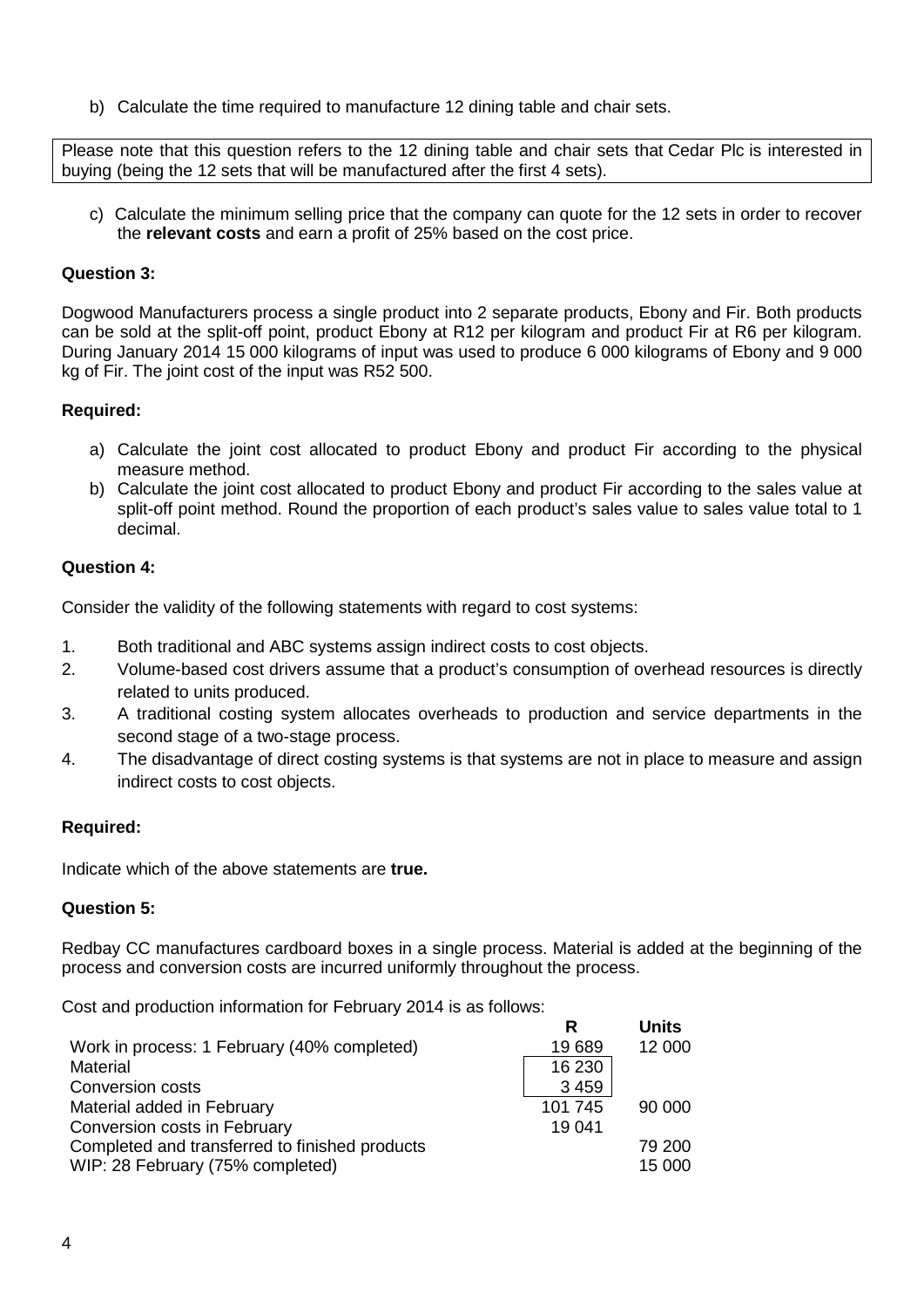b) Calculate the time required to manufacture 12 dining table and chair sets.

Please note that this question refers to the 12 dining table and chair sets that Cedar Plc is interested in buying (being the 12 sets that will be manufactured after the first 4 sets).

c) Calculate the minimum selling price that the company can quote for the 12 sets in order to recover the **relevant costs** and earn a profit of 25% based on the cost price.

**Question 3:**

Dogwood Manufacturers process a single product into 2 separate products, Ebony and Fir. Both products can be sold at the split-off point, product Ebony at R12 per kilogram and product Fir at R6 per kilogram. During January 2014 15 000 kilograms of input was used to produce 6 000 kilograms of Ebony and 9 000 kg of Fir. The joint cost of the input was R52 500.

**Required:**

a) Calculate the joint cost allocated to product Ebony and product Fir according to the physical measure method.
b) Calculate the joint cost allocated to product Ebony and product Fir according to the sales value at split-off point method. Round the proportion of each product's sales value to sales value total to 1 decimal.

**Question 4:**

Consider the validity of the following statements with regard to cost systems:

1. Both traditional and ABC systems assign indirect costs to cost objects.
2. Volume-based cost drivers assume that a product's consumption of overhead resources is directly related to units produced.
3. A traditional costing system allocates overheads to production and service departments in the second stage of a two-stage process.
4. The disadvantage of direct costing systems is that systems are not in place to measure and assign indirect costs to cost objects.

**Required:**

Indicate which of the above statements are **true.**

**Question 5:**

Redbay CC manufactures cardboard boxes in a single process. Material is added at the beginning of the process and conversion costs are incurred uniformly throughout the process.

Cost and production information for February 2014 is as follows:

| | R | Units |
|---|---|---|
| Work in process: 1 February (40% completed) | 19 689 | 12 000 |
| Material | 16 230 | |
| Conversion costs | 3 459 | |
| Material added in February | 101 745 | 90 000 |
| Conversion costs in February | 19 041 | |
| Completed and transferred to finished products | | 79 200 |
| WIP: 28 February (75% completed) | | 15 000 |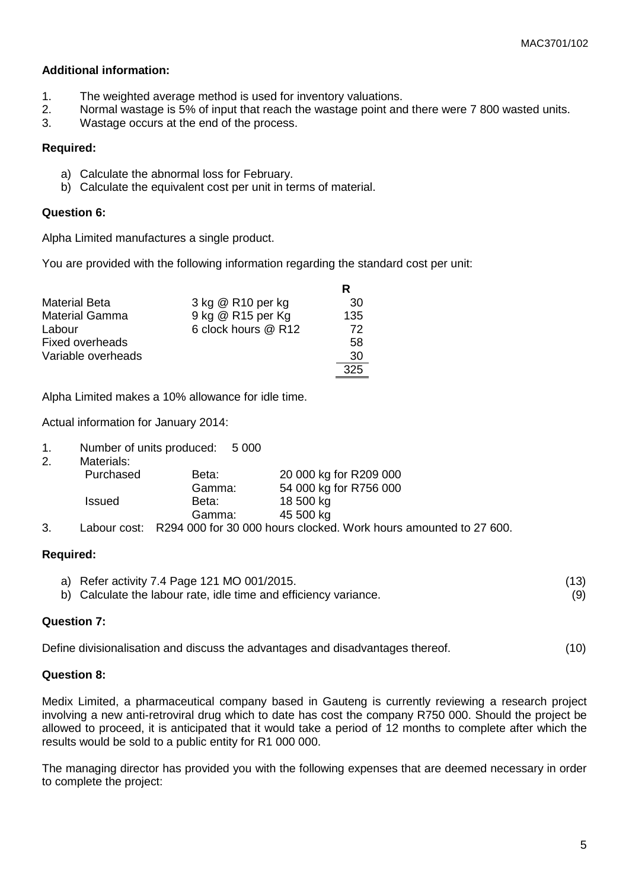**Additional information:**

1. The weighted average method is used for inventory valuations.
2. Normal wastage is 5% of input that reach the wastage point and there were 7 800 wasted units.
3. Wastage occurs at the end of the process.

**Required:**

a) Calculate the abnormal loss for February.
b) Calculate the equivalent cost per unit in terms of material.

**Question 6:**

Alpha Limited manufactures a single product.

You are provided with the following information regarding the standard cost per unit:

| | | R |
|---|---|---|
| Material Beta | 3 kg @ R10 per kg | 30 |
| Material Gamma | 9 kg @ R15 per Kg | 135 |
| Labour | 6 clock hours @ R12 | 72 |
| Fixed overheads | | 58 |
| Variable overheads | | 30 |
| | | 325 |

Alpha Limited makes a 10% allowance for idle time.

Actual information for January 2014:

1. Number of units produced: 5 000
2. Materials:

| | | |
|---|---|---|
| Purchased | Beta: | 20 000 kg for R209 000 |
| | Gamma: | 54 000 kg for R756 000 |
| Issued | Beta: | 18 500 kg |
| | Gamma: | 45 500 kg |

3. Labour cost: R294 000 for 30 000 hours clocked. Work hours amounted to 27 600.

**Required:**

a) Refer activity 7.4 Page 121 MO 001/2015. (13)
b) Calculate the labour rate, idle time and efficiency variance. (9)

**Question 7:**

Define divisionalisation and discuss the advantages and disadvantages thereof. (10)

**Question 8:**

Medix Limited, a pharmaceutical company based in Gauteng is currently reviewing a research project involving a new anti-retroviral drug which to date has cost the company R750 000. Should the project be allowed to proceed, it is anticipated that it would take a period of 12 months to complete after which the results would be sold to a public entity for R1 000 000.

The managing director has provided you with the following expenses that are deemed necessary in order to complete the project: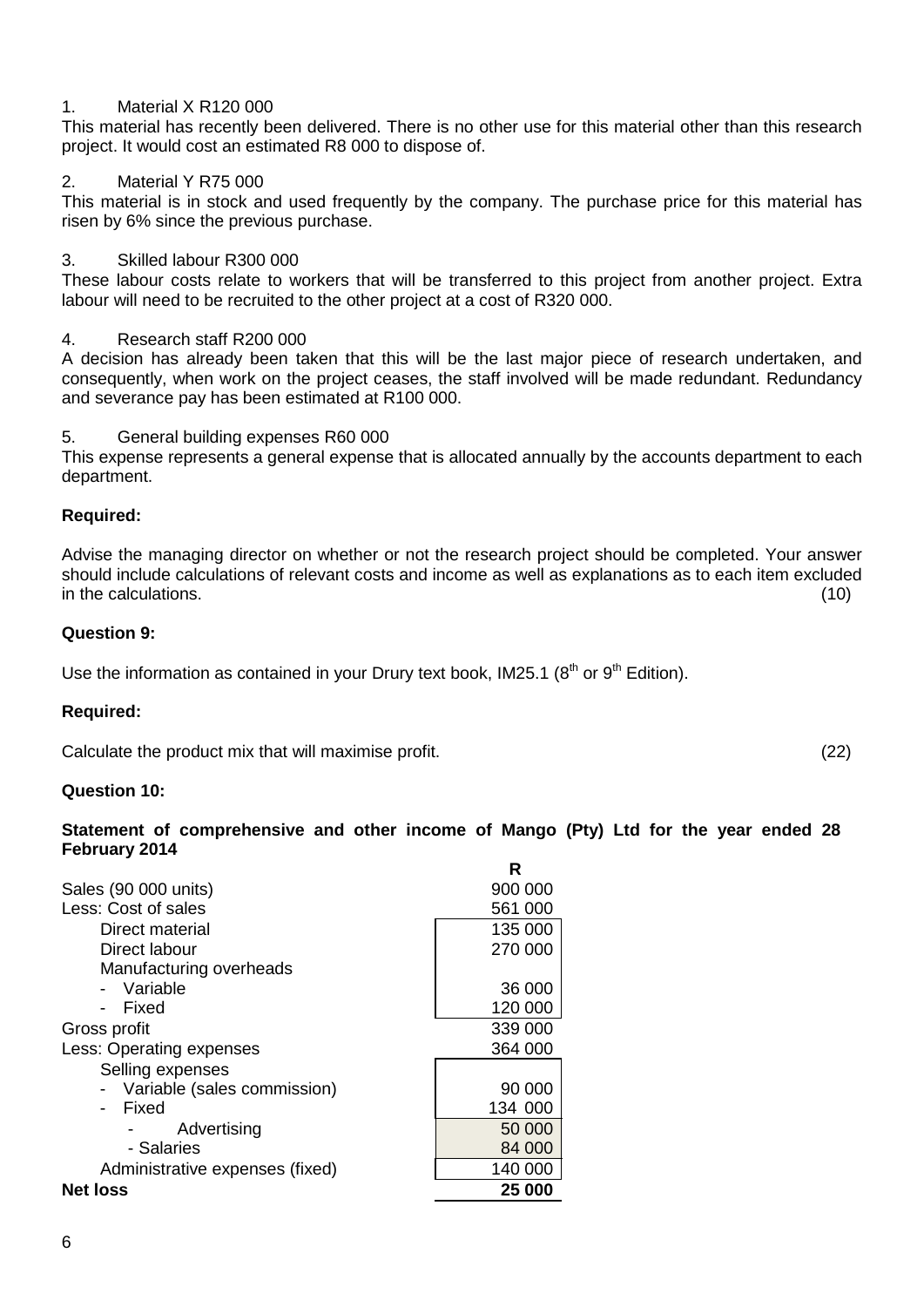1. Material X R120 000

This material has recently been delivered. There is no other use for this material other than this research project. It would cost an estimated R8 000 to dispose of.

2. Material Y R75 000

This material is in stock and used frequently by the company. The purchase price for this material has risen by 6% since the previous purchase.

3. Skilled labour R300 000

These labour costs relate to workers that will be transferred to this project from another project. Extra labour will need to be recruited to the other project at a cost of R320 000.

4. Research staff R200 000

A decision has already been taken that this will be the last major piece of research undertaken, and consequently, when work on the project ceases, the staff involved will be made redundant. Redundancy and severance pay has been estimated at R100 000.

5. General building expenses R60 000

This expense represents a general expense that is allocated annually by the accounts department to each department.

**Required:**

Advise the managing director on whether or not the research project should be completed. Your answer should include calculations of relevant costs and income as well as explanations as to each item excluded in the calculations. (10)

**Question 9:**

Use the information as contained in your Drury text book, IM25.1 (8th or 9th Edition).

**Required:**

Calculate the product mix that will maximise profit. (22)

**Question 10:**

**Statement of comprehensive and other income of Mango (Pty) Ltd for the year ended 28 February 2014**

| | | R |
|---|---|---|
| Sales (90 000 units) | | 900 000 |
| Less: Cost of sales | | 561 000 |
| Direct material | 135 000 | |
| Direct labour | 270 000 | |
| Manufacturing overheads | | |
| - Variable | 36 000 | |
| - Fixed | 120 000 | |
| Gross profit | | 339 000 |
| Less: Operating expenses | | 364 000 |
| Selling expenses | | |
| - Variable (sales commission) | 90 000 | |
| - Fixed | 134 000 | |
| - Advertising | 50 000 | |
| - Salaries | 84 000 | |
| Administrative expenses (fixed) | 140 000 | |
| **Net loss** | | **25 000** |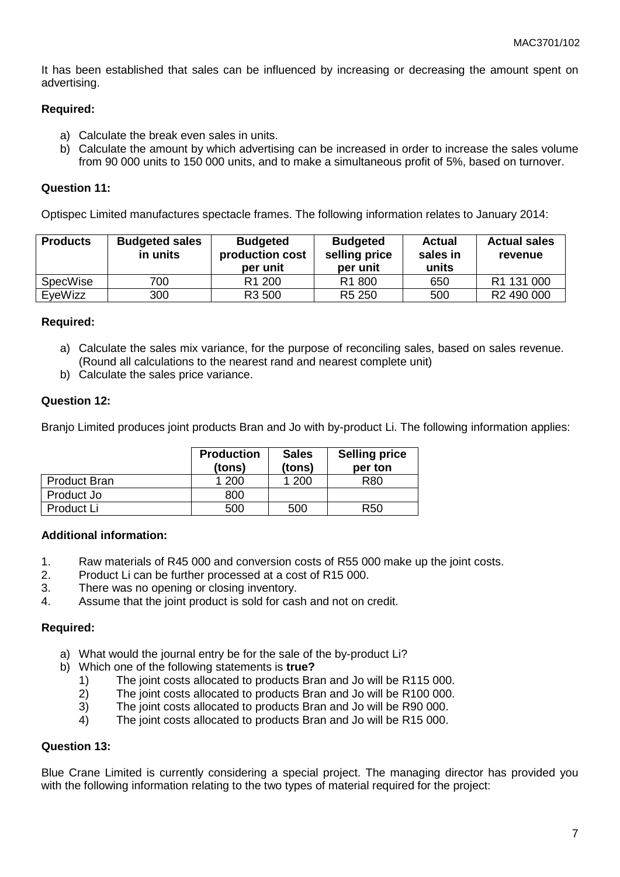It has been established that sales can be influenced by increasing or decreasing the amount spent on advertising.

**Required:**

a) Calculate the break even sales in units.
b) Calculate the amount by which advertising can be increased in order to increase the sales volume from 90 000 units to 150 000 units, and to make a simultaneous profit of 5%, based on turnover.

**Question 11:**

Optispec Limited manufactures spectacle frames. The following information relates to January 2014:

| Products | Budgeted sales in units | Budgeted production cost per unit | Budgeted selling price per unit | Actual sales in units | Actual sales revenue |
|---|---|---|---|---|---|
| SpecWise | 700 | R1 200 | R1 800 | 650 | R1 131 000 |
| EyeWizz | 300 | R3 500 | R5 250 | 500 | R2 490 000 |

**Required:**

a) Calculate the sales mix variance, for the purpose of reconciling sales, based on sales revenue. (Round all calculations to the nearest rand and nearest complete unit)
b) Calculate the sales price variance.

**Question 12:**

Branjo Limited produces joint products Bran and Jo with by-product Li. The following information applies:

| | Production (tons) | Sales (tons) | Selling price per ton |
|---|---|---|---|
| Product Bran | 1 200 | 1 200 | R80 |
| Product Jo | 800 | | |
| Product Li | 500 | 500 | R50 |

**Additional information:**

1. Raw materials of R45 000 and conversion costs of R55 000 make up the joint costs.
2. Product Li can be further processed at a cost of R15 000.
3. There was no opening or closing inventory.
4. Assume that the joint product is sold for cash and not on credit.

**Required:**

a) What would the journal entry be for the sale of the by-product Li?
b) Which one of the following statements is **true?**
   1) The joint costs allocated to products Bran and Jo will be R115 000.
   2) The joint costs allocated to products Bran and Jo will be R100 000.
   3) The joint costs allocated to products Bran and Jo will be R90 000.
   4) The joint costs allocated to products Bran and Jo will be R15 000.

**Question 13:**

Blue Crane Limited is currently considering a special project. The managing director has provided you with the following information relating to the two types of material required for the project: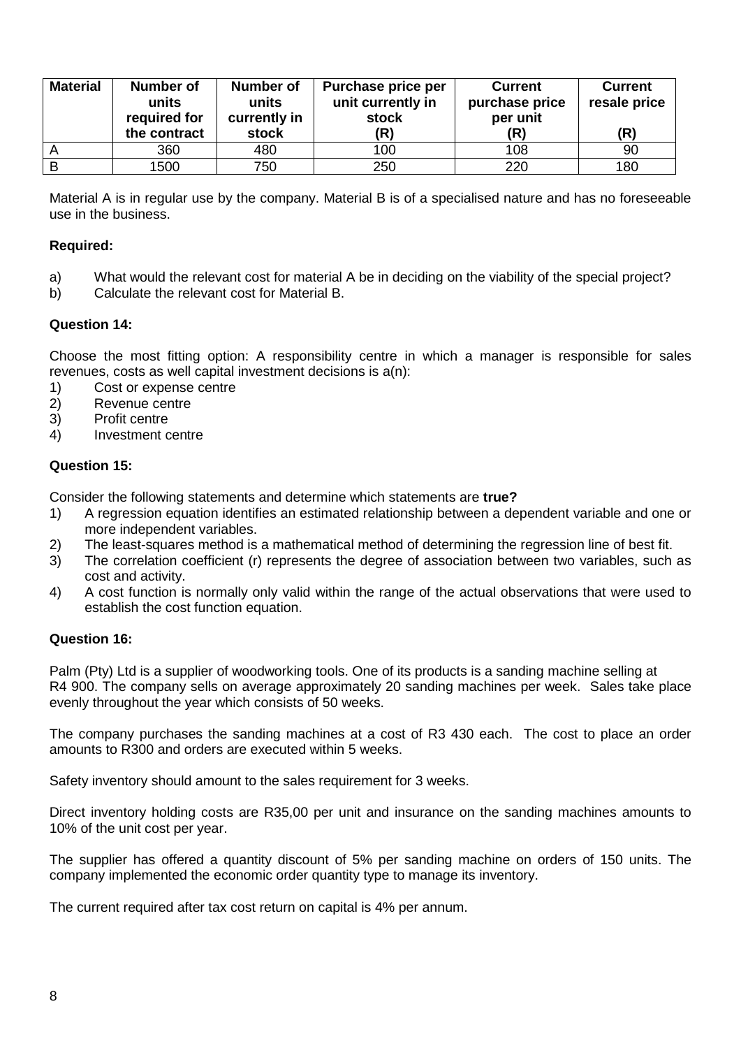| Material | Number of units required for the contract | Number of units currently in stock | Purchase price per unit currently in stock (R) | Current purchase price per unit (R) | Current resale price (R) |
|---|---|---|---|---|---|
| A | 360 | 480 | 100 | 108 | 90 |
| B | 1500 | 750 | 250 | 220 | 180 |

Material A is in regular use by the company. Material B is of a specialised nature and has no foreseeable use in the business.

**Required:**

a) What would the relevant cost for material A be in deciding on the viability of the special project?
b) Calculate the relevant cost for Material B.

**Question 14:**

Choose the most fitting option: A responsibility centre in which a manager is responsible for sales revenues, costs as well capital investment decisions is a(n):

1) Cost or expense centre
2) Revenue centre
3) Profit centre
4) Investment centre

**Question 15:**

Consider the following statements and determine which statements are **true?**

1) A regression equation identifies an estimated relationship between a dependent variable and one or more independent variables.
2) The least-squares method is a mathematical method of determining the regression line of best fit.
3) The correlation coefficient (r) represents the degree of association between two variables, such as cost and activity.
4) A cost function is normally only valid within the range of the actual observations that were used to establish the cost function equation.

**Question 16:**

Palm (Pty) Ltd is a supplier of woodworking tools. One of its products is a sanding machine selling at R4 900. The company sells on average approximately 20 sanding machines per week. Sales take place evenly throughout the year which consists of 50 weeks.

The company purchases the sanding machines at a cost of R3 430 each. The cost to place an order amounts to R300 and orders are executed within 5 weeks.

Safety inventory should amount to the sales requirement for 3 weeks.

Direct inventory holding costs are R35,00 per unit and insurance on the sanding machines amounts to 10% of the unit cost per year.

The supplier has offered a quantity discount of 5% per sanding machine on orders of 150 units. The company implemented the economic order quantity type to manage its inventory.

The current required after tax cost return on capital is 4% per annum.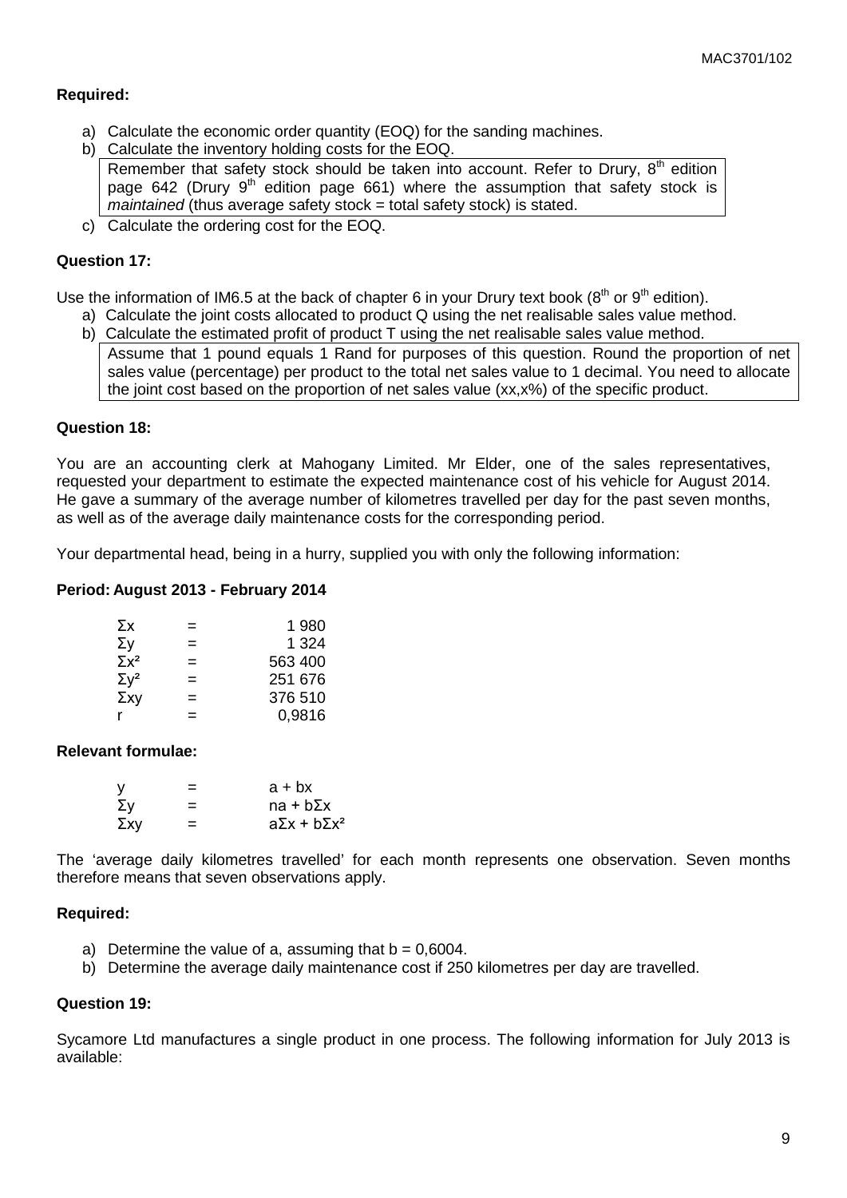**Required:**

a) Calculate the economic order quantity (EOQ) for the sanding machines.

b) Calculate the inventory holding costs for the EOQ.

> Remember that safety stock should be taken into account. Refer to Drury, 8th edition page 642 (Drury 9th edition page 661) where the assumption that safety stock is *maintained* (thus average safety stock = total safety stock) is stated.

c) Calculate the ordering cost for the EOQ.

**Question 17:**

Use the information of IM6.5 at the back of chapter 6 in your Drury text book (8th or 9th edition).

a) Calculate the joint costs allocated to product Q using the net realisable sales value method.

b) Calculate the estimated profit of product T using the net realisable sales value method.

> Assume that 1 pound equals 1 Rand for purposes of this question. Round the proportion of net sales value (percentage) per product to the total net sales value to 1 decimal. You need to allocate the joint cost based on the proportion of net sales value (xx,x%) of the specific product.

**Question 18:**

You are an accounting clerk at Mahogany Limited. Mr Elder, one of the sales representatives, requested your department to estimate the expected maintenance cost of his vehicle for August 2014. He gave a summary of the average number of kilometres travelled per day for the past seven months, as well as of the average daily maintenance costs for the corresponding period.

Your departmental head, being in a hurry, supplied you with only the following information:

**Period: August 2013 - February 2014**

| | | |
|---|---|---|
| $\Sigma x$ | = | 1 980 |
| $\Sigma y$ | = | 1 324 |
| $\Sigma x^2$ | = | 563 400 |
| $\Sigma y^2$ | = | 251 676 |
| $\Sigma xy$ | = | 376 510 |
| r | = | 0,9816 |

**Relevant formulae:**

| | | |
|---|---|---|
| $y$ | = | $a + bx$ |
| $\Sigma y$ | = | $na + b\Sigma x$ |
| $\Sigma xy$ | = | $a\Sigma x + b\Sigma x^2$ |

The 'average daily kilometres travelled' for each month represents one observation. Seven months therefore means that seven observations apply.

**Required:**

a) Determine the value of a, assuming that b = 0,6004.

b) Determine the average daily maintenance cost if 250 kilometres per day are travelled.

**Question 19:**

Sycamore Ltd manufactures a single product in one process. The following information for July 2013 is available: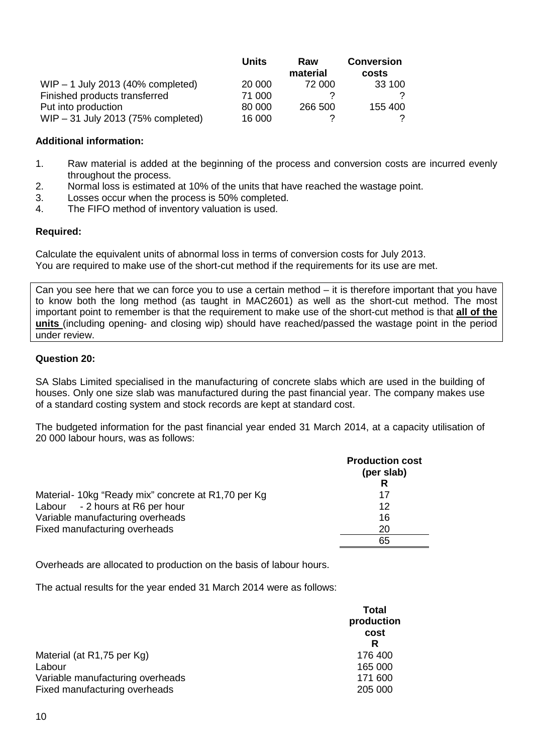| | Units | Raw material | Conversion costs |
|---|---|---|---|
| WIP – 1 July 2013 (40% completed) | 20 000 | 72 000 | 33 100 |
| Finished products transferred | 71 000 | ? | ? |
| Put into production | 80 000 | 266 500 | 155 400 |
| WIP – 31 July 2013 (75% completed) | 16 000 | ? | ? |

**Additional information:**

1. Raw material is added at the beginning of the process and conversion costs are incurred evenly throughout the process.
2. Normal loss is estimated at 10% of the units that have reached the wastage point.
3. Losses occur when the process is 50% completed.
4. The FIFO method of inventory valuation is used.

**Required:**

Calculate the equivalent units of abnormal loss in terms of conversion costs for July 2013.
You are required to make use of the short-cut method if the requirements for its use are met.

> Can you see here that we can force you to use a certain method – it is therefore important that you have to know both the long method (as taught in MAC2601) as well as the short-cut method. The most important point to remember is that the requirement to make use of the short-cut method is that **<u>all of the units</u>** (including opening- and closing wip) should have reached/passed the wastage point in the period under review.

**Question 20:**

SA Slabs Limited specialised in the manufacturing of concrete slabs which are used in the building of houses. Only one size slab was manufactured during the past financial year. The company makes use of a standard costing system and stock records are kept at standard cost.

The budgeted information for the past financial year ended 31 March 2014, at a capacity utilisation of 20 000 labour hours, was as follows:

| | Production cost (per slab) R |
|---|---|
| Material- 10kg "Ready mix" concrete at R1,70 per Kg | 17 |
| Labour - 2 hours at R6 per hour | 12 |
| Variable manufacturing overheads | 16 |
| Fixed manufacturing overheads | 20 |
| | 65 |

Overheads are allocated to production on the basis of labour hours.

The actual results for the year ended 31 March 2014 were as follows:

| | Total production cost R |
|---|---|
| Material (at R1,75 per Kg) | 176 400 |
| Labour | 165 000 |
| Variable manufacturing overheads | 171 600 |
| Fixed manufacturing overheads | 205 000 |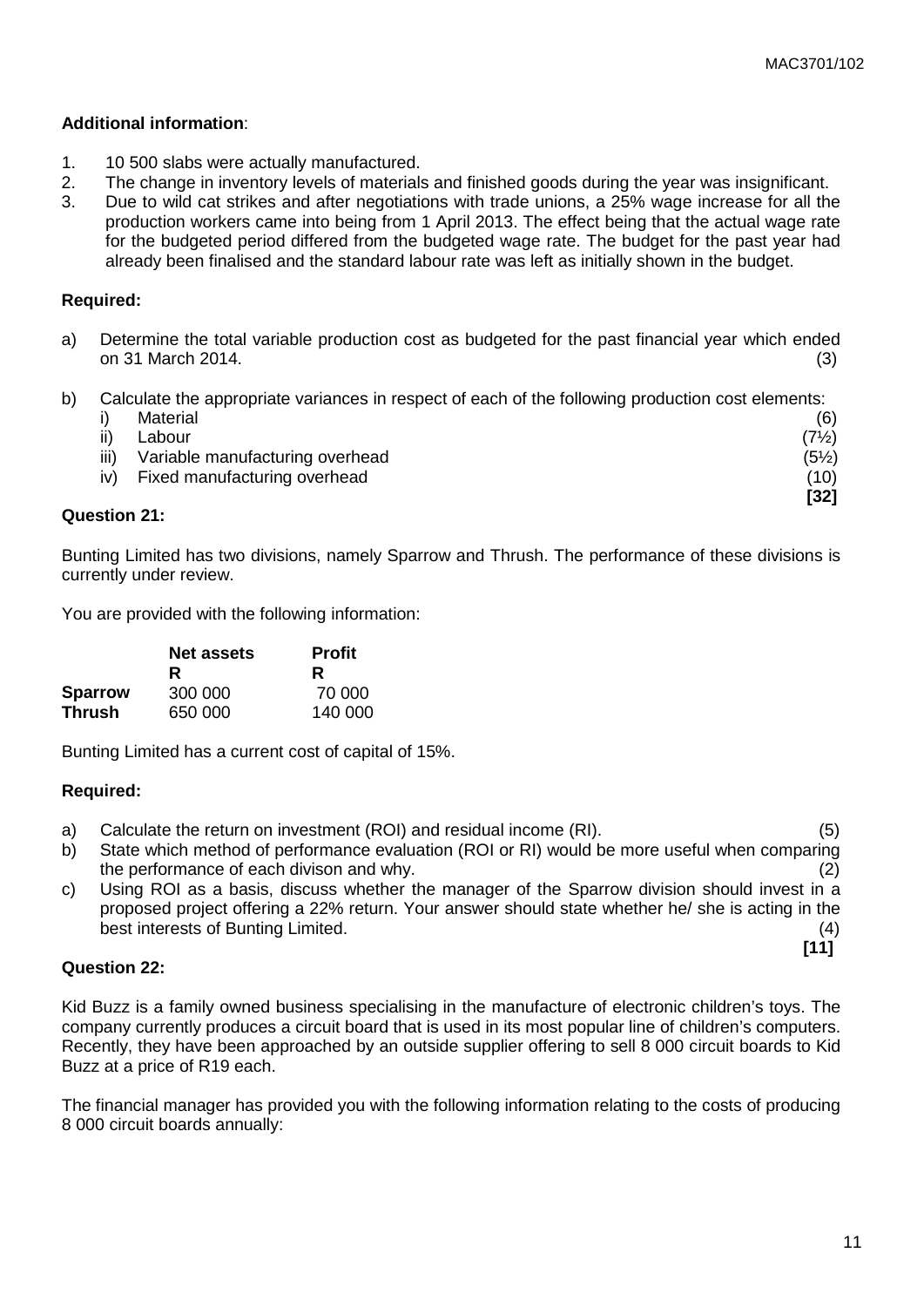**Additional information**:

1. 10 500 slabs were actually manufactured.
2. The change in inventory levels of materials and finished goods during the year was insignificant.
3. Due to wild cat strikes and after negotiations with trade unions, a 25% wage increase for all the production workers came into being from 1 April 2013. The effect being that the actual wage rate for the budgeted period differed from the budgeted wage rate. The budget for the past year had already been finalised and the standard labour rate was left as initially shown in the budget.

**Required:**

a) Determine the total variable production cost as budgeted for the past financial year which ended on 31 March 2014. (3)

b) Calculate the appropriate variances in respect of each of the following production cost elements:
   i) Material (6)
   ii) Labour (7½)
   iii) Variable manufacturing overhead (5½)
   iv) Fixed manufacturing overhead (10)

**[32]**

**Question 21:**

Bunting Limited has two divisions, namely Sparrow and Thrush. The performance of these divisions is currently under review.

You are provided with the following information:

| | **Net assets** | **Profit** |
|---|---|---|
| | **R** | **R** |
| **Sparrow** | 300 000 | 70 000 |
| **Thrush** | 650 000 | 140 000 |

Bunting Limited has a current cost of capital of 15%.

**Required:**

a) Calculate the return on investment (ROI) and residual income (RI). (5)

b) State which method of performance evaluation (ROI or RI) would be more useful when comparing the performance of each divison and why. (2)

c) Using ROI as a basis, discuss whether the manager of the Sparrow division should invest in a proposed project offering a 22% return. Your answer should state whether he/ she is acting in the best interests of Bunting Limited. (4)

**[11]**

**Question 22:**

Kid Buzz is a family owned business specialising in the manufacture of electronic children's toys. The company currently produces a circuit board that is used in its most popular line of children's computers. Recently, they have been approached by an outside supplier offering to sell 8 000 circuit boards to Kid Buzz at a price of R19 each.

The financial manager has provided you with the following information relating to the costs of producing 8 000 circuit boards annually: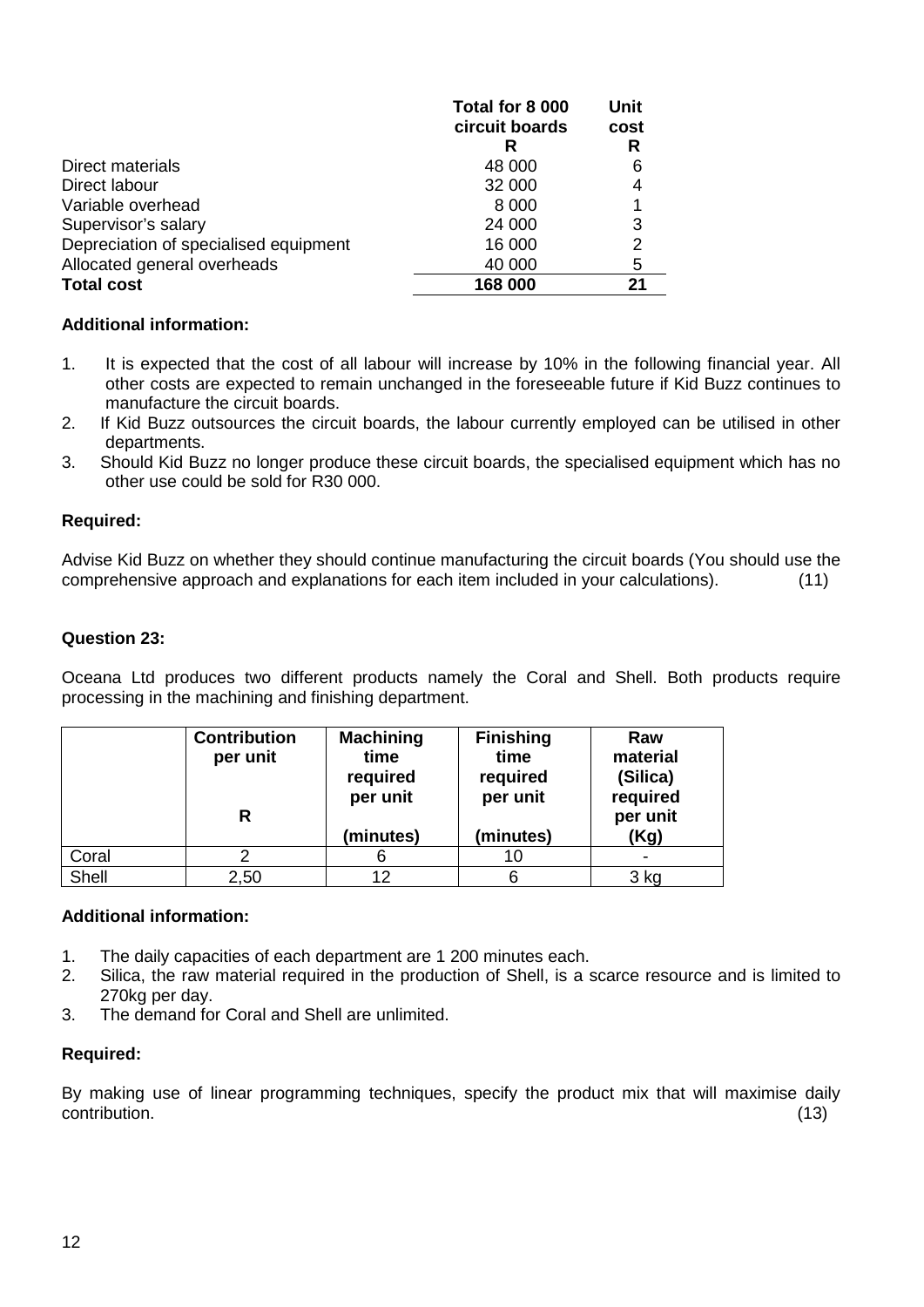| | Total for 8 000 circuit boards | Unit cost |
|---|---|---|
| | R | R |
| Direct materials | 48 000 | 6 |
| Direct labour | 32 000 | 4 |
| Variable overhead | 8 000 | 1 |
| Supervisor's salary | 24 000 | 3 |
| Depreciation of specialised equipment | 16 000 | 2 |
| Allocated general overheads | 40 000 | 5 |
| **Total cost** | **168 000** | **21** |

**Additional information:**

1. It is expected that the cost of all labour will increase by 10% in the following financial year. All other costs are expected to remain unchanged in the foreseeable future if Kid Buzz continues to manufacture the circuit boards.
2. If Kid Buzz outsources the circuit boards, the labour currently employed can be utilised in other departments.
3. Should Kid Buzz no longer produce these circuit boards, the specialised equipment which has no other use could be sold for R30 000.

**Required:**

Advise Kid Buzz on whether they should continue manufacturing the circuit boards (You should use the comprehensive approach and explanations for each item included in your calculations). (11)

**Question 23:**

Oceana Ltd produces two different products namely the Coral and Shell. Both products require processing in the machining and finishing department.

| | Contribution per unit<br>R | Machining time required per unit<br>(minutes) | Finishing time required per unit<br>(minutes) | Raw material (Silica) required per unit<br>(Kg) |
|---|---|---|---|---|
| Coral | 2 | 6 | 10 | - |
| Shell | 2,50 | 12 | 6 | 3 kg |

**Additional information:**

1. The daily capacities of each department are 1 200 minutes each.
2. Silica, the raw material required in the production of Shell, is a scarce resource and is limited to 270kg per day.
3. The demand for Coral and Shell are unlimited.

**Required:**

By making use of linear programming techniques, specify the product mix that will maximise daily contribution. (13)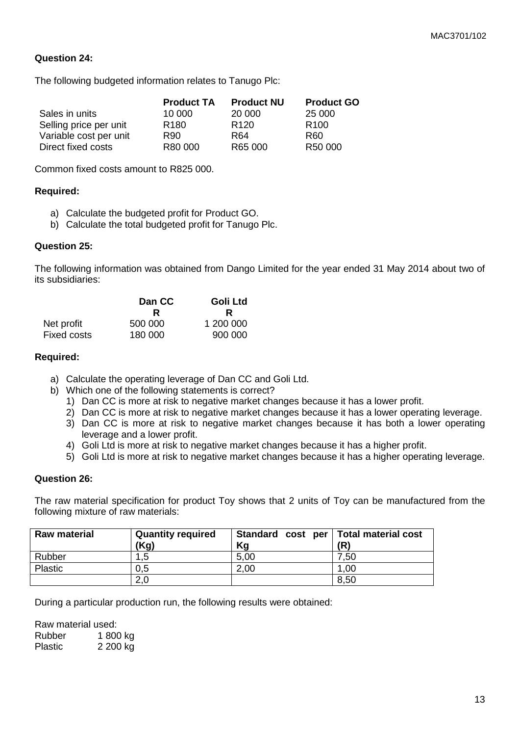**Question 24:**

The following budgeted information relates to Tanugo Plc:

| | Product TA | Product NU | Product GO |
|---|---|---|---|
| Sales in units | 10 000 | 20 000 | 25 000 |
| Selling price per unit | R180 | R120 | R100 |
| Variable cost per unit | R90 | R64 | R60 |
| Direct fixed costs | R80 000 | R65 000 | R50 000 |

Common fixed costs amount to R825 000.

**Required:**

a) Calculate the budgeted profit for Product GO.
b) Calculate the total budgeted profit for Tanugo Plc.

**Question 25:**

The following information was obtained from Dango Limited for the year ended 31 May 2014 about two of its subsidiaries:

| | Dan CC | Goli Ltd |
|---|---|---|
| | R | R |
| Net profit | 500 000 | 1 200 000 |
| Fixed costs | 180 000 | 900 000 |

**Required:**

a) Calculate the operating leverage of Dan CC and Goli Ltd.
b) Which one of the following statements is correct?
   1) Dan CC is more at risk to negative market changes because it has a lower profit.
   2) Dan CC is more at risk to negative market changes because it has a lower operating leverage.
   3) Dan CC is more at risk to negative market changes because it has both a lower operating leverage and a lower profit.
   4) Goli Ltd is more at risk to negative market changes because it has a higher profit.
   5) Goli Ltd is more at risk to negative market changes because it has a higher operating leverage.

**Question 26:**

The raw material specification for product Toy shows that 2 units of Toy can be manufactured from the following mixture of raw materials:

| Raw material | Quantity required (Kg) | Standard cost per Kg | Total material cost (R) |
|---|---|---|---|
| Rubber | 1,5 | 5,00 | 7,50 |
| Plastic | 0,5 | 2,00 | 1,00 |
| | 2,0 | | 8,50 |

During a particular production run, the following results were obtained:

Raw material used:

| | |
|---|---|
| Rubber | 1 800 kg |
| Plastic | 2 200 kg |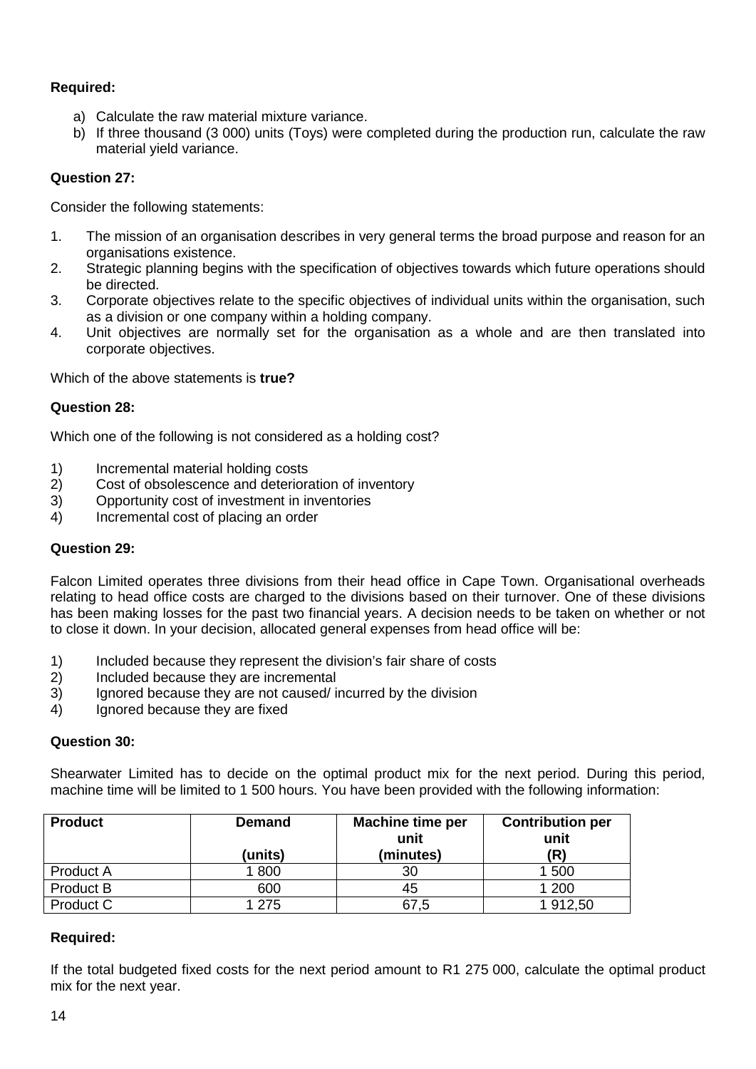**Required:**

a) Calculate the raw material mixture variance.
b) If three thousand (3 000) units (Toys) were completed during the production run, calculate the raw material yield variance.

**Question 27:**

Consider the following statements:

1. The mission of an organisation describes in very general terms the broad purpose and reason for an organisations existence.
2. Strategic planning begins with the specification of objectives towards which future operations should be directed.
3. Corporate objectives relate to the specific objectives of individual units within the organisation, such as a division or one company within a holding company.
4. Unit objectives are normally set for the organisation as a whole and are then translated into corporate objectives.

Which of the above statements is **true?**

**Question 28:**

Which one of the following is not considered as a holding cost?

1) Incremental material holding costs
2) Cost of obsolescence and deterioration of inventory
3) Opportunity cost of investment in inventories
4) Incremental cost of placing an order

**Question 29:**

Falcon Limited operates three divisions from their head office in Cape Town. Organisational overheads relating to head office costs are charged to the divisions based on their turnover. One of these divisions has been making losses for the past two financial years. A decision needs to be taken on whether or not to close it down. In your decision, allocated general expenses from head office will be:

1) Included because they represent the division's fair share of costs
2) Included because they are incremental
3) Ignored because they are not caused/ incurred by the division
4) Ignored because they are fixed

**Question 30:**

Shearwater Limited has to decide on the optimal product mix for the next period. During this period, machine time will be limited to 1 500 hours. You have been provided with the following information:

| Product | Demand (units) | Machine time per unit (minutes) | Contribution per unit (R) |
|---|---|---|---|
| Product A | 1 800 | 30 | 1 500 |
| Product B | 600 | 45 | 1 200 |
| Product C | 1 275 | 67,5 | 1 912,50 |

**Required:**

If the total budgeted fixed costs for the next period amount to R1 275 000, calculate the optimal product mix for the next year.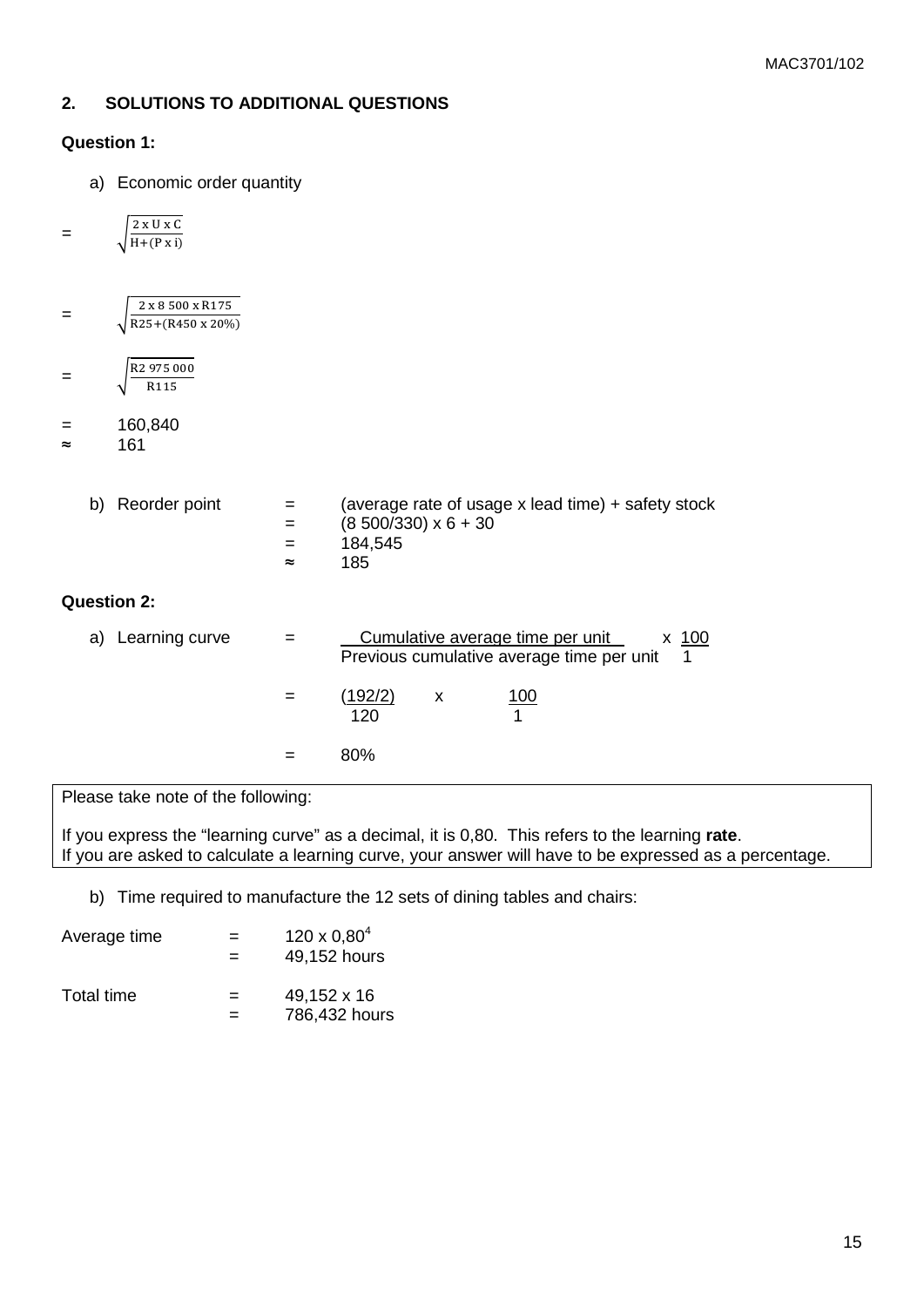## 2. SOLUTIONS TO ADDITIONAL QUESTIONS

**Question 1:**

a) Economic order quantity

$$= \sqrt{\frac{2 \text{ x U x C}}{\text{H} + (\text{P x i})}}$$

$$= \sqrt{\frac{2 \text{ x } 8\ 500 \text{ x R}175}{\text{R}25 + (\text{R}450 \text{ x } 20\%)}}$$

$$= \sqrt{\frac{\text{R}2\ 975\ 000}{\text{R}115}}$$

= 160,840

≈ 161

b) Reorder point

= (average rate of usage x lead time) + safety stock

= (8 500/330) x 6 + 30

= 184,545

≈ 185

**Question 2:**

a) Learning curve

$$= \frac{\text{Cumulative average time per unit}}{\text{Previous cumulative average time per unit}} \text{ x } \frac{100}{1}$$

$$= \frac{(192/2)}{120} \text{ x } \frac{100}{1}$$

= 80%

> Please take note of the following:
>
> If you express the "learning curve" as a decimal, it is 0,80. This refers to the learning **rate**.
> If you are asked to calculate a learning curve, your answer will have to be expressed as a percentage.

b) Time required to manufacture the 12 sets of dining tables and chairs:

Average time = $120 \text{ x } 0{,}80^4$

= 49,152 hours

Total time = 49,152 x 16

= 786,432 hours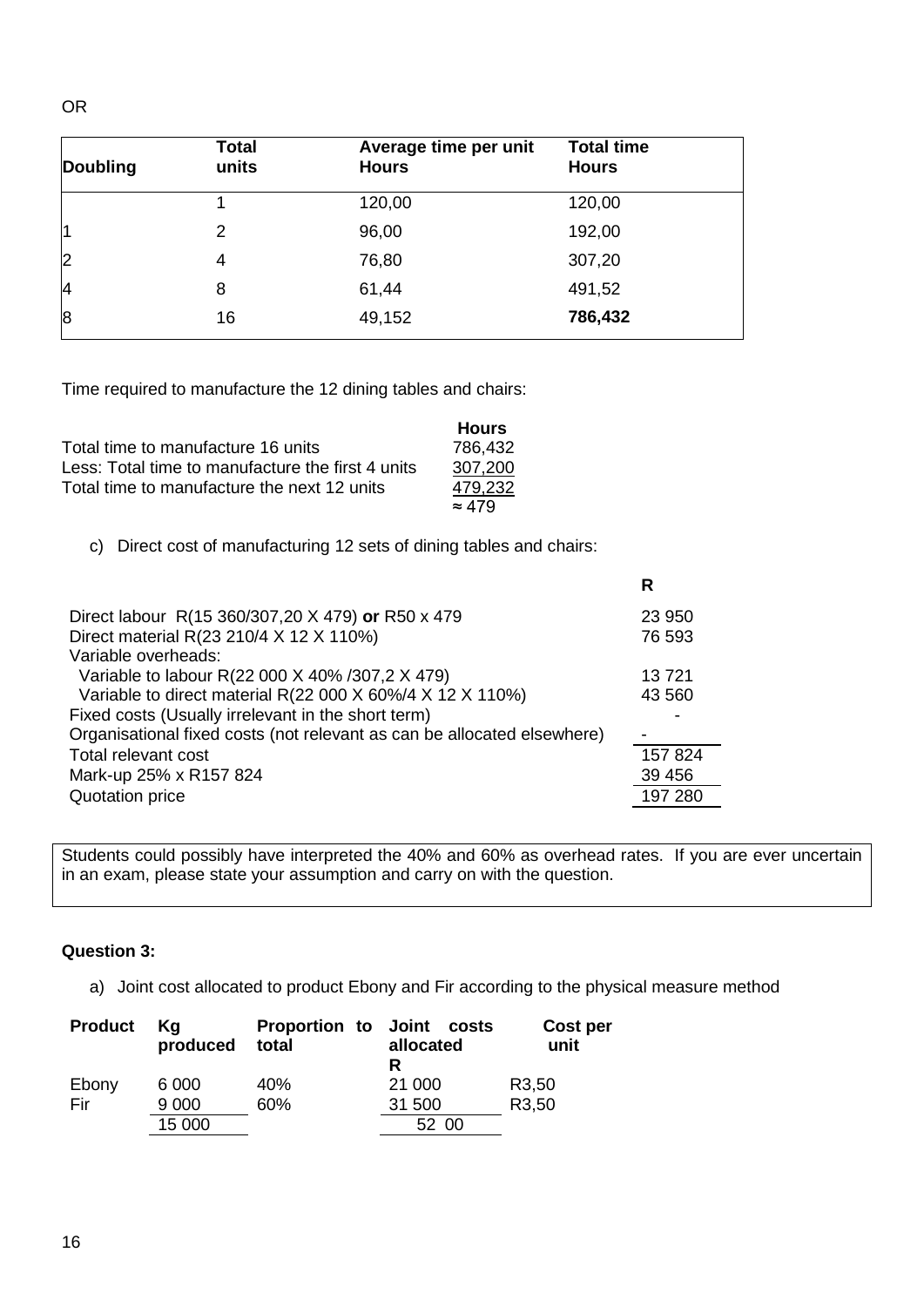OR

| Doubling | Total units | Average time per unit Hours | Total time Hours |
|---|---|---|---|
| | 1 | 120,00 | 120,00 |
| 1 | 2 | 96,00 | 192,00 |
| 2 | 4 | 76,80 | 307,20 |
| 4 | 8 | 61,44 | 491,52 |
| 8 | 16 | 49,152 | **786,432** |

Time required to manufacture the 12 dining tables and chairs:

| | Hours |
|---|---|
| Total time to manufacture 16 units | 786,432 |
| Less: Total time to manufacture the first 4 units | 307,200 |
| Total time to manufacture the next 12 units | 479,232 |
| | ≈ 479 |

c) Direct cost of manufacturing 12 sets of dining tables and chairs:

| | R |
|---|---|
| Direct labour R(15 360/307,20 X 479) **or** R50 x 479 | 23 950 |
| Direct material R(23 210/4 X 12 X 110%) | 76 593 |
| Variable overheads: | |
| Variable to labour R(22 000 X 40% /307,2 X 479) | 13 721 |
| Variable to direct material R(22 000 X 60%/4 X 12 X 110%) | 43 560 |
| Fixed costs (Usually irrelevant in the short term) | - |
| Organisational fixed costs (not relevant as can be allocated elsewhere) | - |
| Total relevant cost | 157 824 |
| Mark-up 25% x R157 824 | 39 456 |
| Quotation price | 197 280 |

Students could possibly have interpreted the 40% and 60% as overhead rates. If you are ever uncertain in an exam, please state your assumption and carry on with the question.

**Question 3:**

a) Joint cost allocated to product Ebony and Fir according to the physical measure method

| Product | Kg produced | Proportion to total | Joint costs allocated R | Cost per unit |
|---|---|---|---|---|
| Ebony | 6 000 | 40% | 21 000 | R3,50 |
| Fir | 9 000 | 60% | 31 500 | R3,50 |
| | 15 000 | | 52 00 | |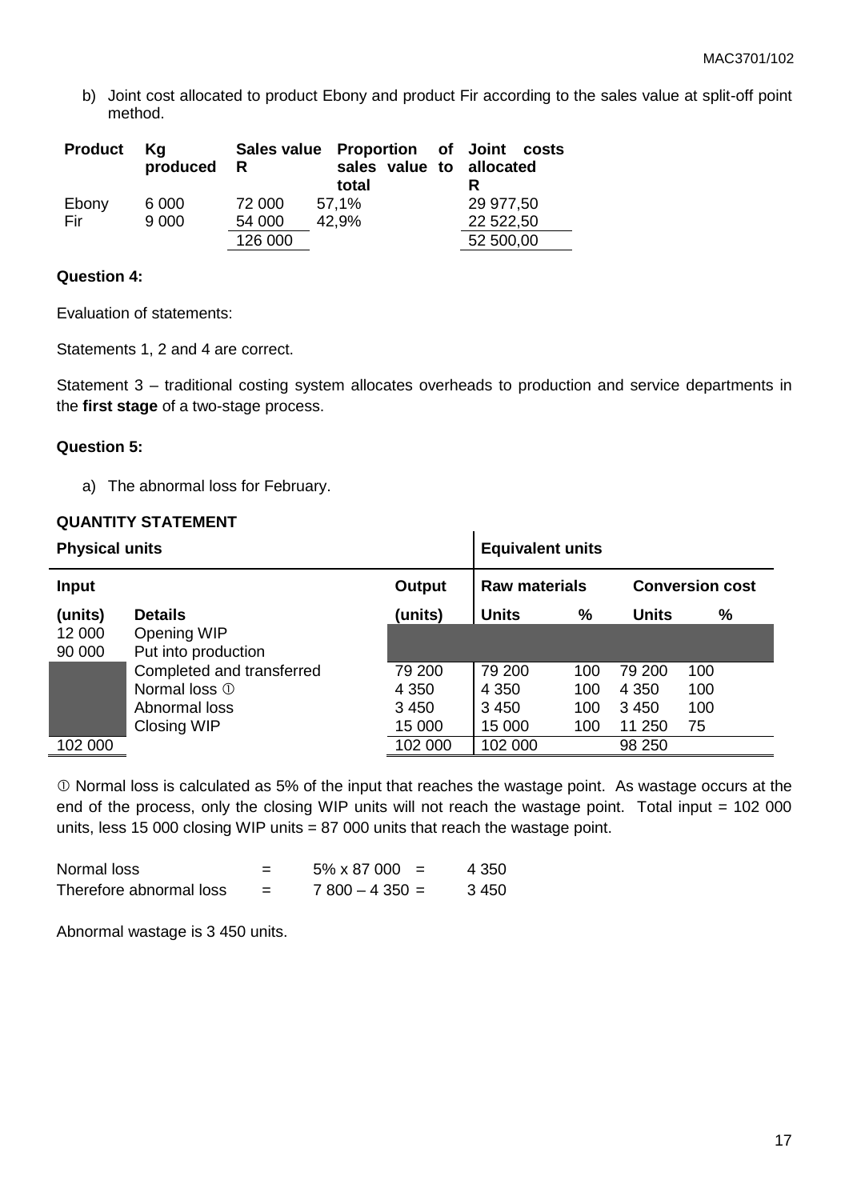b) Joint cost allocated to product Ebony and product Fir according to the sales value at split-off point method.

| Product | Kg produced | Sales value R | Proportion of sales value to total | Joint costs allocated R |
|---|---|---|---|---|
| Ebony | 6 000 | 72 000 | 57,1% | 29 977,50 |
| Fir | 9 000 | 54 000 | 42,9% | 22 522,50 |
| | | 126 000 | | 52 500,00 |

**Question 4:**

Evaluation of statements:

Statements 1, 2 and 4 are correct.

Statement 3 – traditional costing system allocates overheads to production and service departments in the **first stage** of a two-stage process.

**Question 5:**

a) The abnormal loss for February.

**QUANTITY STATEMENT**

| Physical units | | | Equivalent units | | | |
|---|---|---|---|---|---|---|
| **Input** | | **Output** | **Raw materials** | | **Conversion cost** | |
| **(units)** | **Details** | **(units)** | **Units** | **%** | **Units** | **%** |
| 12 000 | Opening WIP | | | | | |
| 90 000 | Put into production | | | | | |
| | Completed and transferred | 79 200 | 79 200 | 100 | 79 200 | 100 |
| | Normal loss ① | 4 350 | 4 350 | 100 | 4 350 | 100 |
| | Abnormal loss | 3 450 | 3 450 | 100 | 3 450 | 100 |
| | Closing WIP | 15 000 | 15 000 | 100 | 11 250 | 75 |
| 102 000 | | 102 000 | 102 000 | | 98 250 | |

① Normal loss is calculated as 5% of the input that reaches the wastage point. As wastage occurs at the end of the process, only the closing WIP units will not reach the wastage point. Total input = 102 000 units, less 15 000 closing WIP units = 87 000 units that reach the wastage point.

| | | | |
|---|---|---|---|
| Normal loss | = | 5% x 87 000 = | 4 350 |
| Therefore abnormal loss | = | 7 800 – 4 350 = | 3 450 |

Abnormal wastage is 3 450 units.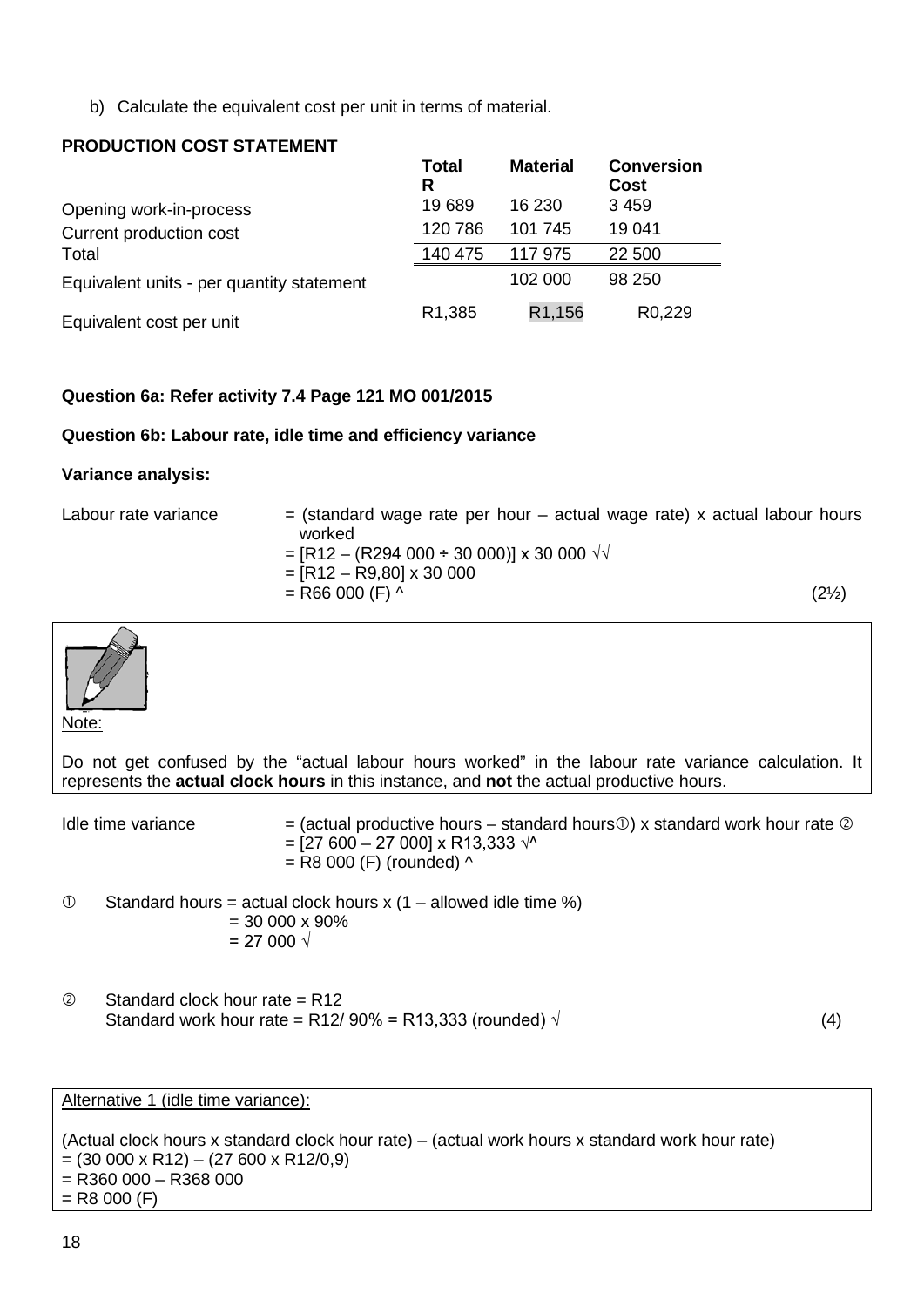b) Calculate the equivalent cost per unit in terms of material.

**PRODUCTION COST STATEMENT**

| | Total R | Material | Conversion Cost |
|---|---|---|---|
| Opening work-in-process | 19 689 | 16 230 | 3 459 |
| Current production cost | 120 786 | 101 745 | 19 041 |
| Total | 140 475 | 117 975 | 22 500 |
| Equivalent units - per quantity statement | | 102 000 | 98 250 |
| Equivalent cost per unit | R1,385 | R1,156 | R0,229 |

**Question 6a: Refer activity 7.4 Page 121 MO 001/2015**

**Question 6b: Labour rate, idle time and efficiency variance**

**Variance analysis:**

Labour rate variance = (standard wage rate per hour – actual wage rate) x actual labour hours worked
= [R12 – (R294 000 ÷ 30 000)] x 30 000 √√
= [R12 – R9,80] x 30 000
= R66 000 (F) ^ (2½)

Note:

Do not get confused by the "actual labour hours worked" in the labour rate variance calculation. It represents the **actual clock hours** in this instance, and **not** the actual productive hours.

Idle time variance = (actual productive hours – standard hours①) x standard work hour rate ②
= [27 600 – 27 000] x R13,333 √^
= R8 000 (F) (rounded) ^

① Standard hours = actual clock hours x (1 – allowed idle time %)
= 30 000 x 90%
= 27 000 √

② Standard clock hour rate = R12
Standard work hour rate = R12/ 90% = R13,333 (rounded) √ (4)

Alternative 1 (idle time variance):

(Actual clock hours x standard clock hour rate) – (actual work hours x standard work hour rate)
= (30 000 x R12) – (27 600 x R12/0,9)
= R360 000 – R368 000
= R8 000 (F)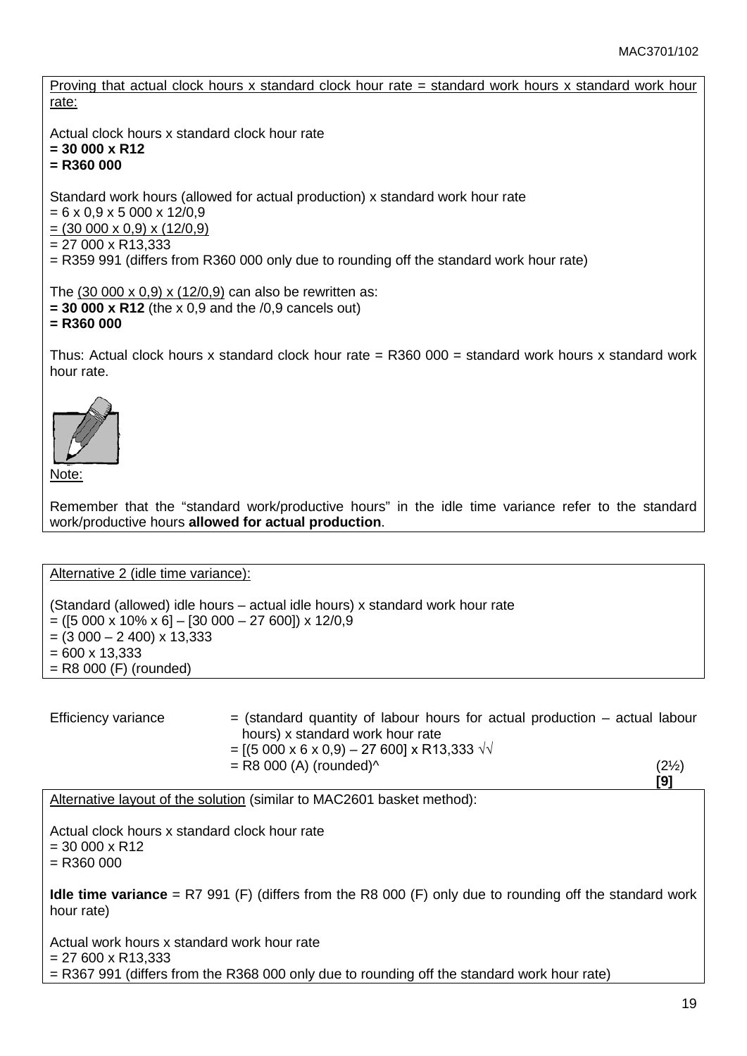<u>Proving that actual clock hours x standard clock hour rate = standard work hours x standard work hour rate:</u>

Actual clock hours x standard clock hour rate
**= 30 000 x R12**
**= R360 000**

Standard work hours (allowed for actual production) x standard work hour rate
= 6 x 0,9 x 5 000 x 12/0,9
= <u>(30 000 x 0,9) x (12/0,9)</u>
= 27 000 x R13,333
= R359 991 (differs from R360 000 only due to rounding off the standard work hour rate)

The <u>(30 000 x 0,9) x (12/0,9)</u> can also be rewritten as:
**= 30 000 x R12** (the x 0,9 and the /0,9 cancels out)
**= R360 000**

Thus: Actual clock hours x standard clock hour rate = R360 000 = standard work hours x standard work hour rate.

<u>Note:</u>

Remember that the "standard work/productive hours" in the idle time variance refer to the standard work/productive hours **allowed for actual production**.

<u>Alternative 2 (idle time variance):</u>

(Standard (allowed) idle hours – actual idle hours) x standard work hour rate
= ([5 000 x 10% x 6] – [30 000 – 27 600]) x 12/0,9
= (3 000 – 2 400) x 13,333
= 600 x 13,333
= R8 000 (F) (rounded)

Efficiency variance = (standard quantity of labour hours for actual production – actual labour hours) x standard work hour rate
= [(5 000 x 6 x 0,9) – 27 600] x R13,333 √√
= R8 000 (A) (rounded)^ (2½)

**[9]**

<u>Alternative layout of the solution</u> (similar to MAC2601 basket method):

Actual clock hours x standard clock hour rate
= 30 000 x R12
= R360 000

**Idle time variance** = R7 991 (F) (differs from the R8 000 (F) only due to rounding off the standard work hour rate)

Actual work hours x standard work hour rate
= 27 600 x R13,333
= R367 991 (differs from the R368 000 only due to rounding off the standard work hour rate)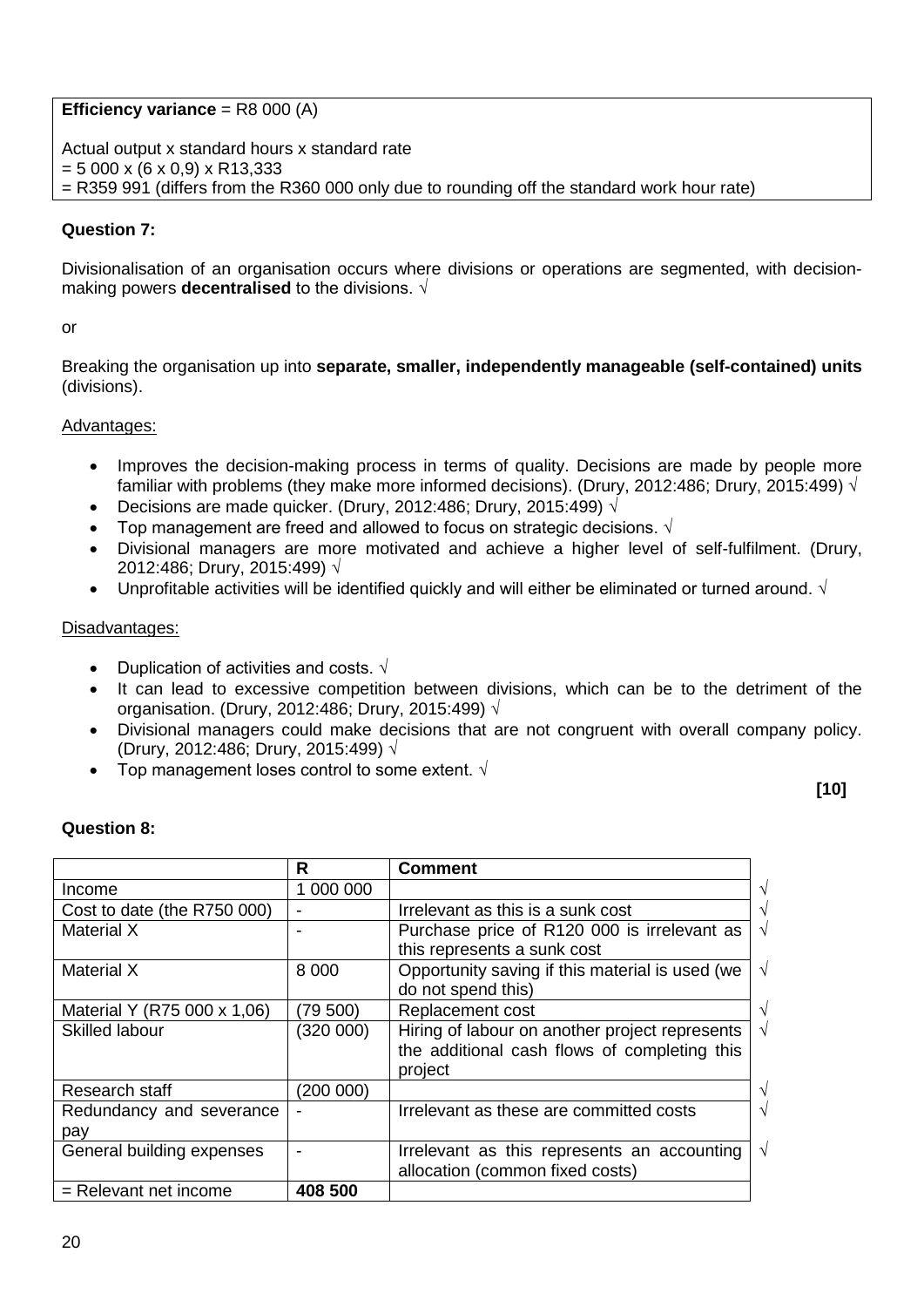**Efficiency variance** = R8 000 (A)

Actual output x standard hours x standard rate
= 5 000 x (6 x 0,9) x R13,333
= R359 991 (differs from the R360 000 only due to rounding off the standard work hour rate)

**Question 7:**

Divisionalisation of an organisation occurs where divisions or operations are segmented, with decision-making powers **decentralised** to the divisions. √

or

Breaking the organisation up into **separate, smaller, independently manageable (self-contained) units** (divisions).

Advantages:

- Improves the decision-making process in terms of quality. Decisions are made by people more familiar with problems (they make more informed decisions). (Drury, 2012:486; Drury, 2015:499) √
- Decisions are made quicker. (Drury, 2012:486; Drury, 2015:499) √
- Top management are freed and allowed to focus on strategic decisions. √
- Divisional managers are more motivated and achieve a higher level of self-fulfilment. (Drury, 2012:486; Drury, 2015:499) √
- Unprofitable activities will be identified quickly and will either be eliminated or turned around. √

Disadvantages:

- Duplication of activities and costs. √
- It can lead to excessive competition between divisions, which can be to the detriment of the organisation. (Drury, 2012:486; Drury, 2015:499) √
- Divisional managers could make decisions that are not congruent with overall company policy. (Drury, 2012:486; Drury, 2015:499) √
- Top management loses control to some extent. √

**[10]**

**Question 8:**

| | R | Comment | |
|---|---|---|---|
| Income | 1 000 000 | | √ |
| Cost to date (the R750 000) | - | Irrelevant as this is a sunk cost | √ |
| Material X | - | Purchase price of R120 000 is irrelevant as this represents a sunk cost | √ |
| Material X | 8 000 | Opportunity saving if this material is used (we do not spend this) | √ |
| Material Y (R75 000 x 1,06) | (79 500) | Replacement cost | √ |
| Skilled labour | (320 000) | Hiring of labour on another project represents the additional cash flows of completing this project | √ |
| Research staff | (200 000) | | √ |
| Redundancy and severance pay | - | Irrelevant as these are committed costs | √ |
| General building expenses | - | Irrelevant as this represents an accounting allocation (common fixed costs) | √ |
| = Relevant net income | **408 500** | | |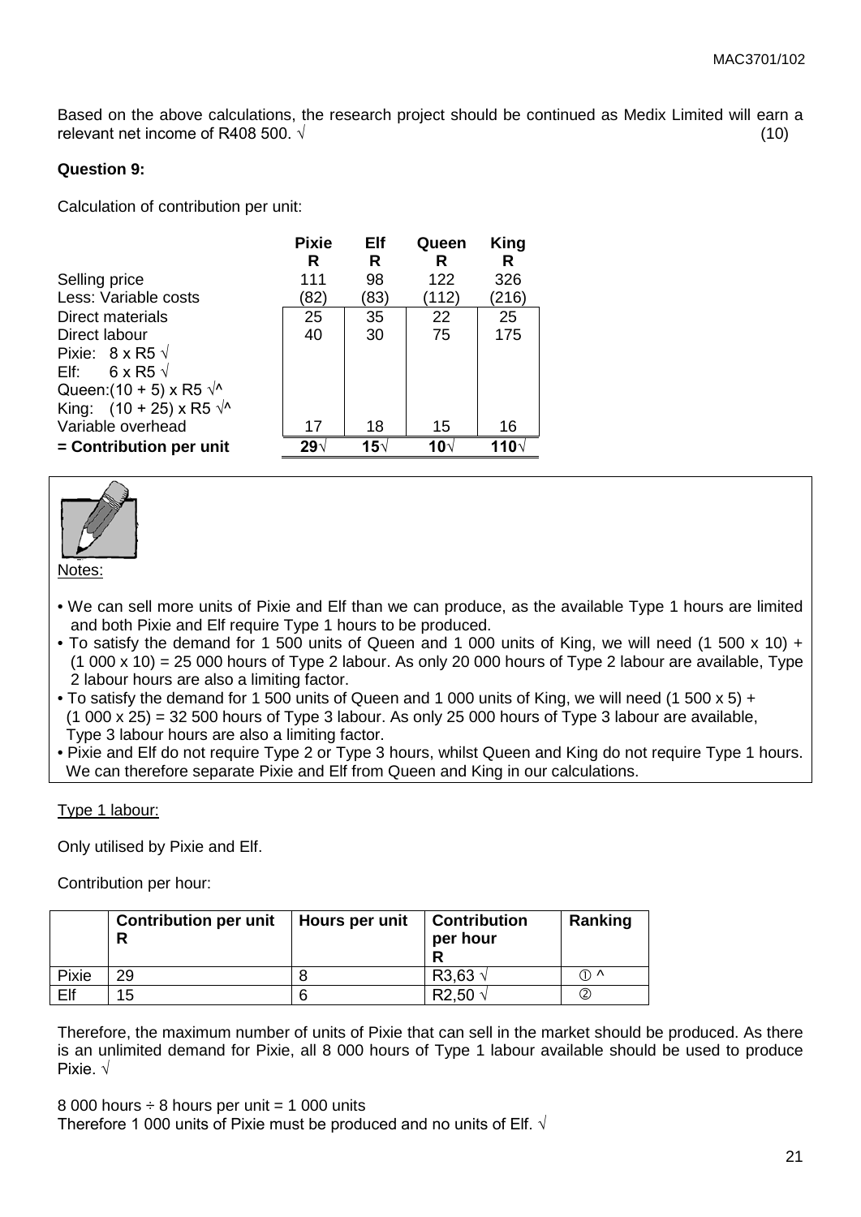Based on the above calculations, the research project should be continued as Medix Limited will earn a relevant net income of R408 500. √ (10)

**Question 9:**

Calculation of contribution per unit:

| | Pixie R | Elf R | Queen R | King R |
|---|---|---|---|---|
| Selling price | 111 | 98 | 122 | 326 |
| Less: Variable costs | (82) | (83) | (112) | (216) |
| Direct materials | 25 | 35 | 22 | 25 |
| Direct labour | 40 | 30 | 75 | 175 |
| Pixie: 8 x R5 √ | | | | |
| Elf: 6 x R5 √ | | | | |
| Queen:(10 + 5) x R5 √^ | | | | |
| King: (10 + 25) x R5 √^ | | | | |
| Variable overhead | 17 | 18 | 15 | 16 |
| **= Contribution per unit** | **29**√ | **15**√ | **10**√ | **110**√ |

Notes:

- We can sell more units of Pixie and Elf than we can produce, as the available Type 1 hours are limited and both Pixie and Elf require Type 1 hours to be produced.
- To satisfy the demand for 1 500 units of Queen and 1 000 units of King, we will need (1 500 x 10) + (1 000 x 10) = 25 000 hours of Type 2 labour. As only 20 000 hours of Type 2 labour are available, Type 2 labour hours are also a limiting factor.
- To satisfy the demand for 1 500 units of Queen and 1 000 units of King, we will need (1 500 x 5) + (1 000 x 25) = 32 500 hours of Type 3 labour. As only 25 000 hours of Type 3 labour are available, Type 3 labour hours are also a limiting factor.
- Pixie and Elf do not require Type 2 or Type 3 hours, whilst Queen and King do not require Type 1 hours. We can therefore separate Pixie and Elf from Queen and King in our calculations.

Type 1 labour:

Only utilised by Pixie and Elf.

Contribution per hour:

| | Contribution per unit R | Hours per unit | Contribution per hour R | Ranking |
|---|---|---|---|---|
| Pixie | 29 | 8 | R3,63 √ | ① ^ |
| Elf | 15 | 6 | R2,50 √ | ② |

Therefore, the maximum number of units of Pixie that can sell in the market should be produced. As there is an unlimited demand for Pixie, all 8 000 hours of Type 1 labour available should be used to produce Pixie. √

8 000 hours ÷ 8 hours per unit = 1 000 units
Therefore 1 000 units of Pixie must be produced and no units of Elf. √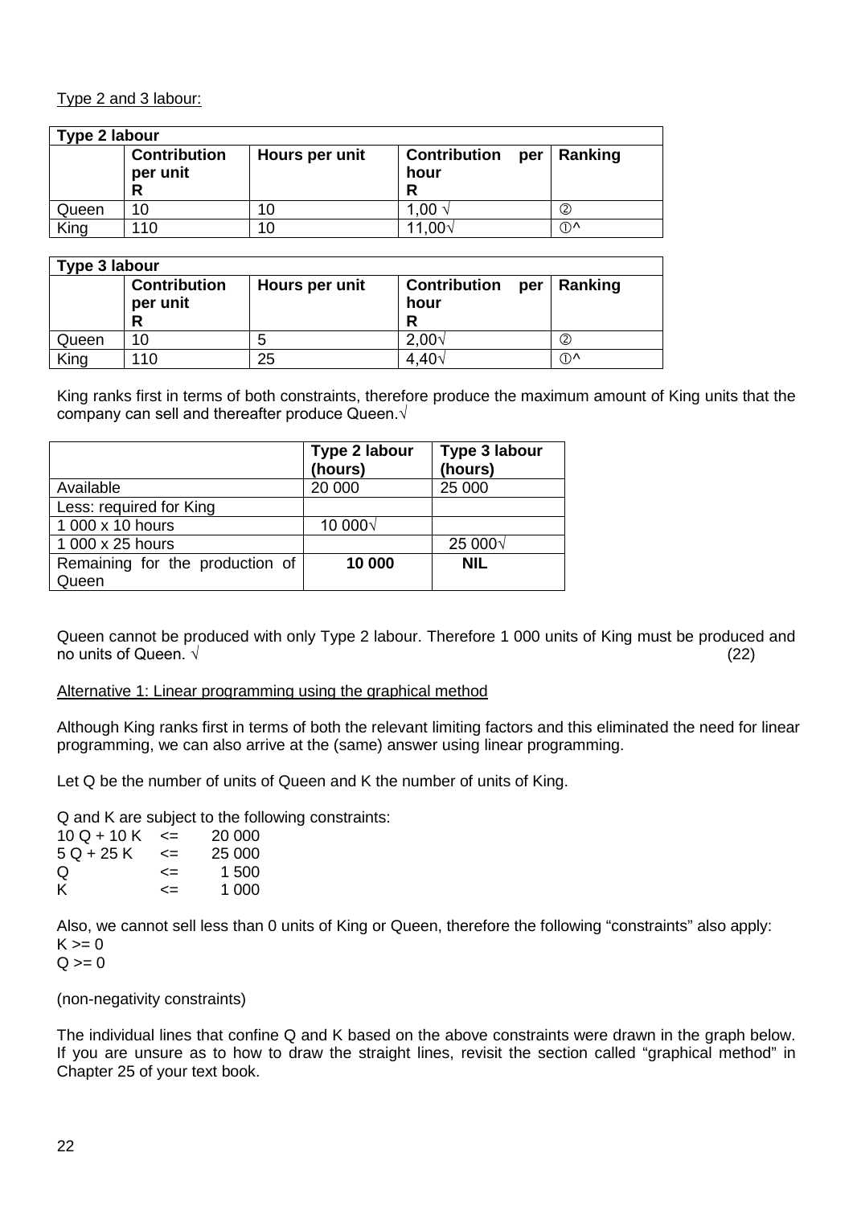Type 2 and 3 labour:

| Type 2 labour | | | | |
|---|---|---|---|---|
| | **Contribution per unit R** | **Hours per unit** | **Contribution per hour R** | **Ranking** |
| Queen | 10 | 10 | 1,00 √ | ② |
| King | 110 | 10 | 11,00√ | ①^ |

| Type 3 labour | | | | |
|---|---|---|---|---|
| | **Contribution per unit R** | **Hours per unit** | **Contribution per hour R** | **Ranking** |
| Queen | 10 | 5 | 2,00√ | ② |
| King | 110 | 25 | 4,40√ | ①^ |

King ranks first in terms of both constraints, therefore produce the maximum amount of King units that the company can sell and thereafter produce Queen.√

| | **Type 2 labour (hours)** | **Type 3 labour (hours)** |
|---|---|---|
| Available | 20 000 | 25 000 |
| Less: required for King | | |
| 1 000 x 10 hours | 10 000√ | |
| 1 000 x 25 hours | | 25 000√ |
| Remaining for the production of Queen | **10 000** | **NIL** |

Queen cannot be produced with only Type 2 labour. Therefore 1 000 units of King must be produced and no units of Queen. √ (22)

Alternative 1: Linear programming using the graphical method

Although King ranks first in terms of both the relevant limiting factors and this eliminated the need for linear programming, we can also arrive at the (same) answer using linear programming.

Let Q be the number of units of Queen and K the number of units of King.

Q and K are subject to the following constraints:

$$10Q + 10K \leq 20\,000$$
$$5Q + 25K \leq 25\,000$$
$$Q \leq 1\,500$$
$$K \leq 1\,000$$

Also, we cannot sell less than 0 units of King or Queen, therefore the following "constraints" also apply:

$K \geq 0$

$Q \geq 0$

(non-negativity constraints)

The individual lines that confine Q and K based on the above constraints were drawn in the graph below. If you are unsure as to how to draw the straight lines, revisit the section called "graphical method" in Chapter 25 of your text book.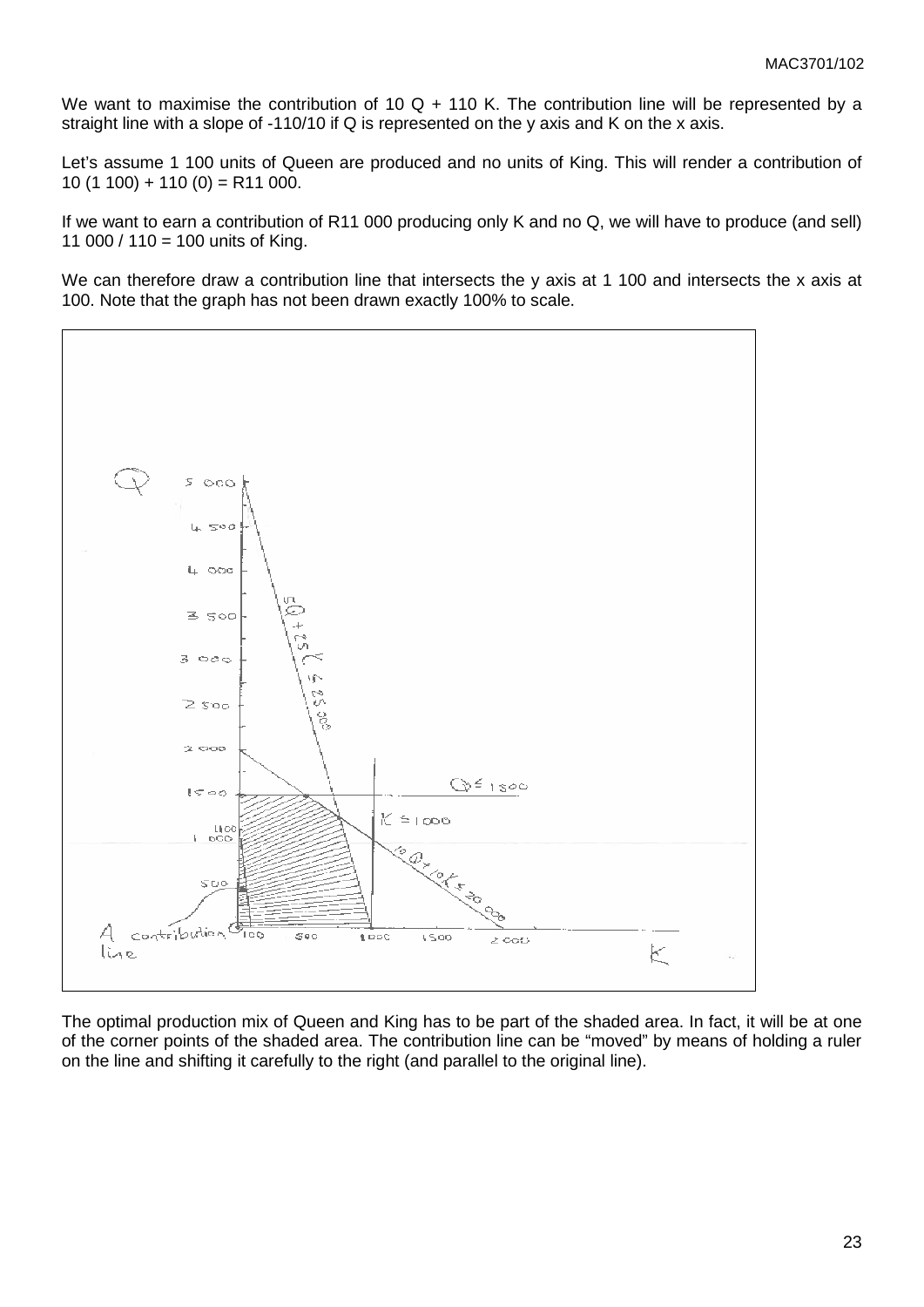We want to maximise the contribution of 10 Q + 110 K. The contribution line will be represented by a straight line with a slope of -110/10 if Q is represented on the y axis and K on the x axis.

Let's assume 1 100 units of Queen are produced and no units of King. This will render a contribution of 10 (1 100) + 110 (0) = R11 000.

If we want to earn a contribution of R11 000 producing only K and no Q, we will have to produce (and sell) 11 000 / 110 = 100 units of King.

We can therefore draw a contribution line that intersects the y axis at 1 100 and intersects the x axis at 100. Note that the graph has not been drawn exactly 100% to scale.

The optimal production mix of Queen and King has to be part of the shaded area. In fact, it will be at one of the corner points of the shaded area. The contribution line can be "moved" by means of holding a ruler on the line and shifting it carefully to the right (and parallel to the original line).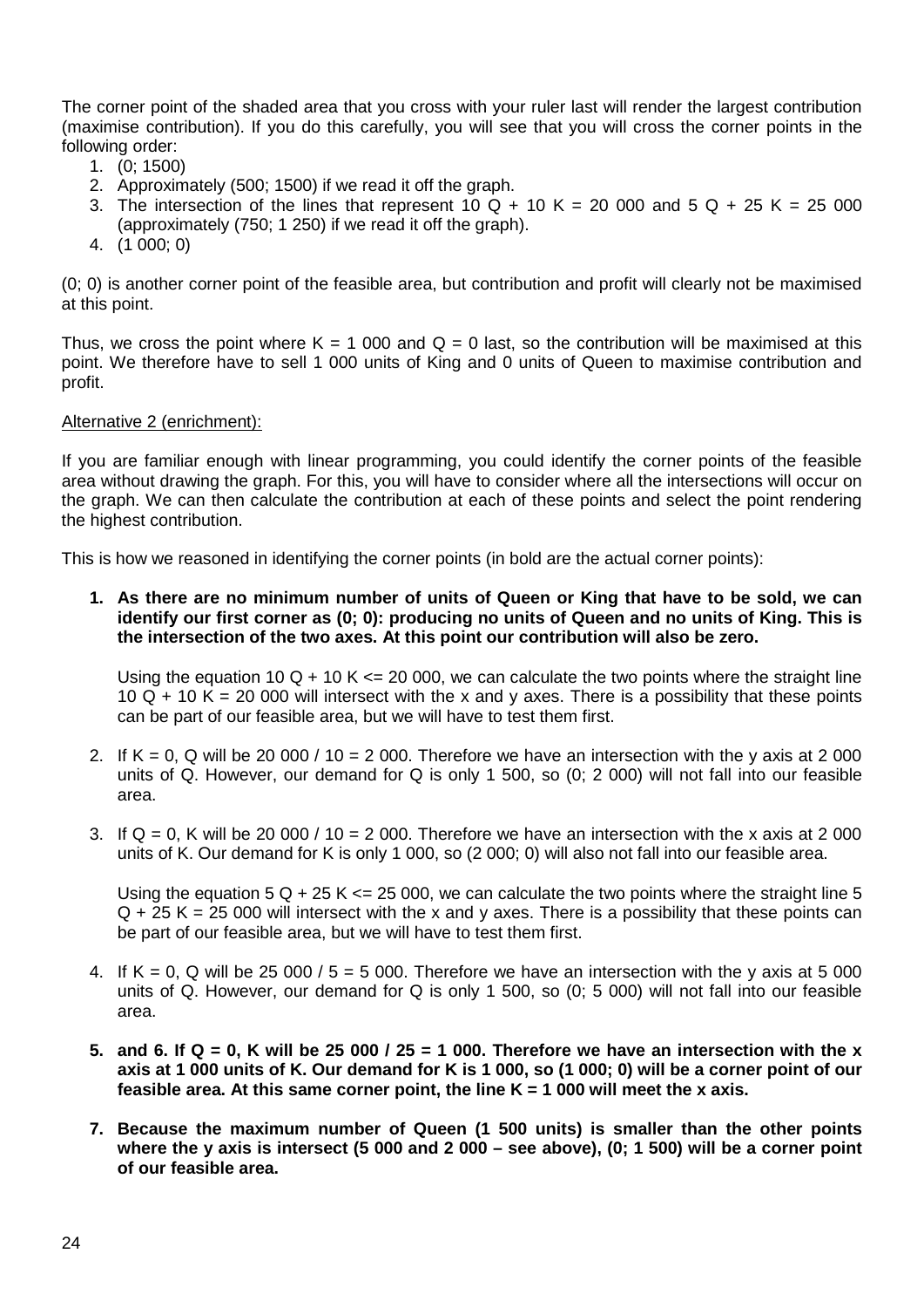The corner point of the shaded area that you cross with your ruler last will render the largest contribution (maximise contribution). If you do this carefully, you will see that you will cross the corner points in the following order:

1. (0; 1500)
2. Approximately (500; 1500) if we read it off the graph.
3. The intersection of the lines that represent 10 Q + 10 K = 20 000 and 5 Q + 25 K = 25 000 (approximately (750; 1 250) if we read it off the graph).
4. (1 000; 0)

(0; 0) is another corner point of the feasible area, but contribution and profit will clearly not be maximised at this point.

Thus, we cross the point where K = 1 000 and Q = 0 last, so the contribution will be maximised at this point. We therefore have to sell 1 000 units of King and 0 units of Queen to maximise contribution and profit.

Alternative 2 (enrichment):

If you are familiar enough with linear programming, you could identify the corner points of the feasible area without drawing the graph. For this, you will have to consider where all the intersections will occur on the graph. We can then calculate the contribution at each of these points and select the point rendering the highest contribution.

This is how we reasoned in identifying the corner points (in bold are the actual corner points):

1. **As there are no minimum number of units of Queen or King that have to be sold, we can identify our first corner as (0; 0): producing no units of Queen and no units of King. This is the intersection of the two axes. At this point our contribution will also be zero.**

   Using the equation 10 Q + 10 K <= 20 000, we can calculate the two points where the straight line 10 Q + 10 K = 20 000 will intersect with the x and y axes. There is a possibility that these points can be part of our feasible area, but we will have to test them first.

2. If K = 0, Q will be 20 000 / 10 = 2 000. Therefore we have an intersection with the y axis at 2 000 units of Q. However, our demand for Q is only 1 500, so (0; 2 000) will not fall into our feasible area.

3. If Q = 0, K will be 20 000 / 10 = 2 000. Therefore we have an intersection with the x axis at 2 000 units of K. Our demand for K is only 1 000, so (2 000; 0) will also not fall into our feasible area.

   Using the equation 5 Q + 25 K <= 25 000, we can calculate the two points where the straight line 5 Q + 25 K = 25 000 will intersect with the x and y axes. There is a possibility that these points can be part of our feasible area, but we will have to test them first.

4. If K = 0, Q will be 25 000 / 5 = 5 000. Therefore we have an intersection with the y axis at 5 000 units of Q. However, our demand for Q is only 1 500, so (0; 5 000) will not fall into our feasible area.

5. **and 6. If Q = 0, K will be 25 000 / 25 = 1 000. Therefore we have an intersection with the x axis at 1 000 units of K. Our demand for K is 1 000, so (1 000; 0) will be a corner point of our feasible area. At this same corner point, the line K = 1 000 will meet the x axis.**

7. **Because the maximum number of Queen (1 500 units) is smaller than the other points where the y axis is intersect (5 000 and 2 000 – see above), (0; 1 500) will be a corner point of our feasible area.**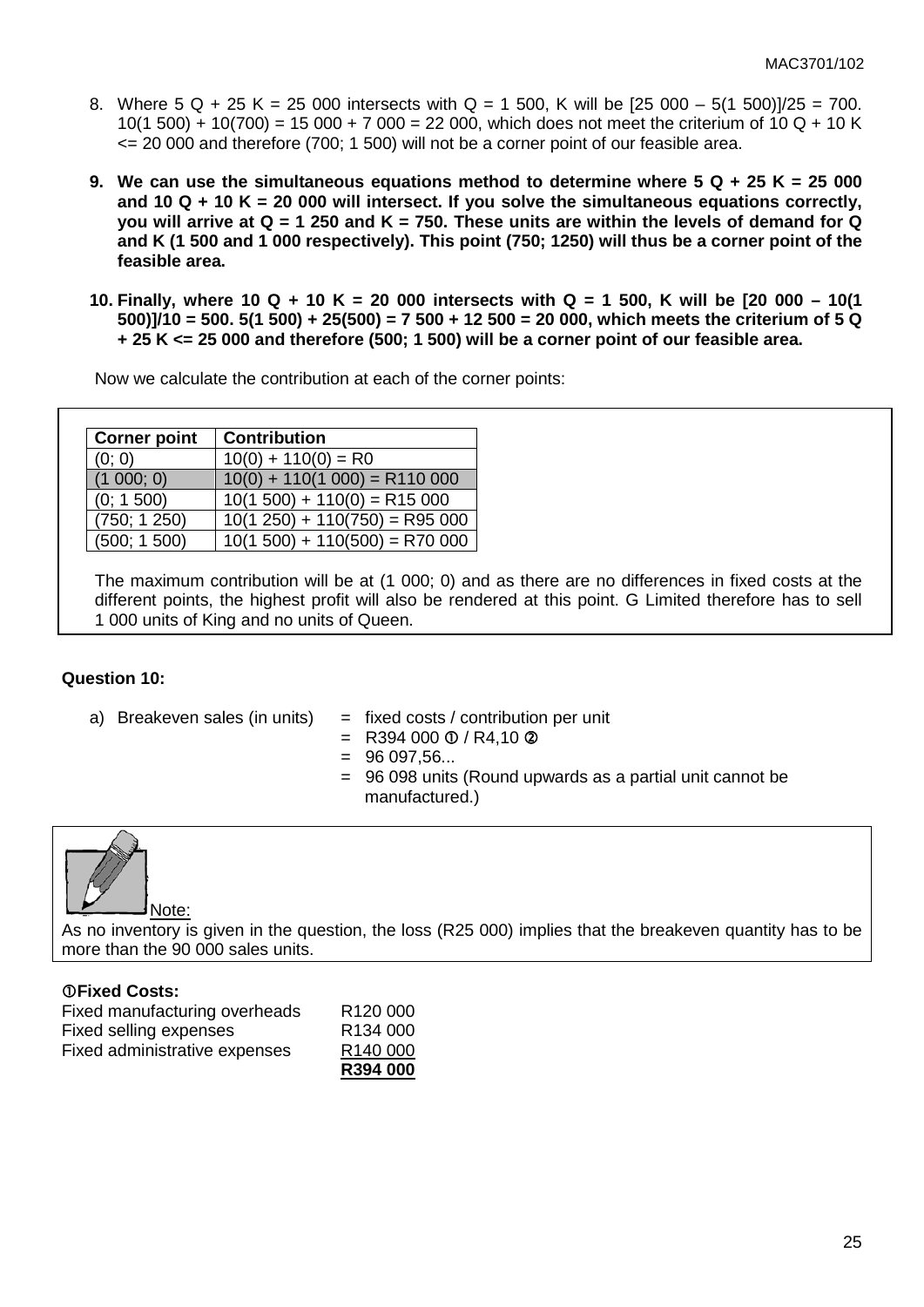8. Where 5 Q + 25 K = 25 000 intersects with Q = 1 500, K will be [25 000 – 5(1 500)]/25 = 700. 10(1 500) + 10(700) = 15 000 + 7 000 = 22 000, which does not meet the criterium of 10 Q + 10 K <= 20 000 and therefore (700; 1 500) will not be a corner point of our feasible area.

9. **We can use the simultaneous equations method to determine where 5 Q + 25 K = 25 000 and 10 Q + 10 K = 20 000 will intersect. If you solve the simultaneous equations correctly, you will arrive at Q = 1 250 and K = 750. These units are within the levels of demand for Q and K (1 500 and 1 000 respectively). This point (750; 1250) will thus be a corner point of the feasible area.**

10. **Finally, where 10 Q + 10 K = 20 000 intersects with Q = 1 500, K will be [20 000 – 10(1 500)]/10 = 500. 5(1 500) + 25(500) = 7 500 + 12 500 = 20 000, which meets the criterium of 5 Q + 25 K <= 25 000 and therefore (500; 1 500) will be a corner point of our feasible area.**

Now we calculate the contribution at each of the corner points:

| Corner point | Contribution |
|---|---|
| (0; 0) | 10(0) + 110(0) = R0 |
| (1 000; 0) | 10(0) + 110(1 000) = R110 000 |
| (0; 1 500) | 10(1 500) + 110(0) = R15 000 |
| (750; 1 250) | 10(1 250) + 110(750) = R95 000 |
| (500; 1 500) | 10(1 500) + 110(500) = R70 000 |

The maximum contribution will be at (1 000; 0) and as there are no differences in fixed costs at the different points, the highest profit will also be rendered at this point. G Limited therefore has to sell 1 000 units of King and no units of Queen.

**Question 10:**

a) Breakeven sales (in units) = fixed costs / contribution per unit
= R394 000 ① / R4,10 ②
= 96 097,56...
= 96 098 units (Round upwards as a partial unit cannot be manufactured.)

Note:
As no inventory is given in the question, the loss (R25 000) implies that the breakeven quantity has to be more than the 90 000 sales units.

**①Fixed Costs:**

| | |
|---|---|
| Fixed manufacturing overheads | R120 000 |
| Fixed selling expenses | R134 000 |
| Fixed administrative expenses | R140 000 |
| | **R394 000** |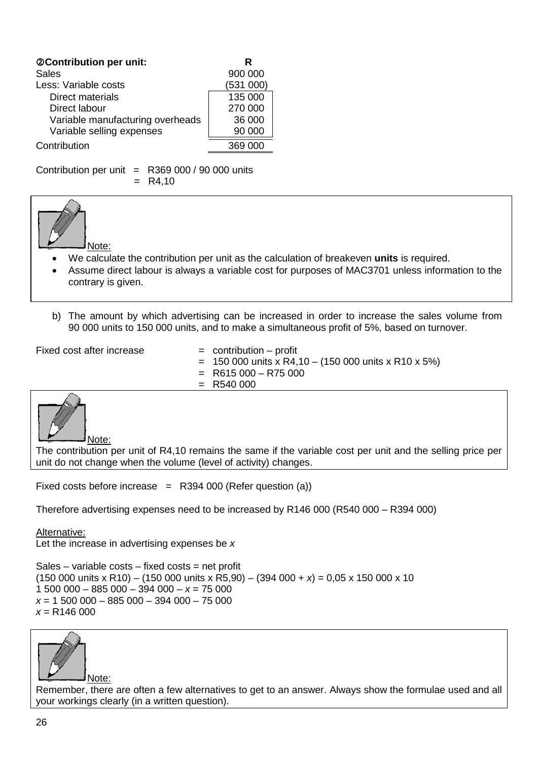**②Contribution per unit:**

| | R |
|---|---|
| Sales | 900 000 |
| Less: Variable costs | (531 000) |
| Direct materials | 135 000 |
| Direct labour | 270 000 |
| Variable manufacturing overheads | 36 000 |
| Variable selling expenses | 90 000 |
| Contribution | 369 000 |

Contribution per unit = R369 000 / 90 000 units
= R4,10

Note:

- We calculate the contribution per unit as the calculation of breakeven **units** is required.
- Assume direct labour is always a variable cost for purposes of MAC3701 unless information to the contrary is given.

b) The amount by which advertising can be increased in order to increase the sales volume from 90 000 units to 150 000 units, and to make a simultaneous profit of 5%, based on turnover.

Fixed cost after increase = contribution – profit
= 150 000 units x R4,10 – (150 000 units x R10 x 5%)
= R615 000 – R75 000
= R540 000

Note:
The contribution per unit of R4,10 remains the same if the variable cost per unit and the selling price per unit do not change when the volume (level of activity) changes.

Fixed costs before increase = R394 000 (Refer question (a))

Therefore advertising expenses need to be increased by R146 000 (R540 000 – R394 000)

Alternative:
Let the increase in advertising expenses be $x$

Sales – variable costs – fixed costs = net profit
(150 000 units x R10) – (150 000 units x R5,90) – (394 000 + $x$) = 0,05 x 150 000 x 10
1 500 000 – 885 000 – 394 000 – $x$ = 75 000
$x$ = 1 500 000 – 885 000 – 394 000 – 75 000
$x$ = R146 000

Note:
Remember, there are often a few alternatives to get to an answer. Always show the formulae used and all your workings clearly (in a written question).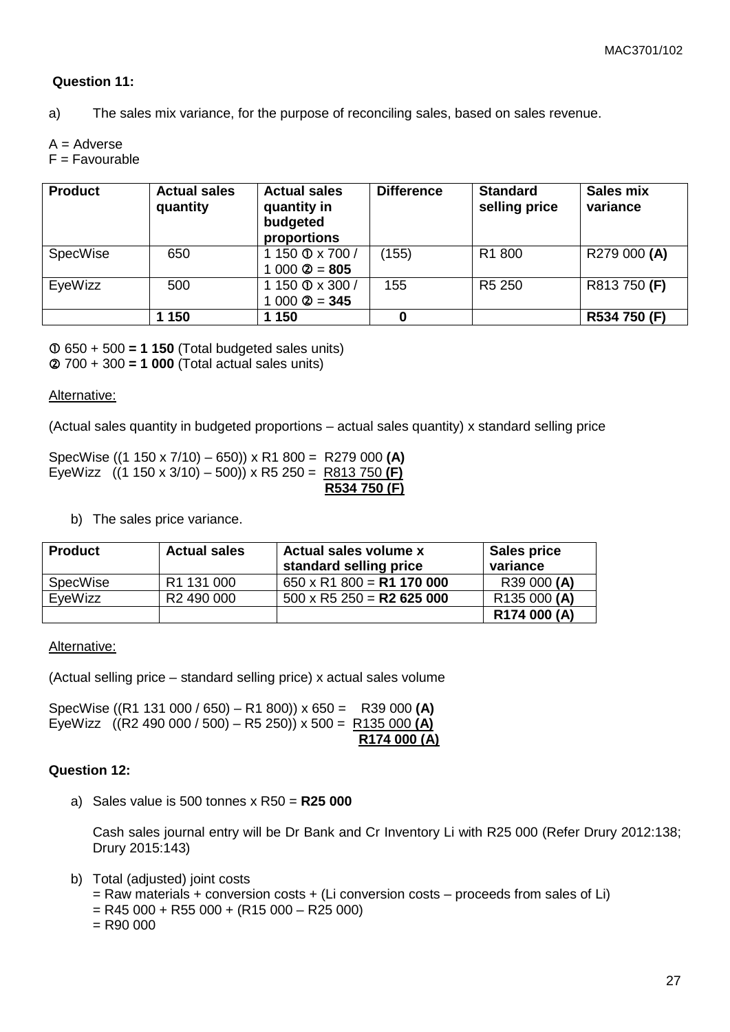**Question 11:**

a) The sales mix variance, for the purpose of reconciling sales, based on sales revenue.

A = Adverse
F = Favourable

| Product | Actual sales quantity | Actual sales quantity in budgeted proportions | Difference | Standard selling price | Sales mix variance |
|---|---|---|---|---|---|
| SpecWise | 650 | 1 150 ① x 700 / 1 000 ② = **805** | (155) | R1 800 | R279 000 **(A)** |
| EyeWizz | 500 | 1 150 ① x 300 / 1 000 ② = **345** | 155 | R5 250 | R813 750 **(F)** |
| | **1 150** | **1 150** | **0** | | **R534 750 (F)** |

① 650 + 500 **= 1 150** (Total budgeted sales units)
② 700 + 300 **= 1 000** (Total actual sales units)

Alternative:

(Actual sales quantity in budgeted proportions – actual sales quantity) x standard selling price

SpecWise ((1 150 x 7/10) – 650)) x R1 800 = R279 000 **(A)**
EyeWizz ((1 150 x 3/10) – 500)) x R5 250 = R813 750 **(F)**
**R534 750 (F)**

b) The sales price variance.

| Product | Actual sales | Actual sales volume x standard selling price | Sales price variance |
|---|---|---|---|
| SpecWise | R1 131 000 | 650 x R1 800 = **R1 170 000** | R39 000 **(A)** |
| EyeWizz | R2 490 000 | 500 x R5 250 = **R2 625 000** | R135 000 **(A)** |
| | | | **R174 000 (A)** |

Alternative:

(Actual selling price – standard selling price) x actual sales volume

SpecWise ((R1 131 000 / 650) – R1 800)) x 650 = R39 000 **(A)**
EyeWizz ((R2 490 000 / 500) – R5 250)) x 500 = R135 000 **(A)**
**R174 000 (A)**

**Question 12:**

a) Sales value is 500 tonnes x R50 = **R25 000**

Cash sales journal entry will be Dr Bank and Cr Inventory Li with R25 000 (Refer Drury 2012:138; Drury 2015:143)

b) Total (adjusted) joint costs
= Raw materials + conversion costs + (Li conversion costs – proceeds from sales of Li)
= R45 000 + R55 000 + (R15 000 – R25 000)
= R90 000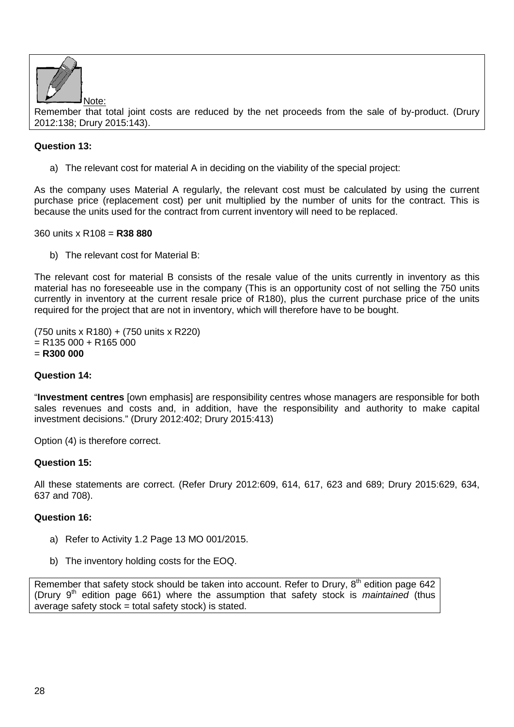Note:

Remember that total joint costs are reduced by the net proceeds from the sale of by-product. (Drury 2012:138; Drury 2015:143).

**Question 13:**

a) The relevant cost for material A in deciding on the viability of the special project:

As the company uses Material A regularly, the relevant cost must be calculated by using the current purchase price (replacement cost) per unit multiplied by the number of units for the contract. This is because the units used for the contract from current inventory will need to be replaced.

360 units x R108 = **R38 880**

b) The relevant cost for Material B:

The relevant cost for material B consists of the resale value of the units currently in inventory as this material has no foreseeable use in the company (This is an opportunity cost of not selling the 750 units currently in inventory at the current resale price of R180), plus the current purchase price of the units required for the project that are not in inventory, which will therefore have to be bought.

(750 units x R180) + (750 units x R220)
= R135 000 + R165 000
= **R300 000**

**Question 14:**

"**Investment centres** [own emphasis] are responsibility centres whose managers are responsible for both sales revenues and costs and, in addition, have the responsibility and authority to make capital investment decisions." (Drury 2012:402; Drury 2015:413)

Option (4) is therefore correct.

**Question 15:**

All these statements are correct. (Refer Drury 2012:609, 614, 617, 623 and 689; Drury 2015:629, 634, 637 and 708).

**Question 16:**

a) Refer to Activity 1.2 Page 13 MO 001/2015.

b) The inventory holding costs for the EOQ.

Remember that safety stock should be taken into account. Refer to Drury, 8th edition page 642 (Drury 9th edition page 661) where the assumption that safety stock is *maintained* (thus average safety stock = total safety stock) is stated.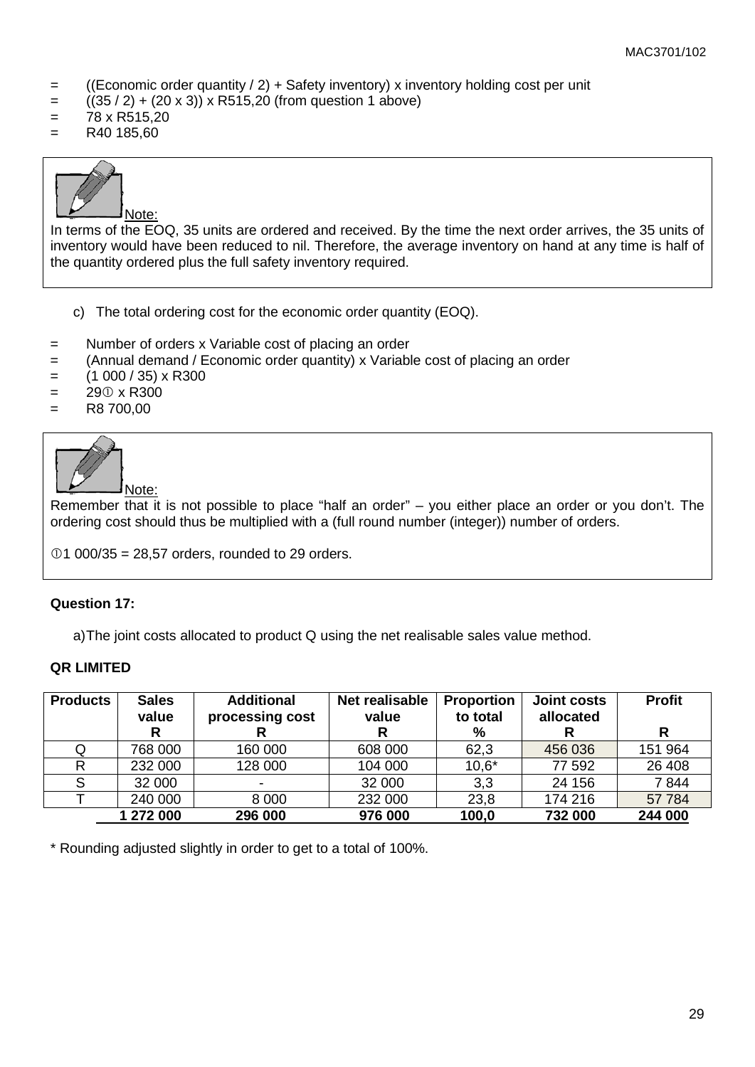= ((Economic order quantity / 2) + Safety inventory) x inventory holding cost per unit
= ((35 / 2) + (20 x 3)) x R515,20 (from question 1 above)
= 78 x R515,20
= R40 185,60

> Note:
> In terms of the EOQ, 35 units are ordered and received. By the time the next order arrives, the 35 units of inventory would have been reduced to nil. Therefore, the average inventory on hand at any time is half of the quantity ordered plus the full safety inventory required.

c) The total ordering cost for the economic order quantity (EOQ).

= Number of orders x Variable cost of placing an order
= (Annual demand / Economic order quantity) x Variable cost of placing an order
= (1 000 / 35) x R300
= 29① x R300
= R8 700,00

> Note:
> Remember that it is not possible to place "half an order" – you either place an order or you don't. The ordering cost should thus be multiplied with a (full round number (integer)) number of orders.
>
> ①1 000/35 = 28,57 orders, rounded to 29 orders.

**Question 17:**

a) The joint costs allocated to product Q using the net realisable sales value method.

**QR LIMITED**

| Products | Sales value R | Additional processing cost R | Net realisable value R | Proportion to total % | Joint costs allocated R | Profit R |
|---|---|---|---|---|---|---|
| Q | 768 000 | 160 000 | 608 000 | 62,3 | 456 036 | 151 964 |
| R | 232 000 | 128 000 | 104 000 | 10,6* | 77 592 | 26 408 |
| S | 32 000 | - | 32 000 | 3,3 | 24 156 | 7 844 |
| T | 240 000 | 8 000 | 232 000 | 23,8 | 174 216 | 57 784 |
| | **1 272 000** | **296 000** | **976 000** | **100,0** | **732 000** | **244 000** |

\* Rounding adjusted slightly in order to get to a total of 100%.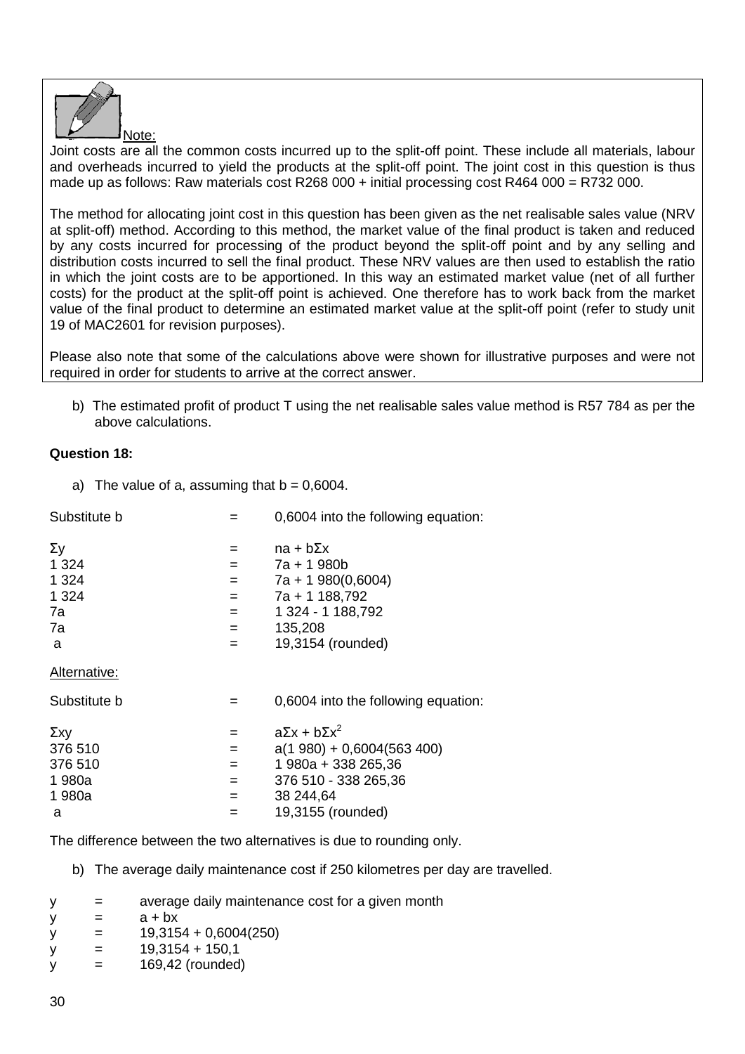Note:

Joint costs are all the common costs incurred up to the split-off point. These include all materials, labour and overheads incurred to yield the products at the split-off point. The joint cost in this question is thus made up as follows: Raw materials cost R268 000 + initial processing cost R464 000 = R732 000.

The method for allocating joint cost in this question has been given as the net realisable sales value (NRV at split-off) method. According to this method, the market value of the final product is taken and reduced by any costs incurred for processing of the product beyond the split-off point and by any selling and distribution costs incurred to sell the final product. These NRV values are then used to establish the ratio in which the joint costs are to be apportioned. In this way an estimated market value (net of all further costs) for the product at the split-off point is achieved. One therefore has to work back from the market value of the final product to determine an estimated market value at the split-off point (refer to study unit 19 of MAC2601 for revision purposes).

Please also note that some of the calculations above were shown for illustrative purposes and were not required in order for students to arrive at the correct answer.

b) The estimated profit of product T using the net realisable sales value method is R57 784 as per the above calculations.

**Question 18:**

a) The value of a, assuming that b = 0,6004.

Substitute b = 0,6004 into the following equation:

$$\Sigma y = na + b\Sigma x$$
$$1\,324 = 7a + 1\,980b$$
$$1\,324 = 7a + 1\,980(0{,}6004)$$
$$1\,324 = 7a + 1\,188{,}792$$
$$7a = 1\,324 - 1\,188{,}792$$
$$7a = 135{,}208$$
$$a = 19{,}3154 \text{ (rounded)}$$

Alternative:

Substitute b = 0,6004 into the following equation:

$$\Sigma xy = a\Sigma x + b\Sigma x^2$$
$$376\,510 = a(1\,980) + 0{,}6004(563\,400)$$
$$376\,510 = 1\,980a + 338\,265{,}36$$
$$1\,980a = 376\,510 - 338\,265{,}36$$
$$1\,980a = 38\,244{,}64$$
$$a = 19{,}3155 \text{ (rounded)}$$

The difference between the two alternatives is due to rounding only.

b) The average daily maintenance cost if 250 kilometres per day are travelled.

y = average daily maintenance cost for a given month

$$y = a + bx$$
$$y = 19{,}3154 + 0{,}6004(250)$$
$$y = 19{,}3154 + 150{,}1$$
$$y = 169{,}42 \text{ (rounded)}$$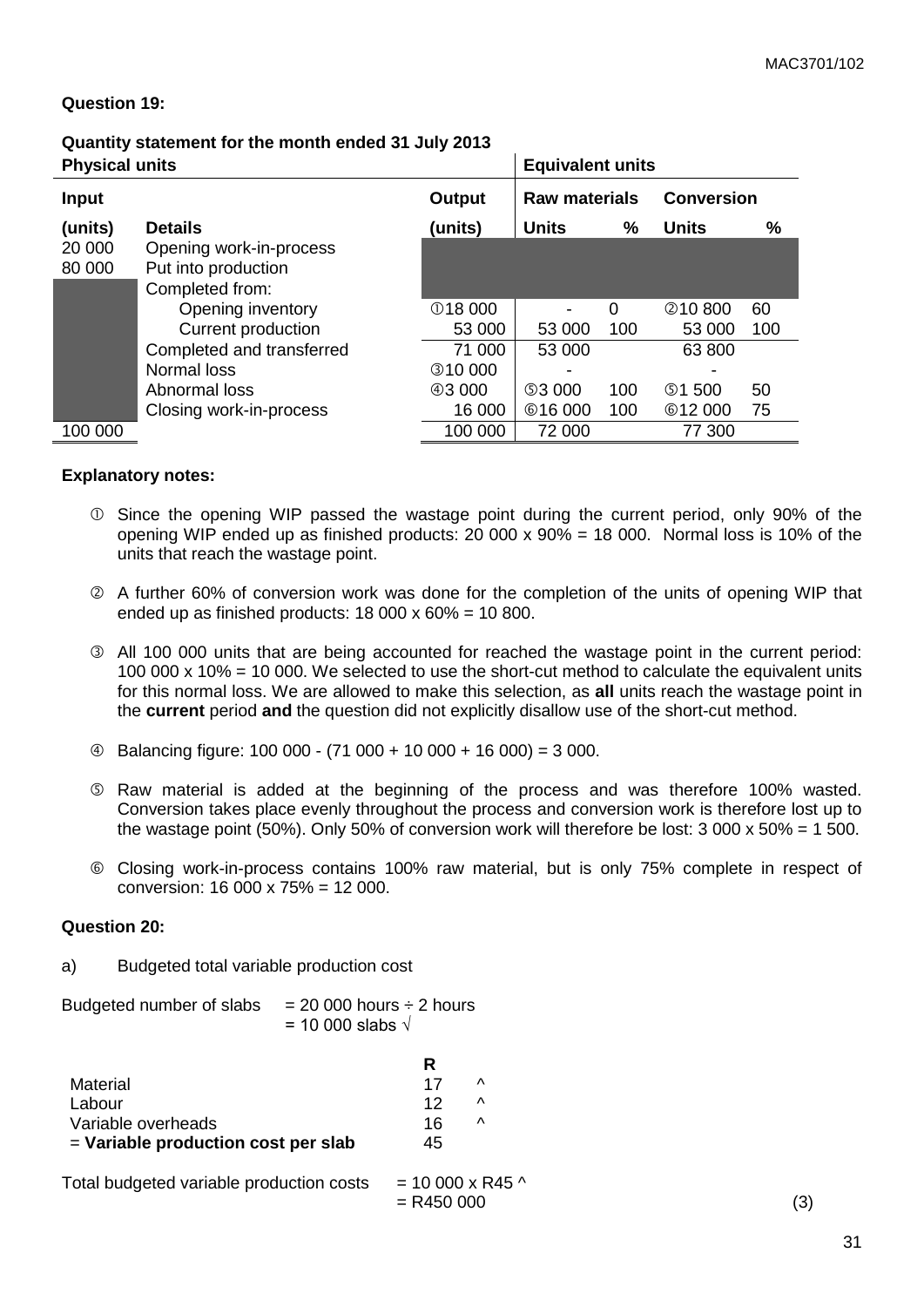**Question 19:**

**Quantity statement for the month ended 31 July 2013**

| **Physical units** | | | **Equivalent units** | | | |
|---|---|---|---|---|---|---|
| **Input** | | **Output** | **Raw materials** | | **Conversion** | |
| **(units)** | **Details** | **(units)** | **Units** | **%** | **Units** | **%** |
| 20 000 | Opening work-in-process | | | | | |
| 80 000 | Put into production | | | | | |
| | Completed from: | | | | | |
| | Opening inventory | ①18 000 | - | 0 | ②10 800 | 60 |
| | Current production | 53 000 | 53 000 | 100 | 53 000 | 100 |
| | Completed and transferred | 71 000 | 53 000 | | 63 800 | |
| | Normal loss | ③10 000 | - | | - | |
| | Abnormal loss | ④3 000 | ⑤3 000 | 100 | ⑤1 500 | 50 |
| | Closing work-in-process | 16 000 | ⑥16 000 | 100 | ⑥12 000 | 75 |
| 100 000 | | 100 000 | 72 000 | | 77 300 | |

**Explanatory notes:**

① Since the opening WIP passed the wastage point during the current period, only 90% of the opening WIP ended up as finished products: 20 000 x 90% = 18 000. Normal loss is 10% of the units that reach the wastage point.

② A further 60% of conversion work was done for the completion of the units of opening WIP that ended up as finished products: 18 000 x 60% = 10 800.

③ All 100 000 units that are being accounted for reached the wastage point in the current period: 100 000 x 10% = 10 000. We selected to use the short-cut method to calculate the equivalent units for this normal loss. We are allowed to make this selection, as **all** units reach the wastage point in the **current** period **and** the question did not explicitly disallow use of the short-cut method.

④ Balancing figure: 100 000 - (71 000 + 10 000 + 16 000) = 3 000.

⑤ Raw material is added at the beginning of the process and was therefore 100% wasted. Conversion takes place evenly throughout the process and conversion work is therefore lost up to the wastage point (50%). Only 50% of conversion work will therefore be lost: 3 000 x 50% = 1 500.

⑥ Closing work-in-process contains 100% raw material, but is only 75% complete in respect of conversion: 16 000 x 75% = 12 000.

**Question 20:**

a) Budgeted total variable production cost

Budgeted number of slabs = 20 000 hours ÷ 2 hours
= 10 000 slabs √

| | R | |
|---|---|---|
| Material | 17 | ^ |
| Labour | 12 | ^ |
| Variable overheads | 16 | ^ |
| = **Variable production cost per slab** | 45 | |

Total budgeted variable production costs = 10 000 x R45 ^
= R450 000 (3)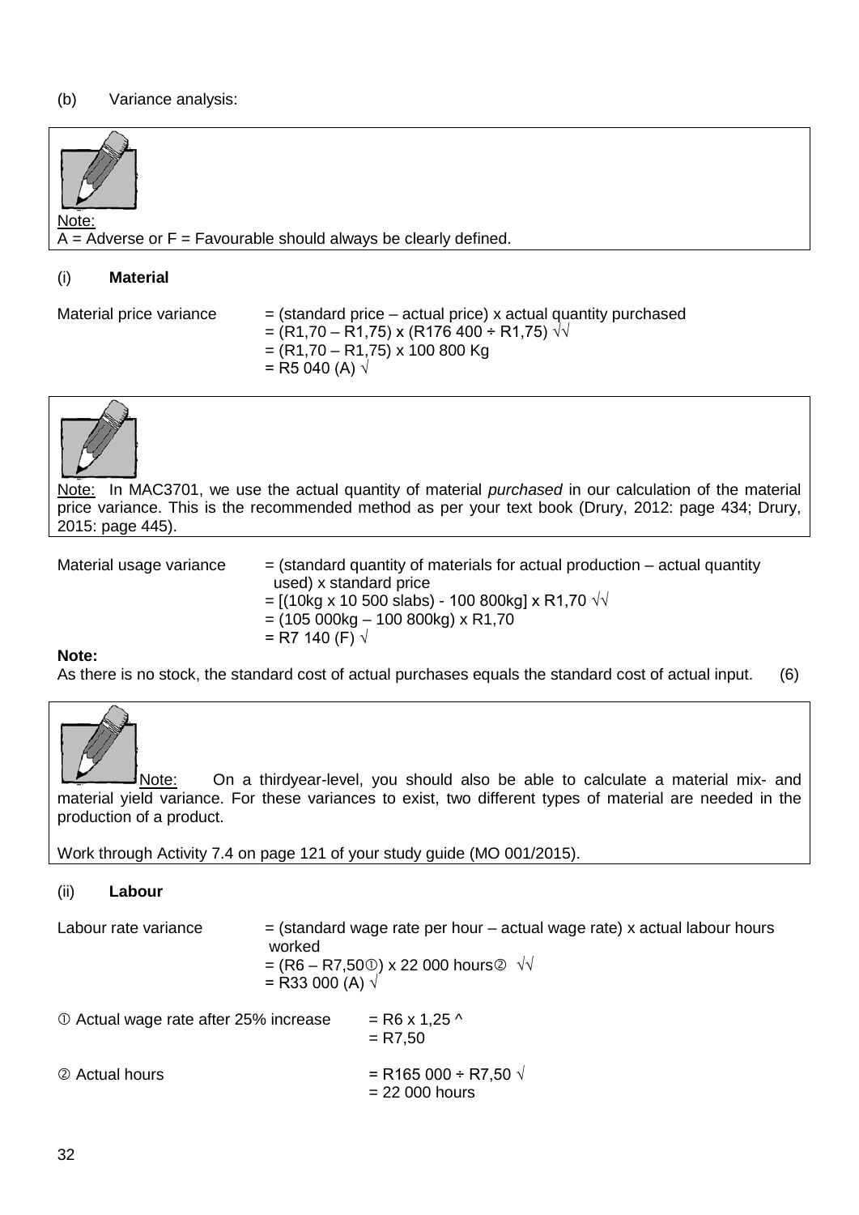(b) Variance analysis:

> Note:
> A = Adverse or F = Favourable should always be clearly defined.

(i) **Material**

Material price variance = (standard price – actual price) x actual quantity purchased
= (R1,70 – R1,75) x (R176 400 ÷ R1,75) √√
= (R1,70 – R1,75) x 100 800 Kg
= R5 040 (A) √

> Note: In MAC3701, we use the actual quantity of material *purchased* in our calculation of the material price variance. This is the recommended method as per your text book (Drury, 2012: page 434; Drury, 2015: page 445).

Material usage variance = (standard quantity of materials for actual production – actual quantity used) x standard price
= [(10kg x 10 500 slabs) - 100 800kg] x R1,70 √√
= (105 000kg – 100 800kg) x R1,70
= R7 140 (F) √

**Note:**
As there is no stock, the standard cost of actual purchases equals the standard cost of actual input. (6)

> Note: On a thirdyear-level, you should also be able to calculate a material mix- and material yield variance. For these variances to exist, two different types of material are needed in the production of a product.
>
> Work through Activity 7.4 on page 121 of your study guide (MO 001/2015).

(ii) **Labour**

Labour rate variance = (standard wage rate per hour – actual wage rate) x actual labour hours worked
= (R6 – R7,50①) x 22 000 hours② √√
= R33 000 (A) √

① Actual wage rate after 25% increase = R6 x 1,25 ^
= R7,50

② Actual hours = R165 000 ÷ R7,50 √
= 22 000 hours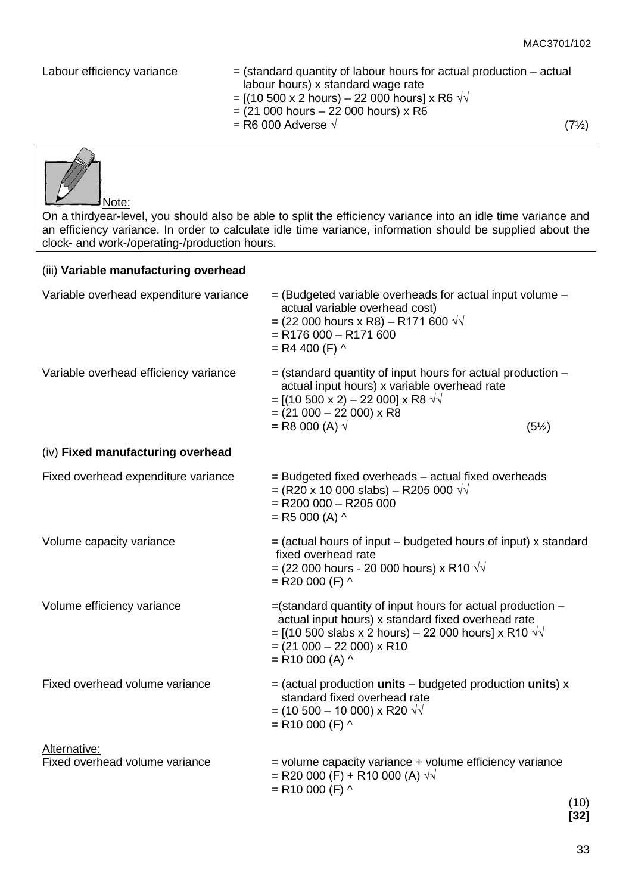Labour efficiency variance = (standard quantity of labour hours for actual production – actual labour hours) x standard wage rate
= [(10 500 x 2 hours) – 22 000 hours] x R6 √√
= (21 000 hours – 22 000 hours) x R6
= R6 000 Adverse √ (7½)

> Note:
> On a thirdyear-level, you should also be able to split the efficiency variance into an idle time variance and an efficiency variance. In order to calculate idle time variance, information should be supplied about the clock- and work-/operating-/production hours.

(iii) **Variable manufacturing overhead**

Variable overhead expenditure variance = (Budgeted variable overheads for actual input volume – actual variable overhead cost)
= (22 000 hours x R8) – R171 600 √√
= R176 000 – R171 600
= R4 400 (F) ^

Variable overhead efficiency variance = (standard quantity of input hours for actual production – actual input hours) x variable overhead rate
= [(10 500 x 2) – 22 000] x R8 √√
= (21 000 – 22 000) x R8
= R8 000 (A) √ (5½)

(iv) **Fixed manufacturing overhead**

Fixed overhead expenditure variance = Budgeted fixed overheads – actual fixed overheads
= (R20 x 10 000 slabs) – R205 000 √√
= R200 000 – R205 000
= R5 000 (A) ^

Volume capacity variance = (actual hours of input – budgeted hours of input) x standard fixed overhead rate
= (22 000 hours - 20 000 hours) x R10 √√
= R20 000 (F) ^

Volume efficiency variance =(standard quantity of input hours for actual production – actual input hours) x standard fixed overhead rate
= [(10 500 slabs x 2 hours) – 22 000 hours] x R10 √√
= (21 000 – 22 000) x R10
= R10 000 (A) ^

Fixed overhead volume variance = (actual production **units** – budgeted production **units**) x standard fixed overhead rate
= (10 500 – 10 000) x R20 √√
= R10 000 (F) ^

Alternative:
Fixed overhead volume variance = volume capacity variance + volume efficiency variance
= R20 000 (F) + R10 000 (A) √√
= R10 000 (F) ^

(10)
**[32]**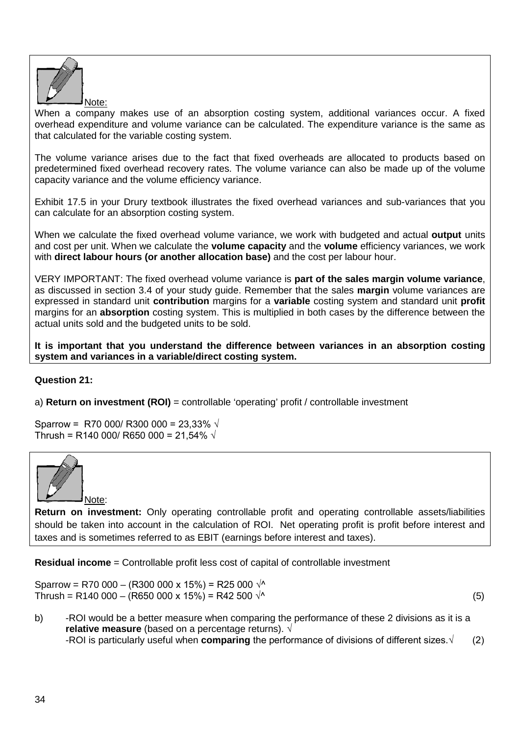Note:

When a company makes use of an absorption costing system, additional variances occur. A fixed overhead expenditure and volume variance can be calculated. The expenditure variance is the same as that calculated for the variable costing system.

The volume variance arises due to the fact that fixed overheads are allocated to products based on predetermined fixed overhead recovery rates. The volume variance can also be made up of the volume capacity variance and the volume efficiency variance.

Exhibit 17.5 in your Drury textbook illustrates the fixed overhead variances and sub-variances that you can calculate for an absorption costing system.

When we calculate the fixed overhead volume variance, we work with budgeted and actual **output** units and cost per unit. When we calculate the **volume capacity** and the **volume** efficiency variances, we work with **direct labour hours (or another allocation base)** and the cost per labour hour.

VERY IMPORTANT: The fixed overhead volume variance is **part of the sales margin volume variance**, as discussed in section 3.4 of your study guide. Remember that the sales **margin** volume variances are expressed in standard unit **contribution** margins for a **variable** costing system and standard unit **profit** margins for an **absorption** costing system. This is multiplied in both cases by the difference between the actual units sold and the budgeted units to be sold.

**It is important that you understand the difference between variances in an absorption costing system and variances in a variable/direct costing system.**

**Question 21:**

a) **Return on investment (ROI)** = controllable 'operating' profit / controllable investment

Sparrow = R70 000/ R300 000 = 23,33% √
Thrush = R140 000/ R650 000 = 21,54% √

Note:

**Return on investment:** Only operating controllable profit and operating controllable assets/liabilities should be taken into account in the calculation of ROI. Net operating profit is profit before interest and taxes and is sometimes referred to as EBIT (earnings before interest and taxes).

**Residual income** = Controllable profit less cost of capital of controllable investment

Sparrow = R70 000 – (R300 000 x 15%) = R25 000 √^
Thrush = R140 000 – (R650 000 x 15%) = R42 500 √^ (5)

b) -ROI would be a better measure when comparing the performance of these 2 divisions as it is a **relative measure** (based on a percentage returns). √
-ROI is particularly useful when **comparing** the performance of divisions of different sizes.√ (2)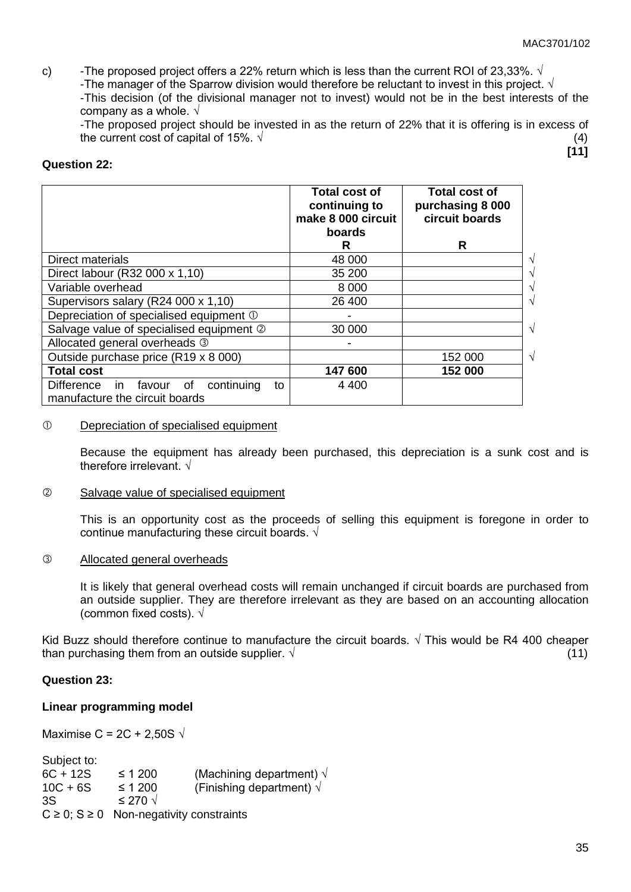c) -The proposed project offers a 22% return which is less than the current ROI of 23,33%. √
-The manager of the Sparrow division would therefore be reluctant to invest in this project. √
-This decision (of the divisional manager not to invest) would not be in the best interests of the company as a whole. √
-The proposed project should be invested in as the return of 22% that it is offering is in excess of the current cost of capital of 15%. √ (4)

**[11]**

**Question 22:**

| | Total cost of continuing to make 8 000 circuit boards<br>R | Total cost of purchasing 8 000 circuit boards<br>R | |
|---|---|---|---|
| Direct materials | 48 000 | | √ |
| Direct labour (R32 000 x 1,10) | 35 200 | | √ |
| Variable overhead | 8 000 | | √ |
| Supervisors salary (R24 000 x 1,10) | 26 400 | | √ |
| Depreciation of specialised equipment ① | - | | |
| Salvage value of specialised equipment ② | 30 000 | | √ |
| Allocated general overheads ③ | - | | |
| Outside purchase price (R19 x 8 000) | | 152 000 | √ |
| **Total cost** | **147 600** | **152 000** | |
| Difference in favour of continuing to manufacture the circuit boards | 4 400 | | |

① Depreciation of specialised equipment

Because the equipment has already been purchased, this depreciation is a sunk cost and is therefore irrelevant. √

② Salvage value of specialised equipment

This is an opportunity cost as the proceeds of selling this equipment is foregone in order to continue manufacturing these circuit boards. √

③ Allocated general overheads

It is likely that general overhead costs will remain unchanged if circuit boards are purchased from an outside supplier. They are therefore irrelevant as they are based on an accounting allocation (common fixed costs). √

Kid Buzz should therefore continue to manufacture the circuit boards. √ This would be R4 400 cheaper than purchasing them from an outside supplier. √ (11)

**Question 23:**

**Linear programming model**

Maximise C = 2C + 2,50S √

Subject to:

6C + 12S ≤ 1 200 (Machining department) √
10C + 6S ≤ 1 200 (Finishing department) √
3S ≤ 270 √
C ≥ 0; S ≥ 0 Non-negativity constraints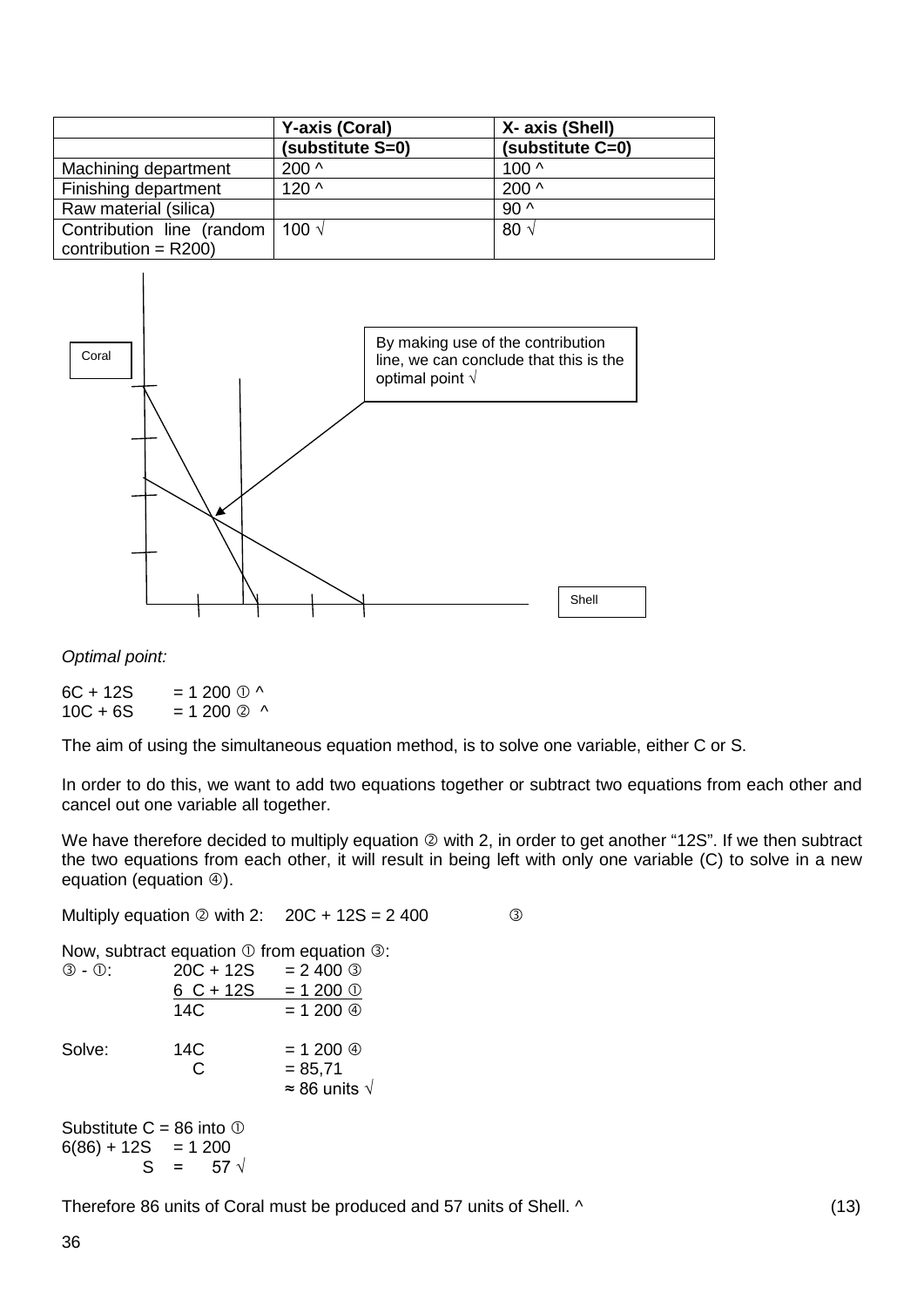| | Y-axis (Coral) | X- axis (Shell) |
|---|---|---|
| | (substitute S=0) | (substitute C=0) |
| Machining department | 200 ^ | 100 ^ |
| Finishing department | 120 ^ | 200 ^ |
| Raw material (silica) | | 90 ^ |
| Contribution line (random contribution = R200) | 100 √ | 80 √ |

Coral

By making use of the contribution line, we can conclude that this is the optimal point √

Shell

*Optimal point:*

$6C + 12S = 1\,200$ ① ^
$10C + 6S = 1\,200$ ② ^

The aim of using the simultaneous equation method, is to solve one variable, either C or S.

In order to do this, we want to add two equations together or subtract two equations from each other and cancel out one variable all together.

We have therefore decided to multiply equation ② with 2, in order to get another "12S". If we then subtract the two equations from each other, it will result in being left with only one variable (C) to solve in a new equation (equation ④).

Multiply equation ② with 2: $20C + 12S = 2\,400$ ③

Now, subtract equation ① from equation ③:

③ - ①: $20C + 12S = 2\,400$ ③
$6C + 12S = 1\,200$ ①
$14C = 1\,200$ ④

Solve: $14C = 1\,200$ ④
$C = 85{,}71$
$\approx 86$ units √

Substitute C = 86 into ①
$6(86) + 12S = 1\,200$
$S = 57$ √

Therefore 86 units of Coral must be produced and 57 units of Shell. ^ (13)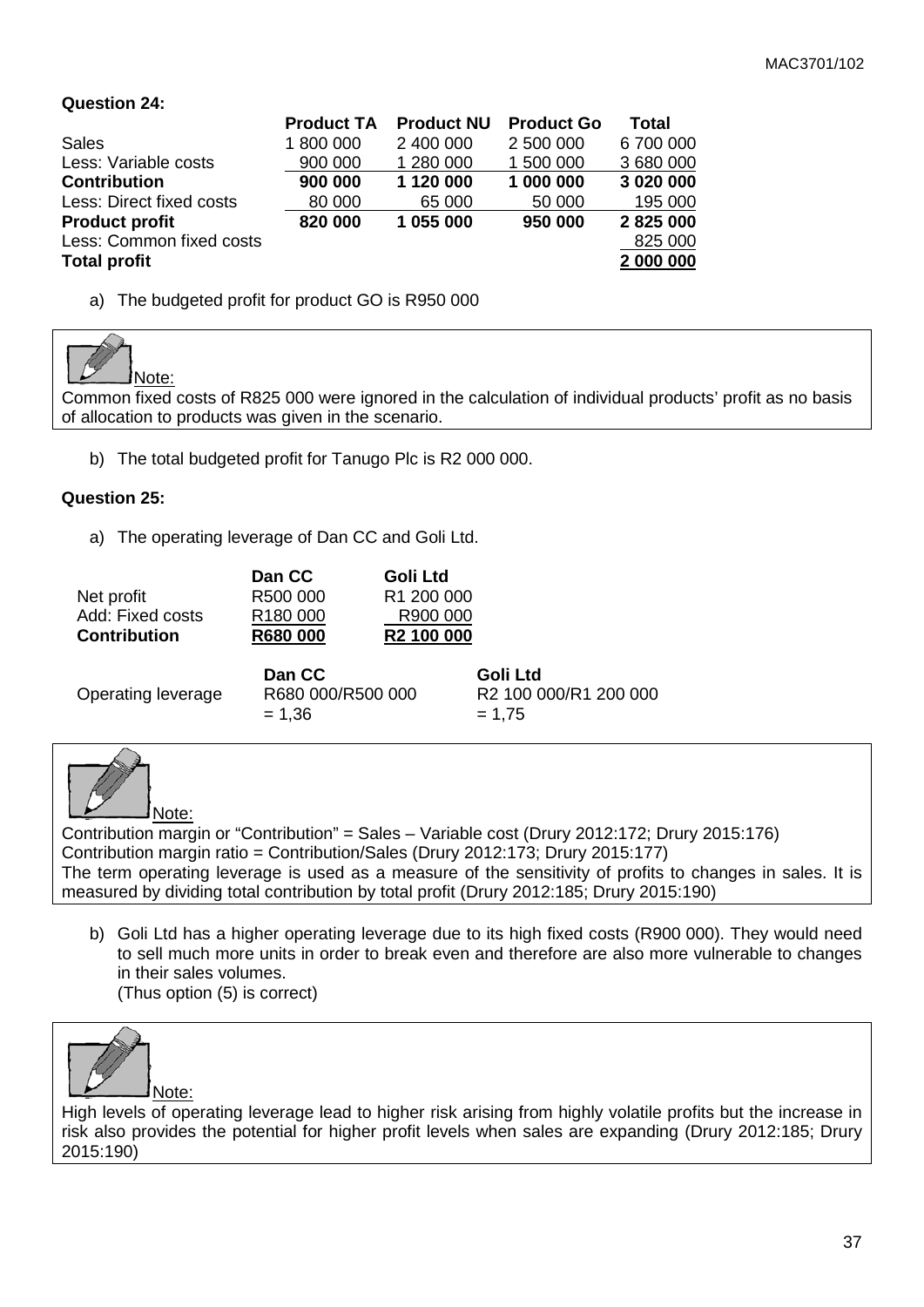**Question 24:**

| | Product TA | Product NU | Product Go | Total |
|---|---|---|---|---|
| Sales | 1 800 000 | 2 400 000 | 2 500 000 | 6 700 000 |
| Less: Variable costs | 900 000 | 1 280 000 | 1 500 000 | 3 680 000 |
| **Contribution** | **900 000** | **1 120 000** | **1 000 000** | **3 020 000** |
| Less: Direct fixed costs | 80 000 | 65 000 | 50 000 | 195 000 |
| **Product profit** | **820 000** | **1 055 000** | **950 000** | **2 825 000** |
| Less: Common fixed costs | | | | 825 000 |
| **Total profit** | | | | **2 000 000** |

a) The budgeted profit for product GO is R950 000

Note:
Common fixed costs of R825 000 were ignored in the calculation of individual products' profit as no basis of allocation to products was given in the scenario.

b) The total budgeted profit for Tanugo Plc is R2 000 000.

**Question 25:**

a) The operating leverage of Dan CC and Goli Ltd.

| | Dan CC | Goli Ltd |
|---|---|---|
| Net profit | R500 000 | R1 200 000 |
| Add: Fixed costs | R180 000 | R900 000 |
| **Contribution** | **R680 000** | **R2 100 000** |

| | Dan CC | Goli Ltd |
|---|---|---|
| Operating leverage | R680 000/R500 000 | R2 100 000/R1 200 000 |
| | = 1,36 | = 1,75 |

Note:
Contribution margin or "Contribution" = Sales – Variable cost (Drury 2012:172; Drury 2015:176)
Contribution margin ratio = Contribution/Sales (Drury 2012:173; Drury 2015:177)
The term operating leverage is used as a measure of the sensitivity of profits to changes in sales. It is measured by dividing total contribution by total profit (Drury 2012:185; Drury 2015:190)

b) Goli Ltd has a higher operating leverage due to its high fixed costs (R900 000). They would need to sell much more units in order to break even and therefore are also more vulnerable to changes in their sales volumes.
(Thus option (5) is correct)

Note:
High levels of operating leverage lead to higher risk arising from highly volatile profits but the increase in risk also provides the potential for higher profit levels when sales are expanding (Drury 2012:185; Drury 2015:190)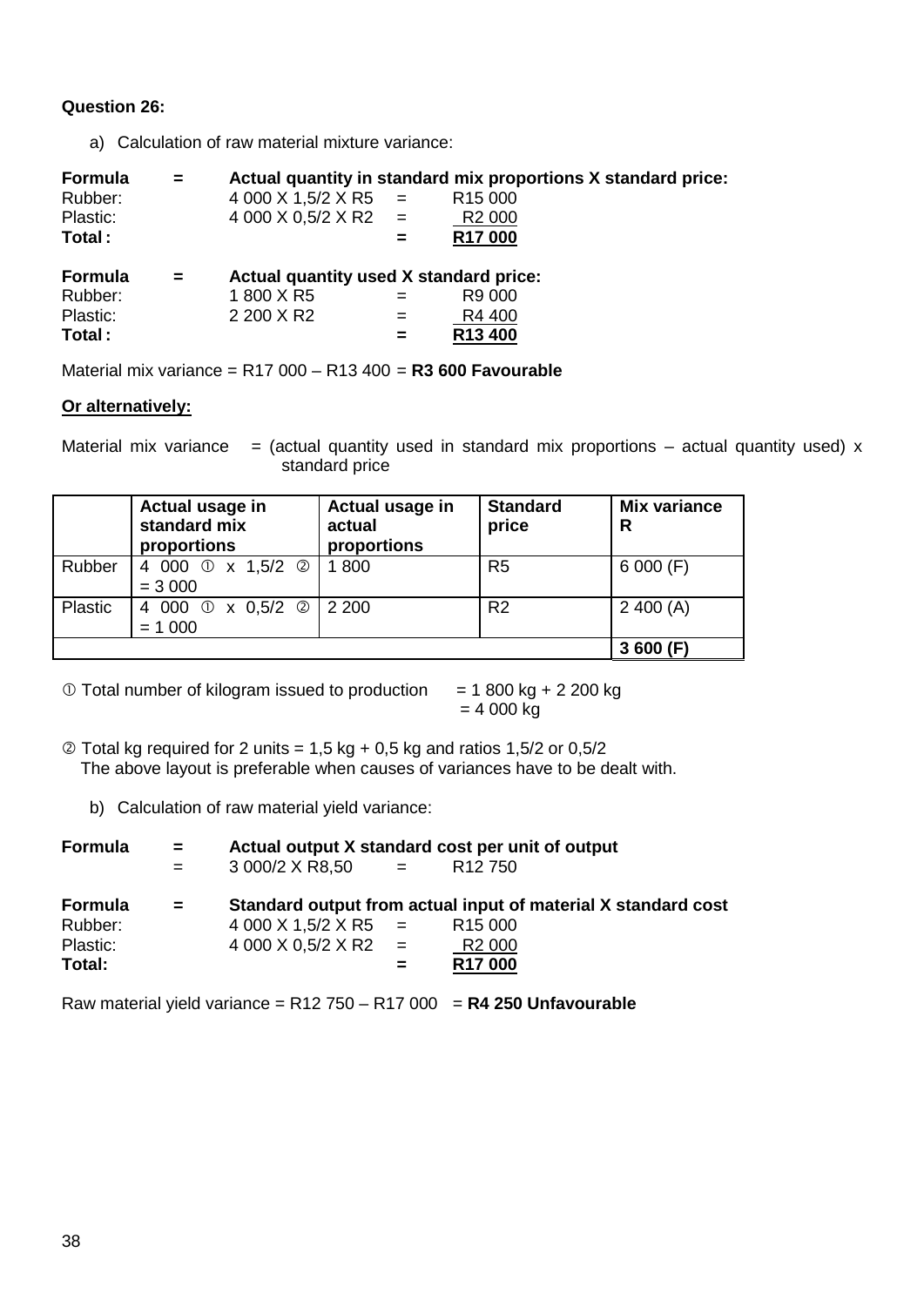**Question 26:**

a) Calculation of raw material mixture variance:

| **Formula** | **=** | **Actual quantity in standard mix proportions X standard price:** | | |
|---|---|---|---|---|
| Rubber: | | 4 000 X 1,5/2 X R5 | = | R15 000 |
| Plastic: | | 4 000 X 0,5/2 X R2 | = | R2 000 |
| **Total :** | | | **=** | **R17 000** |

| **Formula** | **=** | **Actual quantity used X standard price:** | | |
|---|---|---|---|---|
| Rubber: | | 1 800 X R5 | = | R9 000 |
| Plastic: | | 2 200 X R2 | = | R4 400 |
| **Total :** | | | **=** | **R13 400** |

Material mix variance = R17 000 – R13 400 = **R3 600 Favourable**

**Or alternatively:**

Material mix variance = (actual quantity used in standard mix proportions – actual quantity used) x standard price

| | **Actual usage in standard mix proportions** | **Actual usage in actual proportions** | **Standard price** | **Mix variance R** |
|---|---|---|---|---|
| Rubber | 4 000 ① x 1,5/2 ② = 3 000 | 1 800 | R5 | 6 000 (F) |
| Plastic | 4 000 ① x 0,5/2 ② = 1 000 | 2 200 | R2 | 2 400 (A) |
| | | | | **3 600 (F)** |

① Total number of kilogram issued to production = 1 800 kg + 2 200 kg = 4 000 kg

② Total kg required for 2 units = 1,5 kg + 0,5 kg and ratios 1,5/2 or 0,5/2
The above layout is preferable when causes of variances have to be dealt with.

b) Calculation of raw material yield variance:

| **Formula** | **=** | **Actual output X standard cost per unit of output** | | |
|---|---|---|---|---|
| | = | 3 000/2 X R8,50 | = | R12 750 |

| **Formula** | **=** | **Standard output from actual input of material X standard cost** | | |
|---|---|---|---|---|
| Rubber: | | 4 000 X 1,5/2 X R5 | = | R15 000 |
| Plastic: | | 4 000 X 0,5/2 X R2 | = | R2 000 |
| **Total:** | | | **=** | **R17 000** |

Raw material yield variance = R12 750 – R17 000 = **R4 250 Unfavourable**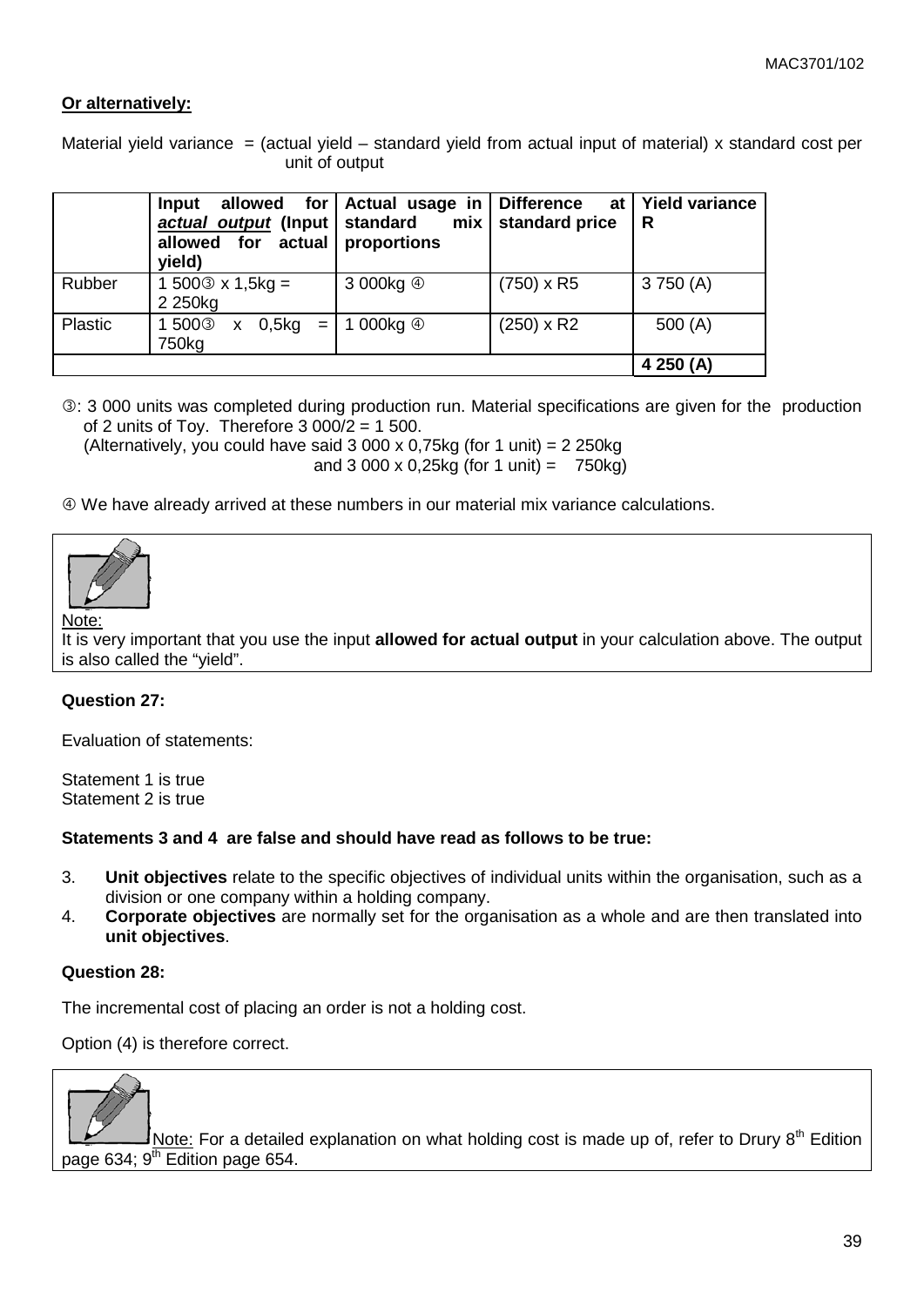**Or alternatively:**

Material yield variance = (actual yield – standard yield from actual input of material) x standard cost per unit of output

| | Input allowed for ***actual output*** (Input allowed for actual yield) | Actual usage in standard mix proportions | Difference at standard price | Yield variance R |
|---|---|---|---|---|
| Rubber | 1 500③ x 1,5kg = 2 250kg | 3 000kg ④ | (750) x R5 | 3 750 (A) |
| Plastic | 1 500③ x 0,5kg = 750kg | 1 000kg ④ | (250) x R2 | 500 (A) |
| | | | | **4 250 (A)** |

③: 3 000 units was completed during production run. Material specifications are given for the production of 2 units of Toy. Therefore 3 000/2 = 1 500.
(Alternatively, you could have said 3 000 x 0,75kg (for 1 unit) = 2 250kg
and 3 000 x 0,25kg (for 1 unit) = 750kg)

④ We have already arrived at these numbers in our material mix variance calculations.

Note:
It is very important that you use the input **allowed for actual output** in your calculation above. The output is also called the "yield".

**Question 27:**

Evaluation of statements:

Statement 1 is true
Statement 2 is true

**Statements 3 and 4 are false and should have read as follows to be true:**

3. **Unit objectives** relate to the specific objectives of individual units within the organisation, such as a division or one company within a holding company.
4. **Corporate objectives** are normally set for the organisation as a whole and are then translated into **unit objectives**.

**Question 28:**

The incremental cost of placing an order is not a holding cost.

Option (4) is therefore correct.

Note: For a detailed explanation on what holding cost is made up of, refer to Drury 8th Edition page 634; 9th Edition page 654.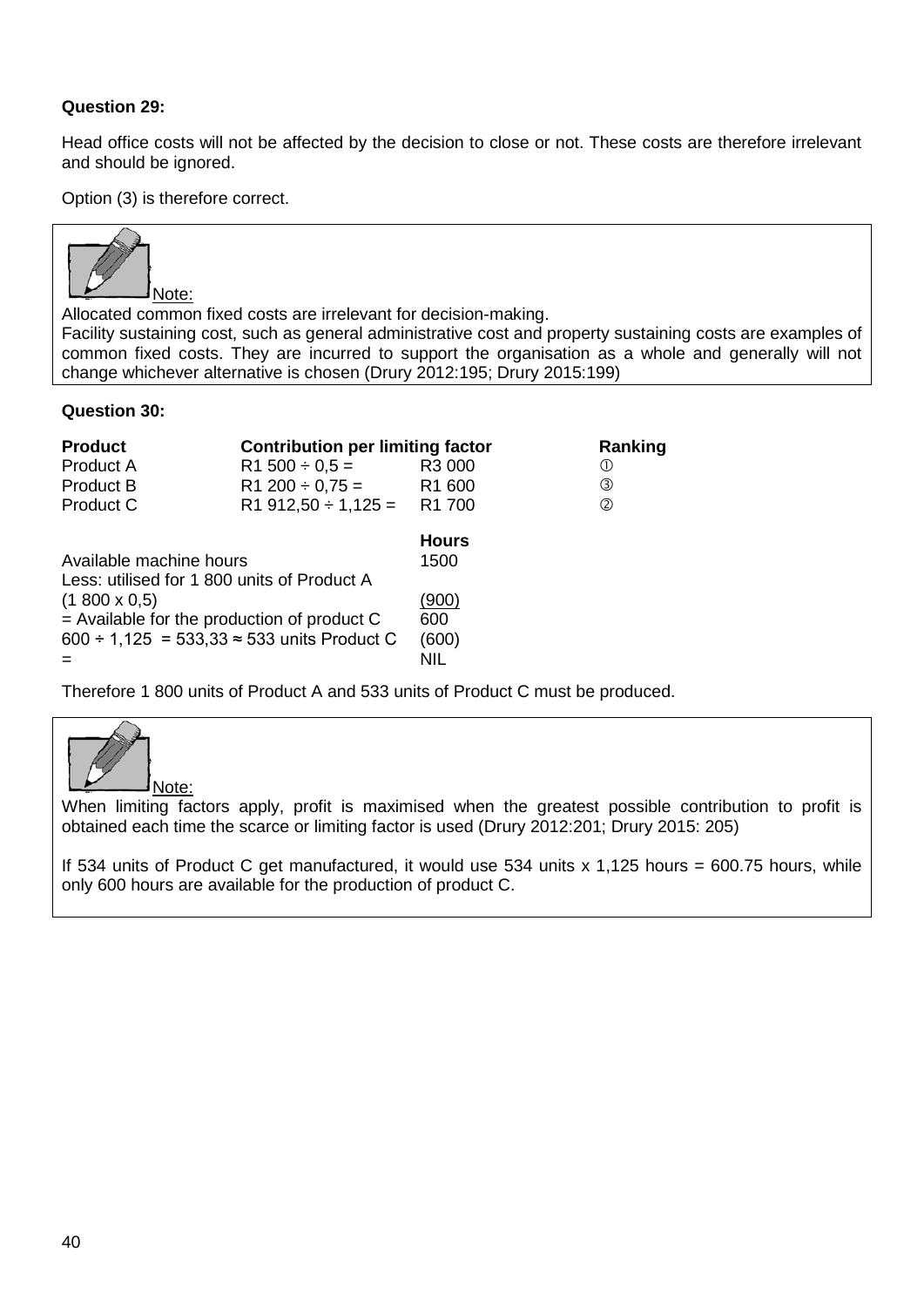**Question 29:**

Head office costs will not be affected by the decision to close or not. These costs are therefore irrelevant and should be ignored.

Option (3) is therefore correct.

> Note:
> Allocated common fixed costs are irrelevant for decision-making.
> Facility sustaining cost, such as general administrative cost and property sustaining costs are examples of common fixed costs. They are incurred to support the organisation as a whole and generally will not change whichever alternative is chosen (Drury 2012:195; Drury 2015:199)

**Question 30:**

| **Product** | **Contribution per limiting factor** | | **Ranking** |
|---|---|---|---|
| Product A | R1 500 ÷ 0,5 = | R3 000 | ① |
| Product B | R1 200 ÷ 0,75 = | R1 600 | ③ |
| Product C | R1 912,50 ÷ 1,125 = | R1 700 | ② |

| | **Hours** |
|---|---|
| Available machine hours | 1500 |
| Less: utilised for 1 800 units of Product A (1 800 x 0,5) | (900) |
| = Available for the production of product C | 600 |
| 600 ÷ 1,125 = 533,33 ≈ 533 units Product C | (600) |
| = | NIL |

Therefore 1 800 units of Product A and 533 units of Product C must be produced.

> Note:
> When limiting factors apply, profit is maximised when the greatest possible contribution to profit is obtained each time the scarce or limiting factor is used (Drury 2012:201; Drury 2015: 205)
>
> If 534 units of Product C get manufactured, it would use 534 units x 1,125 hours = 600.75 hours, while only 600 hours are available for the production of product C.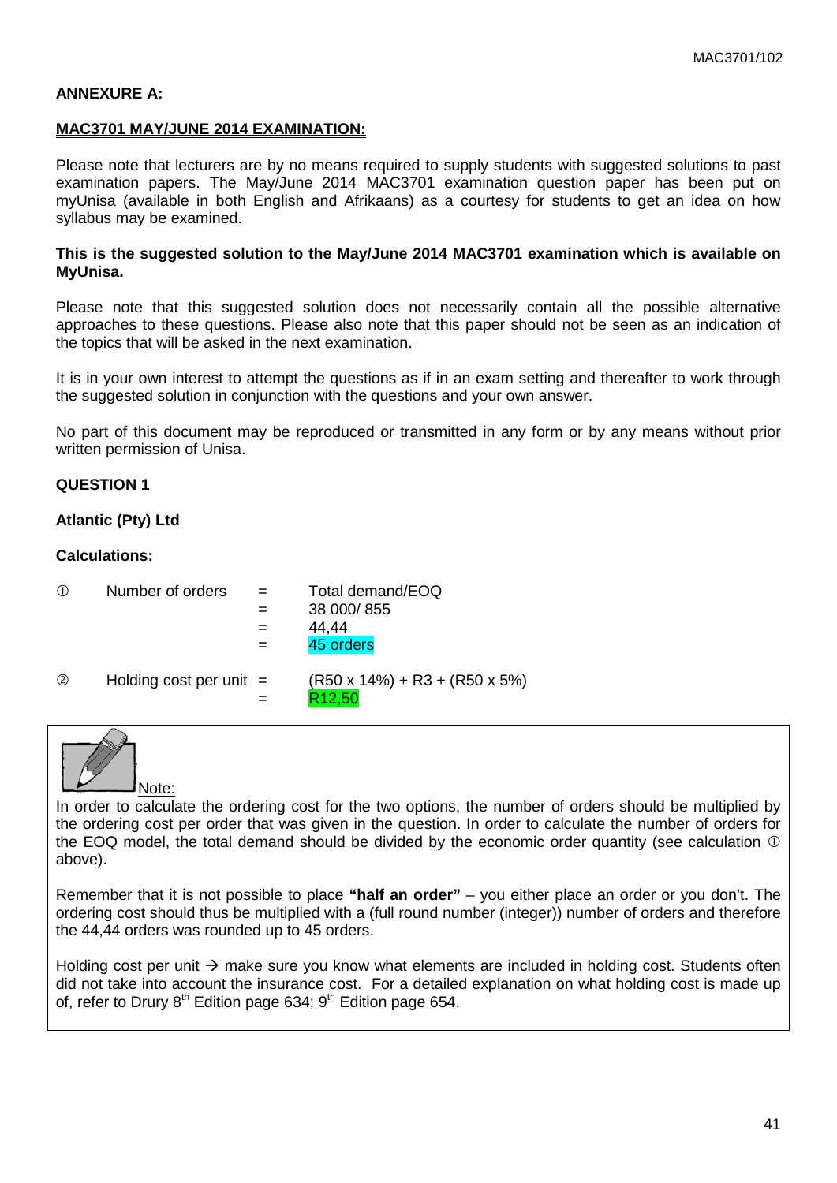**ANNEXURE A:**

**MAC3701 MAY/JUNE 2014 EXAMINATION:**

Please note that lecturers are by no means required to supply students with suggested solutions to past examination papers. The May/June 2014 MAC3701 examination question paper has been put on myUnisa (available in both English and Afrikaans) as a courtesy for students to get an idea on how syllabus may be examined.

**This is the suggested solution to the May/June 2014 MAC3701 examination which is available on MyUnisa.**

Please note that this suggested solution does not necessarily contain all the possible alternative approaches to these questions. Please also note that this paper should not be seen as an indication of the topics that will be asked in the next examination.

It is in your own interest to attempt the questions as if in an exam setting and thereafter to work through the suggested solution in conjunction with the questions and your own answer.

No part of this document may be reproduced or transmitted in any form or by any means without prior written permission of Unisa.

**QUESTION 1**

**Atlantic (Pty) Ltd**

**Calculations:**

① Number of orders = Total demand/EOQ
= 38 000/ 855
= 44,44
= 45 orders

② Holding cost per unit = (R50 x 14%) + R3 + (R50 x 5%)
= R12,50

Note:

In order to calculate the ordering cost for the two options, the number of orders should be multiplied by the ordering cost per order that was given in the question. In order to calculate the number of orders for the EOQ model, the total demand should be divided by the economic order quantity (see calculation ① above).

Remember that it is not possible to place **"half an order"** – you either place an order or you don't. The ordering cost should thus be multiplied with a (full round number (integer)) number of orders and therefore the 44,44 orders was rounded up to 45 orders.

Holding cost per unit → make sure you know what elements are included in holding cost. Students often did not take into account the insurance cost. For a detailed explanation on what holding cost is made up of, refer to Drury 8th Edition page 634; 9th Edition page 654.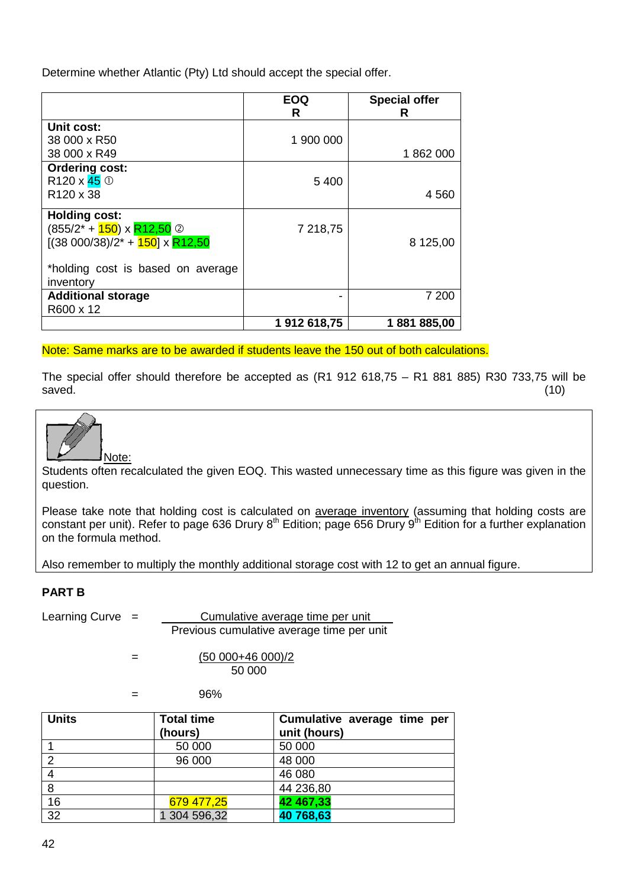Determine whether Atlantic (Pty) Ltd should accept the special offer.

| | EOQ R | Special offer R |
|---|---|---|
| **Unit cost:** | | |
| 38 000 x R50 | 1 900 000 | |
| 38 000 x R49 | | 1 862 000 |
| **Ordering cost:** | | |
| R120 x 45 ① | 5 400 | |
| R120 x 38 | | 4 560 |
| **Holding cost:** | | |
| (855/2* + 150) x R12,50 ② | 7 218,75 | |
| [(38 000/38)/2* + 150] x R12,50 | | 8 125,00 |
| *holding cost is based on average inventory | | |
| **Additional storage** | - | 7 200 |
| R600 x 12 | | |
| | **1 912 618,75** | **1 881 885,00** |

Note: Same marks are to be awarded if students leave the 150 out of both calculations.

The special offer should therefore be accepted as (R1 912 618,75 – R1 881 885) R30 733,75 will be saved. (10)

Note:

Students often recalculated the given EOQ. This wasted unnecessary time as this figure was given in the question.

Please take note that holding cost is calculated on average inventory (assuming that holding costs are constant per unit). Refer to page 636 Drury 8th Edition; page 656 Drury 9th Edition for a further explanation on the formula method.

Also remember to multiply the monthly additional storage cost with 12 to get an annual figure.

**PART B**

$$\text{Learning Curve} = \frac{\text{Cumulative average time per unit}}{\text{Previous cumulative average time per unit}}$$

$$= \frac{(50\,000+46\,000)/2}{50\,000}$$

$$= 96\%$$

| **Units** | **Total time (hours)** | **Cumulative average time per unit (hours)** |
|---|---|---|
| 1 | 50 000 | 50 000 |
| 2 | 96 000 | 48 000 |
| 4 | | 46 080 |
| 8 | | 44 236,80 |
| 16 | 679 477,25 | **42 467,33** |
| 32 | 1 304 596,32 | **40 768,63** |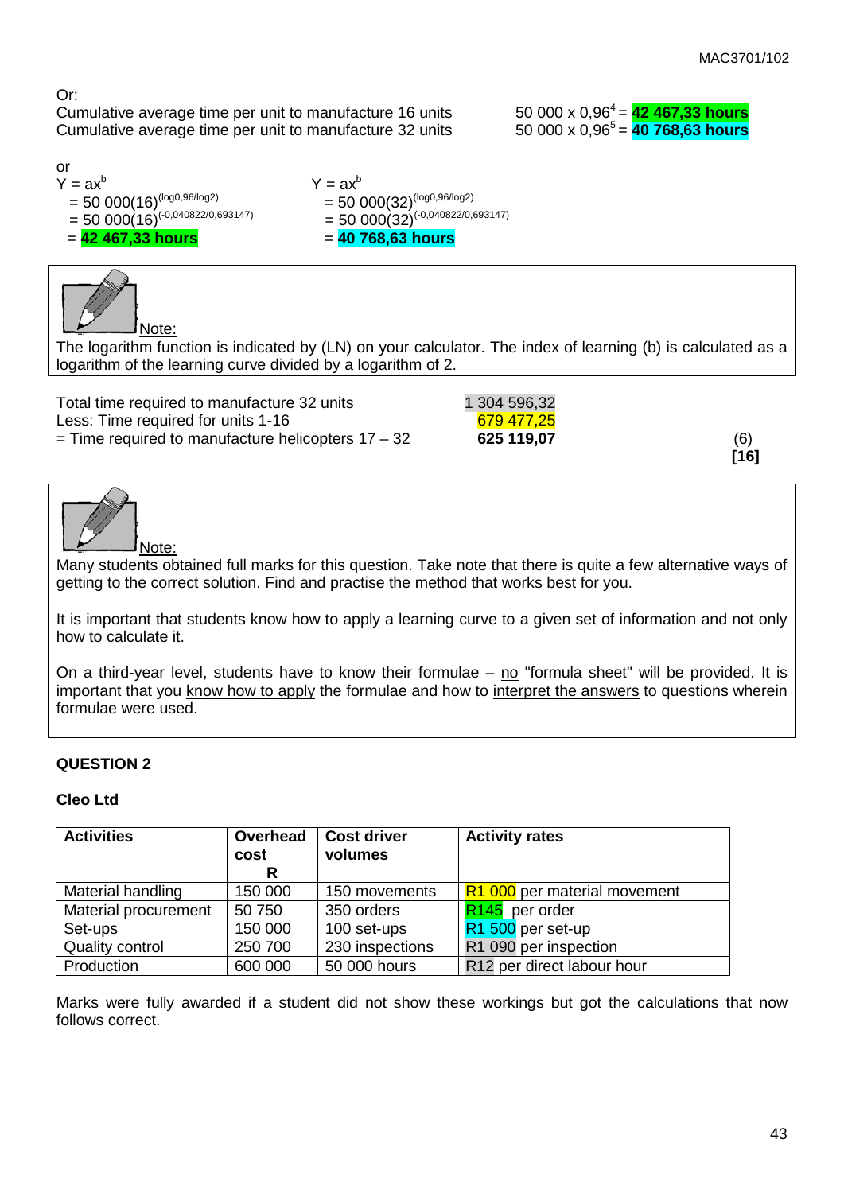Or:

Cumulative average time per unit to manufacture 16 units 50 000 x $0{,}96^4$ = **42 467,33 hours**

Cumulative average time per unit to manufacture 32 units 50 000 x $0{,}96^5$ = **40 768,63 hours**

or

$Y = ax^b$
$= 50\,000(16)^{(\log 0{,}96/\log 2)}$
$= 50\,000(16)^{(-0{,}040822/0{,}693147)}$
= **42 467,33 hours**

$Y = ax^b$
$= 50\,000(32)^{(\log 0{,}96/\log 2)}$
$= 50\,000(32)^{(-0{,}040822/0{,}693147)}$
= **40 768,63 hours**

Note:

The logarithm function is indicated by (LN) on your calculator. The index of learning (b) is calculated as a logarithm of the learning curve divided by a logarithm of 2.

| | | |
|---|---|---|
| Total time required to manufacture 32 units | 1 304 596,32 | |
| Less: Time required for units 1-16 | 679 477,25 | |
| = Time required to manufacture helicopters 17 – 32 | **625 119,07** | (6) |
| | | **[16]** |

Note:

Many students obtained full marks for this question. Take note that there is quite a few alternative ways of getting to the correct solution. Find and practise the method that works best for you.

It is important that students know how to apply a learning curve to a given set of information and not only how to calculate it.

On a third-year level, students have to know their formulae – no "formula sheet" will be provided. It is important that you know how to apply the formulae and how to interpret the answers to questions wherein formulae were used.

### QUESTION 2

**Cleo Ltd**

| **Activities** | **Overhead cost R** | **Cost driver volumes** | **Activity rates** |
|---|---|---|---|
| Material handling | 150 000 | 150 movements | R1 000 per material movement |
| Material procurement | 50 750 | 350 orders | R145 per order |
| Set-ups | 150 000 | 100 set-ups | R1 500 per set-up |
| Quality control | 250 700 | 230 inspections | R1 090 per inspection |
| Production | 600 000 | 50 000 hours | R12 per direct labour hour |

Marks were fully awarded if a student did not show these workings but got the calculations that now follows correct.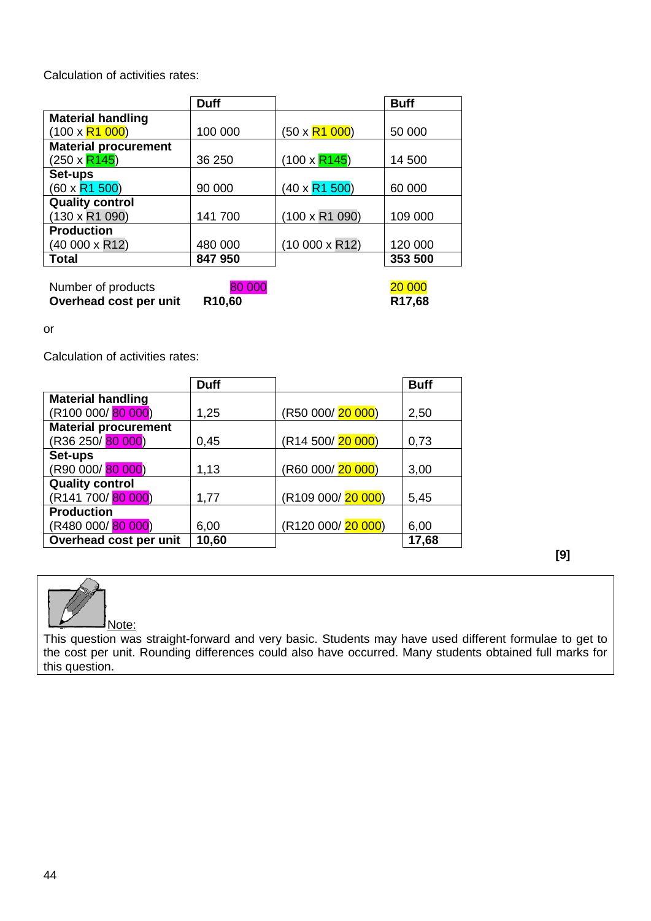Calculation of activities rates:

| | Duff | | Buff |
|---|---|---|---|
| **Material handling** (100 x R1 000) | 100 000 | (50 x R1 000) | 50 000 |
| **Material procurement** (250 x R145) | 36 250 | (100 x R145) | 14 500 |
| **Set-ups** (60 x R1 500) | 90 000 | (40 x R1 500) | 60 000 |
| **Quality control** (130 x R1 090) | 141 700 | (100 x R1 090) | 109 000 |
| **Production** (40 000 x R12) | 480 000 | (10 000 x R12) | 120 000 |
| **Total** | **847 950** | | **353 500** |
| Number of products | 80 000 | | 20 000 |
| **Overhead cost per unit** | **R10,60** | | **R17,68** |

or

Calculation of activities rates:

| | Duff | | Buff |
|---|---|---|---|
| **Material handling** (R100 000/ 80 000) | 1,25 | (R50 000/ 20 000) | 2,50 |
| **Material procurement** (R36 250/ 80 000) | 0,45 | (R14 500/ 20 000) | 0,73 |
| **Set-ups** (R90 000/ 80 000) | 1,13 | (R60 000/ 20 000) | 3,00 |
| **Quality control** (R141 700/ 80 000) | 1,77 | (R109 000/ 20 000) | 5,45 |
| **Production** (R480 000/ 80 000) | 6,00 | (R120 000/ 20 000) | 6,00 |
| **Overhead cost per unit** | **10,60** | | **17,68** |

**[9]**

Note:

This question was straight-forward and very basic. Students may have used different formulae to get to the cost per unit. Rounding differences could also have occurred. Many students obtained full marks for this question.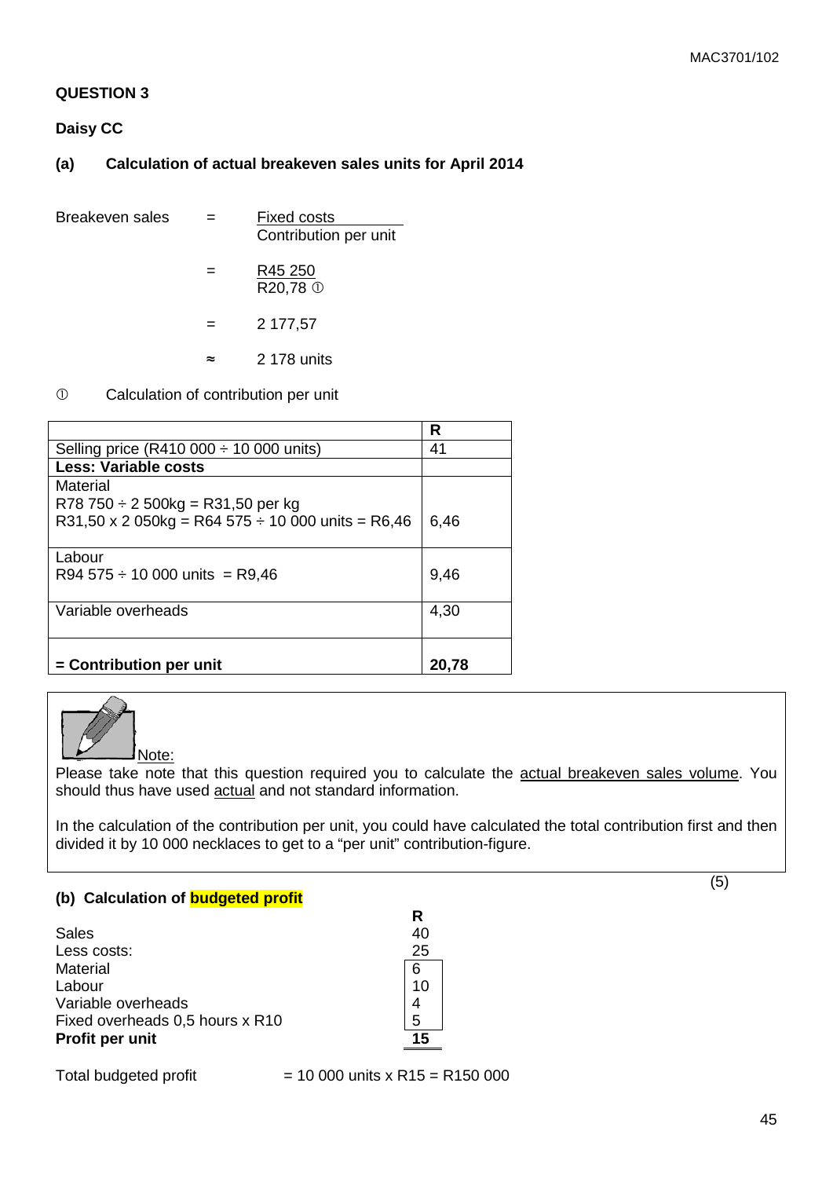## QUESTION 3

### Daisy CC

### (a) Calculation of actual breakeven sales units for April 2014

$$\text{Breakeven sales} = \frac{\text{Fixed costs}}{\text{Contribution per unit}}$$

$$= \frac{R45\ 250}{R20{,}78\ ①}$$

$$= 2\ 177{,}57$$

$$\approx 2\ 178 \text{ units}$$

① Calculation of contribution per unit

| | R |
|---|---|
| Selling price (R410 000 ÷ 10 000 units) | 41 |
| **Less: Variable costs** | |
| Material<br>R78 750 ÷ 2 500kg = R31,50 per kg<br>R31,50 x 2 050kg = R64 575 ÷ 10 000 units = R6,46 | 6,46 |
| Labour<br>R94 575 ÷ 10 000 units = R9,46 | 9,46 |
| Variable overheads | 4,30 |
| **= Contribution per unit** | **20,78** |

Note:

Please take note that this question required you to calculate the actual breakeven sales volume. You should thus have used actual and not standard information.

In the calculation of the contribution per unit, you could have calculated the total contribution first and then divided it by 10 000 necklaces to get to a "per unit" contribution-figure.

(5)

### (b) Calculation of budgeted profit

| | R |
|---|---|
| Sales | 40 |
| Less costs: | 25 |
| Material | 6 |
| Labour | 10 |
| Variable overheads | 4 |
| Fixed overheads 0,5 hours x R10 | 5 |
| **Profit per unit** | **15** |

Total budgeted profit = 10 000 units x R15 = R150 000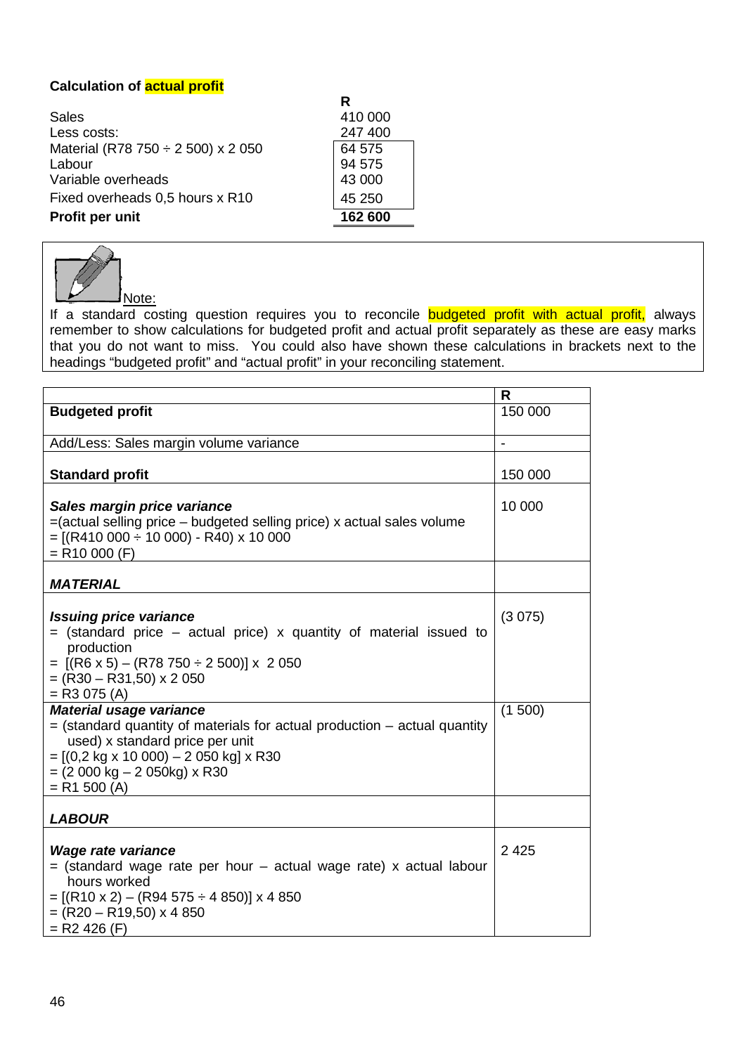**Calculation of actual profit**

| | R |
|---|---|
| Sales | 410 000 |
| Less costs: | 247 400 |
| Material (R78 750 ÷ 2 500) x 2 050 | 64 575 |
| Labour | 94 575 |
| Variable overheads | 43 000 |
| Fixed overheads 0,5 hours x R10 | 45 250 |
| **Profit per unit** | **162 600** |

Note:

If a standard costing question requires you to reconcile budgeted profit with actual profit, always remember to show calculations for budgeted profit and actual profit separately as these are easy marks that you do not want to miss. You could also have shown these calculations in brackets next to the headings "budgeted profit" and "actual profit" in your reconciling statement.

| | R |
|---|---|
| **Budgeted profit** | 150 000 |
| Add/Less: Sales margin volume variance | - |
| **Standard profit** | 150 000 |
| ***Sales margin price variance***<br>=(actual selling price – budgeted selling price) x actual sales volume<br>= [(R410 000 ÷ 10 000) - R40) x 10 000<br>= R10 000 (F) | 10 000 |
| ***MATERIAL*** | |
| ***Issuing price variance***<br>= (standard price – actual price) x quantity of material issued to production<br>= [(R6 x 5) – (R78 750 ÷ 2 500)] x 2 050<br>= (R30 – R31,50) x 2 050<br>= R3 075 (A) | (3 075) |
| ***Material usage variance***<br>= (standard quantity of materials for actual production – actual quantity used) x standard price per unit<br>= [(0,2 kg x 10 000) – 2 050 kg] x R30<br>= (2 000 kg – 2 050kg) x R30<br>= R1 500 (A) | (1 500) |
| ***LABOUR*** | |
| ***Wage rate variance***<br>= (standard wage rate per hour – actual wage rate) x actual labour hours worked<br>= [(R10 x 2) – (R94 575 ÷ 4 850)] x 4 850<br>= (R20 – R19,50) x 4 850<br>= R2 426 (F) | 2 425 |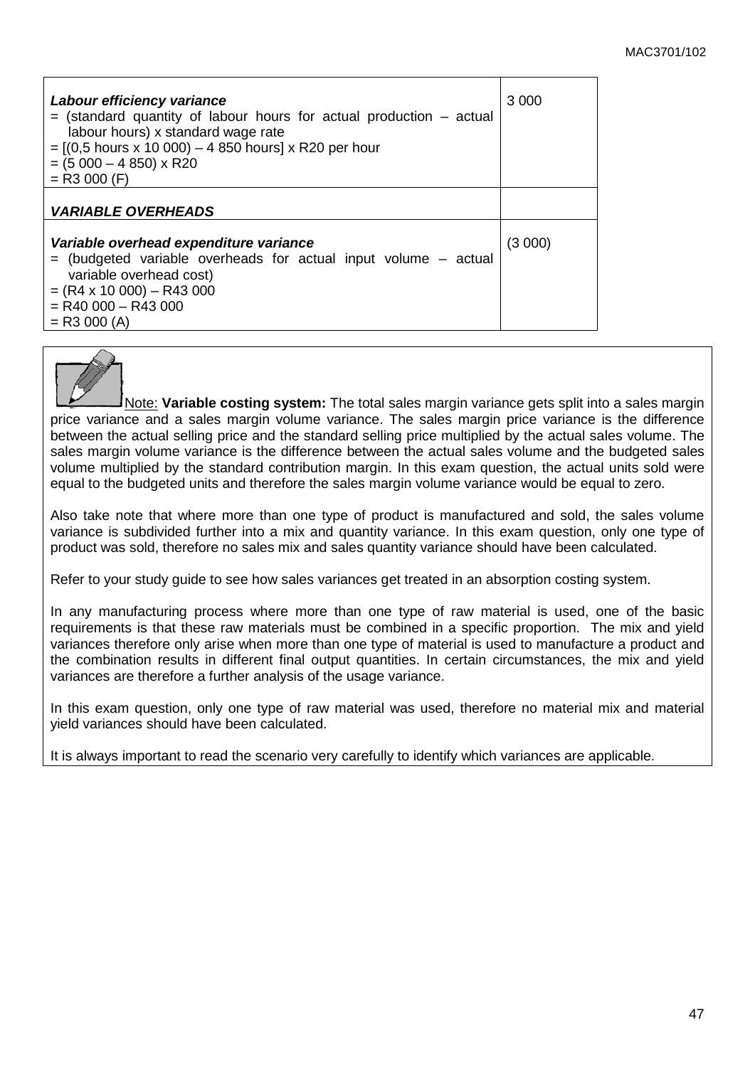| | |
|---|---|
| ***Labour efficiency variance***<br>= (standard quantity of labour hours for actual production – actual labour hours) x standard wage rate<br>= [(0,5 hours x 10 000) – 4 850 hours] x R20 per hour<br>= (5 000 – 4 850) x R20<br>= R3 000 (F) | 3 000 |
| ***VARIABLE OVERHEADS*** | |
| ***Variable overhead expenditure variance***<br>= (budgeted variable overheads for actual input volume – actual variable overhead cost)<br>= (R4 x 10 000) – R43 000<br>= R40 000 – R43 000<br>= R3 000 (A) | (3 000) |

Note: **Variable costing system:** The total sales margin variance gets split into a sales margin price variance and a sales margin volume variance. The sales margin price variance is the difference between the actual selling price and the standard selling price multiplied by the actual sales volume. The sales margin volume variance is the difference between the actual sales volume and the budgeted sales volume multiplied by the standard contribution margin. In this exam question, the actual units sold were equal to the budgeted units and therefore the sales margin volume variance would be equal to zero.

Also take note that where more than one type of product is manufactured and sold, the sales volume variance is subdivided further into a mix and quantity variance. In this exam question, only one type of product was sold, therefore no sales mix and sales quantity variance should have been calculated.

Refer to your study guide to see how sales variances get treated in an absorption costing system.

In any manufacturing process where more than one type of raw material is used, one of the basic requirements is that these raw materials must be combined in a specific proportion. The mix and yield variances therefore only arise when more than one type of material is used to manufacture a product and the combination results in different final output quantities. In certain circumstances, the mix and yield variances are therefore a further analysis of the usage variance.

In this exam question, only one type of raw material was used, therefore no material mix and material yield variances should have been calculated.

It is always important to read the scenario very carefully to identify which variances are applicable.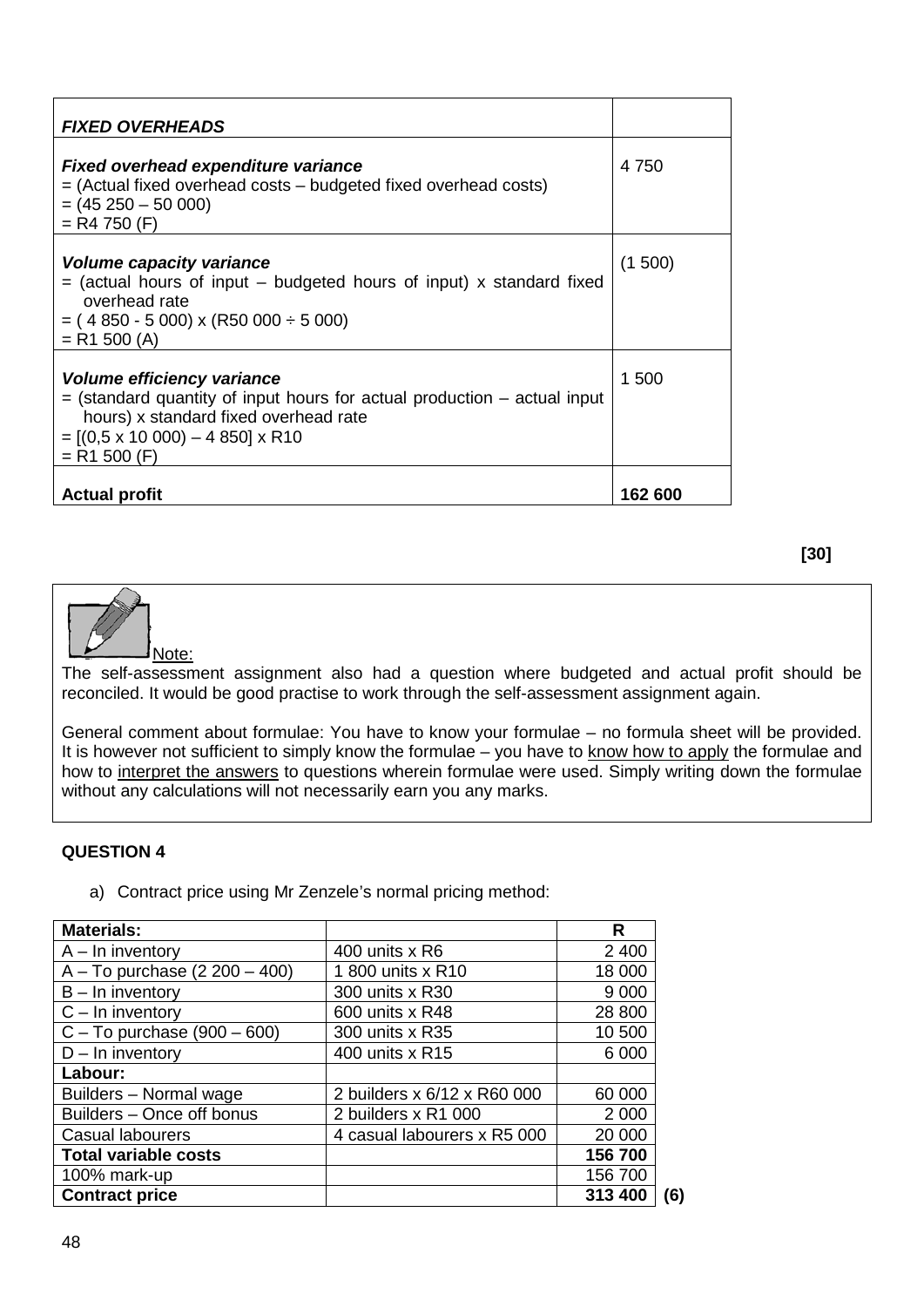| ***FIXED OVERHEADS*** | |
|---|---|
| ***Fixed overhead expenditure variance***<br>= (Actual fixed overhead costs – budgeted fixed overhead costs)<br>= (45 250 – 50 000)<br>= R4 750 (F) | 4 750 |
| ***Volume capacity variance***<br>= (actual hours of input – budgeted hours of input) x standard fixed overhead rate<br>= ( 4 850 - 5 000) x (R50 000 ÷ 5 000)<br>= R1 500 (A) | (1 500) |
| ***Volume efficiency variance***<br>= (standard quantity of input hours for actual production – actual input hours) x standard fixed overhead rate<br>= [(0,5 x 10 000) – 4 850] x R10<br>= R1 500 (F) | 1 500 |
| **Actual profit** | **162 600** |

**[30]**

> Note:
>
> The self-assessment assignment also had a question where budgeted and actual profit should be reconciled. It would be good practise to work through the self-assessment assignment again.
>
> General comment about formulae: You have to know your formulae – no formula sheet will be provided. It is however not sufficient to simply know the formulae – you have to know how to apply the formulae and how to interpret the answers to questions wherein formulae were used. Simply writing down the formulae without any calculations will not necessarily earn you any marks.

## QUESTION 4

a) Contract price using Mr Zenzele's normal pricing method:

| **Materials:** | | **R** |
|---|---|---|
| A – In inventory | 400 units x R6 | 2 400 |
| A – To purchase (2 200 – 400) | 1 800 units x R10 | 18 000 |
| B – In inventory | 300 units x R30 | 9 000 |
| C – In inventory | 600 units x R48 | 28 800 |
| C – To purchase (900 – 600) | 300 units x R35 | 10 500 |
| D – In inventory | 400 units x R15 | 6 000 |
| **Labour:** | | |
| Builders – Normal wage | 2 builders x 6/12 x R60 000 | 60 000 |
| Builders – Once off bonus | 2 builders x R1 000 | 2 000 |
| Casual labourers | 4 casual labourers x R5 000 | 20 000 |
| **Total variable costs** | | **156 700** |
| 100% mark-up | | 156 700 |
| **Contract price** | | **313 400** |

**(6)**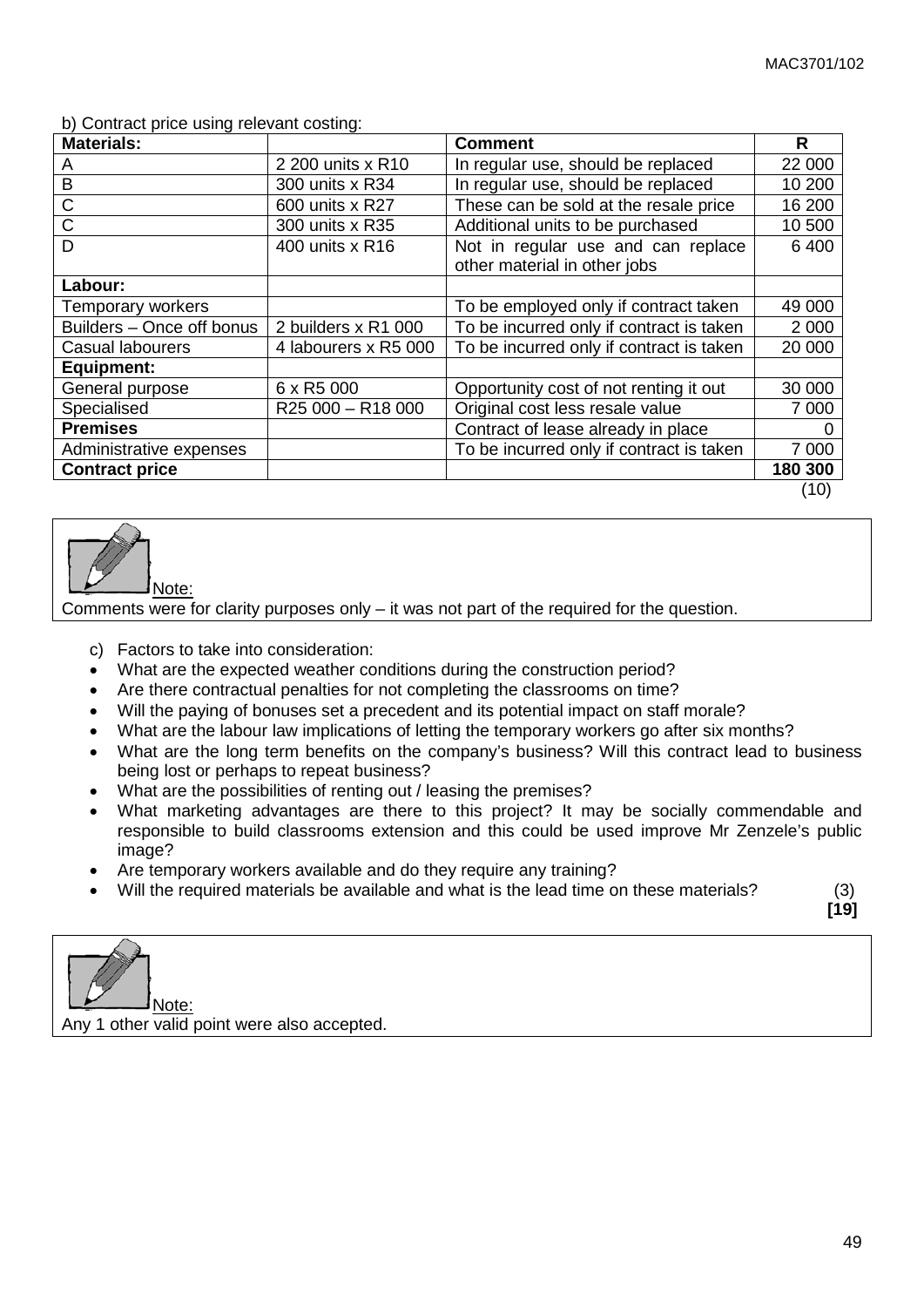b) Contract price using relevant costing:

| Materials: | | Comment | R |
|---|---|---|---|
| A | 2 200 units x R10 | In regular use, should be replaced | 22 000 |
| B | 300 units x R34 | In regular use, should be replaced | 10 200 |
| C | 600 units x R27 | These can be sold at the resale price | 16 200 |
| C | 300 units x R35 | Additional units to be purchased | 10 500 |
| D | 400 units x R16 | Not in regular use and can replace other material in other jobs | 6 400 |
| **Labour:** | | | |
| Temporary workers | | To be employed only if contract taken | 49 000 |
| Builders – Once off bonus | 2 builders x R1 000 | To be incurred only if contract is taken | 2 000 |
| Casual labourers | 4 labourers x R5 000 | To be incurred only if contract is taken | 20 000 |
| **Equipment:** | | | |
| General purpose | 6 x R5 000 | Opportunity cost of not renting it out | 30 000 |
| Specialised | R25 000 – R18 000 | Original cost less resale value | 7 000 |
| **Premises** | | Contract of lease already in place | 0 |
| Administrative expenses | | To be incurred only if contract is taken | 7 000 |
| **Contract price** | | | 180 300 |

(10)

Note:
Comments were for clarity purposes only – it was not part of the required for the question.

c) Factors to take into consideration:

- What are the expected weather conditions during the construction period?
- Are there contractual penalties for not completing the classrooms on time?
- Will the paying of bonuses set a precedent and its potential impact on staff morale?
- What are the labour law implications of letting the temporary workers go after six months?
- What are the long term benefits on the company's business? Will this contract lead to business being lost or perhaps to repeat business?
- What are the possibilities of renting out / leasing the premises?
- What marketing advantages are there to this project? It may be socially commendable and responsible to build classrooms extension and this could be used improve Mr Zenzele's public image?
- Are temporary workers available and do they require any training?
- Will the required materials be available and what is the lead time on these materials? (3)

**[19]**

Note:
Any 1 other valid point were also accepted.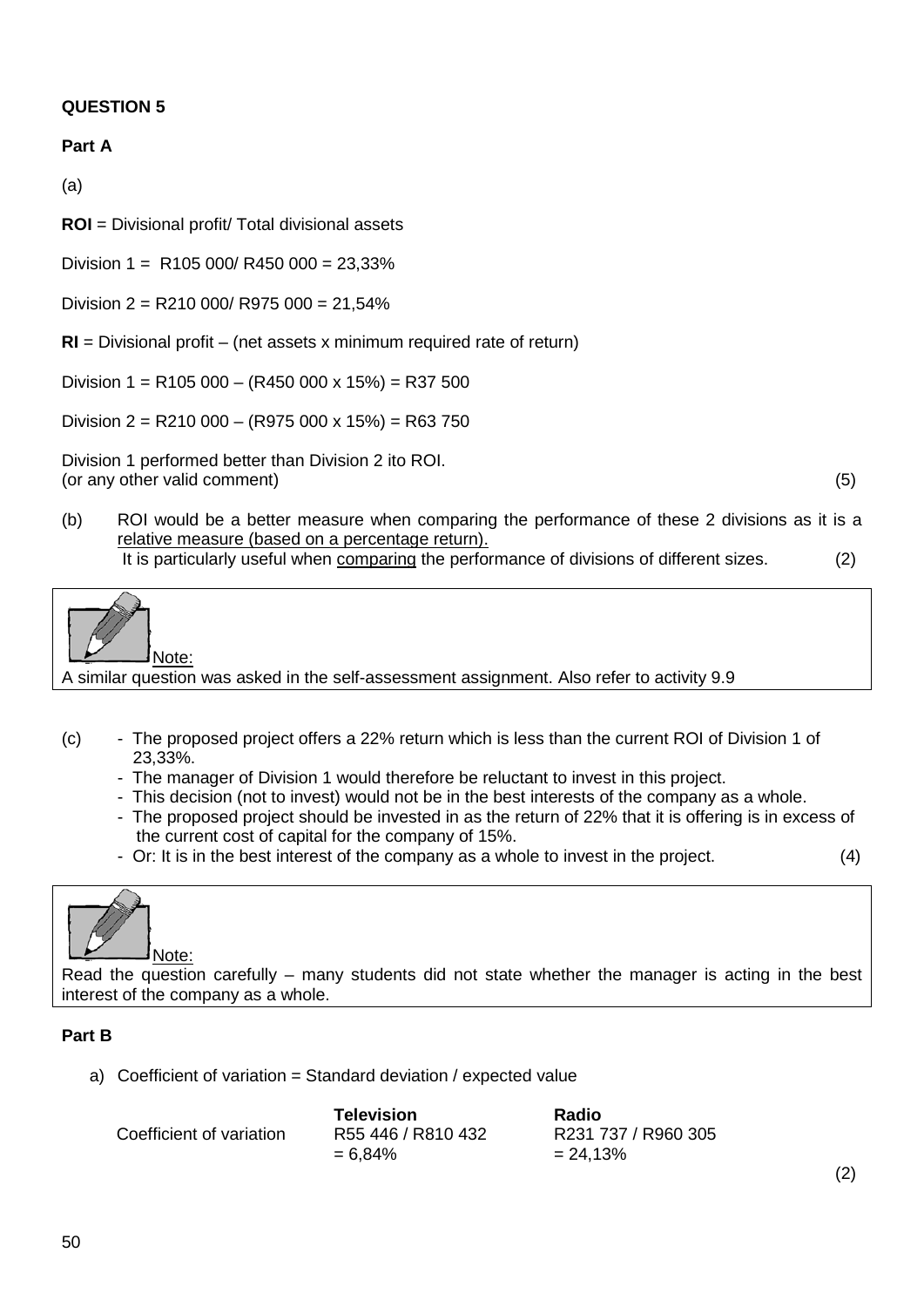**QUESTION 5**

**Part A**

(a)

**ROI** = Divisional profit/ Total divisional assets

Division 1 = R105 000/ R450 000 = 23,33%

Division 2 = R210 000/ R975 000 = 21,54%

**RI** = Divisional profit – (net assets x minimum required rate of return)

Division 1 = R105 000 – (R450 000 x 15%) = R37 500

Division 2 = R210 000 – (R975 000 x 15%) = R63 750

Division 1 performed better than Division 2 ito ROI.
(or any other valid comment) (5)

(b) ROI would be a better measure when comparing the performance of these 2 divisions as it is a relative measure (based on a percentage return). It is particularly useful when comparing the performance of divisions of different sizes. (2)

> Note:
> A similar question was asked in the self-assessment assignment. Also refer to activity 9.9

(c)
- The proposed project offers a 22% return which is less than the current ROI of Division 1 of 23,33%.
- The manager of Division 1 would therefore be reluctant to invest in this project.
- This decision (not to invest) would not be in the best interests of the company as a whole.
- The proposed project should be invested in as the return of 22% that it is offering is in excess of the current cost of capital for the company of 15%.
- Or: It is in the best interest of the company as a whole to invest in the project. (4)

> Note:
> Read the question carefully – many students did not state whether the manager is acting in the best interest of the company as a whole.

**Part B**

a) Coefficient of variation = Standard deviation / expected value

| | **Television** | **Radio** |
|---|---|---|
| Coefficient of variation | R55 446 / R810 432 = 6,84% | R231 737 / R960 305 = 24,13% |

(2)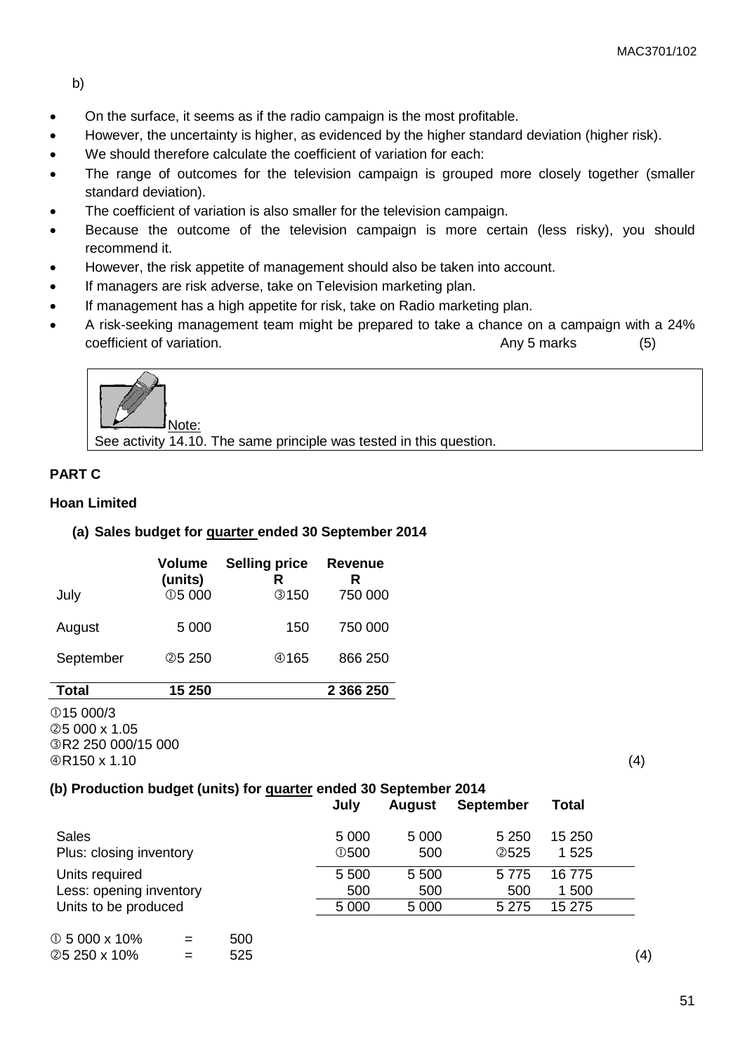b)

- On the surface, it seems as if the radio campaign is the most profitable.
- However, the uncertainty is higher, as evidenced by the higher standard deviation (higher risk).
- We should therefore calculate the coefficient of variation for each:
- The range of outcomes for the television campaign is grouped more closely together (smaller standard deviation).
- The coefficient of variation is also smaller for the television campaign.
- Because the outcome of the television campaign is more certain (less risky), you should recommend it.
- However, the risk appetite of management should also be taken into account.
- If managers are risk adverse, take on Television marketing plan.
- If management has a high appetite for risk, take on Radio marketing plan.
- A risk-seeking management team might be prepared to take a chance on a campaign with a 24% coefficient of variation. Any 5 marks (5)

Note:
See activity 14.10. The same principle was tested in this question.

**PART C**

**Hoan Limited**

**(a) Sales budget for quarter ended 30 September 2014**

| | Volume (units) | Selling price R | Revenue R |
|---|---|---|---|
| July | ①5 000 | ③150 | 750 000 |
| August | 5 000 | 150 | 750 000 |
| September | ②5 250 | ④165 | 866 250 |
| **Total** | **15 250** | | **2 366 250** |

①15 000/3
②5 000 x 1.05
③R2 250 000/15 000
④R150 x 1.10 (4)

**(b) Production budget (units) for quarter ended 30 September 2014**

| | July | August | September | Total |
|---|---|---|---|---|
| Sales | 5 000 | 5 000 | 5 250 | 15 250 |
| Plus: closing inventory | ①500 | 500 | ②525 | 1 525 |
| Units required | 5 500 | 5 500 | 5 775 | 16 775 |
| Less: opening inventory | 500 | 500 | 500 | 1 500 |
| Units to be produced | 5 000 | 5 000 | 5 275 | 15 275 |

① 5 000 x 10% = 500
②5 250 x 10% = 525 (4)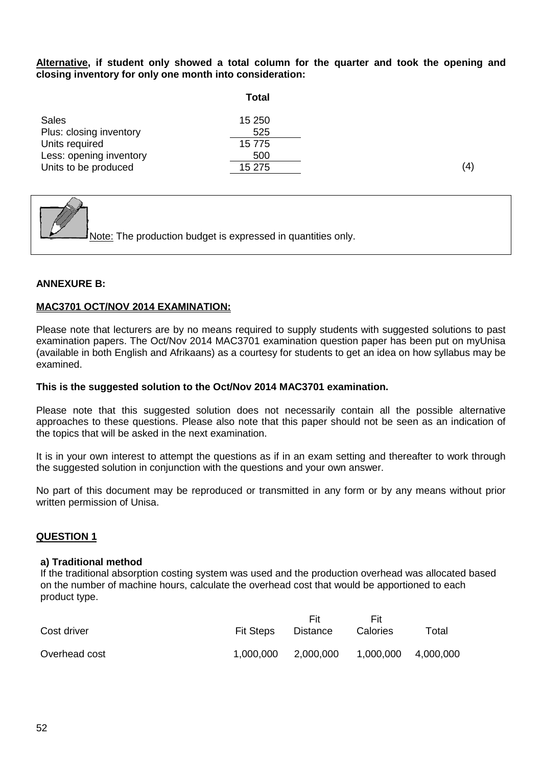**Alternative, if student only showed a total column for the quarter and took the opening and closing inventory for only one month into consideration:**

| | Total | |
|---|---|---|
| Sales | 15 250 | |
| Plus: closing inventory | 525 | |
| Units required | 15 775 | |
| Less: opening inventory | 500 | |
| Units to be produced | 15 275 | (4) |

> Note: The production budget is expressed in quantities only.

**ANNEXURE B:**

**MAC3701 OCT/NOV 2014 EXAMINATION:**

Please note that lecturers are by no means required to supply students with suggested solutions to past examination papers. The Oct/Nov 2014 MAC3701 examination question paper has been put on myUnisa (available in both English and Afrikaans) as a courtesy for students to get an idea on how syllabus may be examined.

**This is the suggested solution to the Oct/Nov 2014 MAC3701 examination.**

Please note that this suggested solution does not necessarily contain all the possible alternative approaches to these questions. Please also note that this paper should not be seen as an indication of the topics that will be asked in the next examination.

It is in your own interest to attempt the questions as if in an exam setting and thereafter to work through the suggested solution in conjunction with the questions and your own answer.

No part of this document may be reproduced or transmitted in any form or by any means without prior written permission of Unisa.

**QUESTION 1**

**a) Traditional method**

If the traditional absorption costing system was used and the production overhead was allocated based on the number of machine hours, calculate the overhead cost that would be apportioned to each product type.

| Cost driver | Fit Steps | Fit Distance | Fit Calories | Total |
|---|---|---|---|---|
| Overhead cost | 1,000,000 | 2,000,000 | 1,000,000 | 4,000,000 |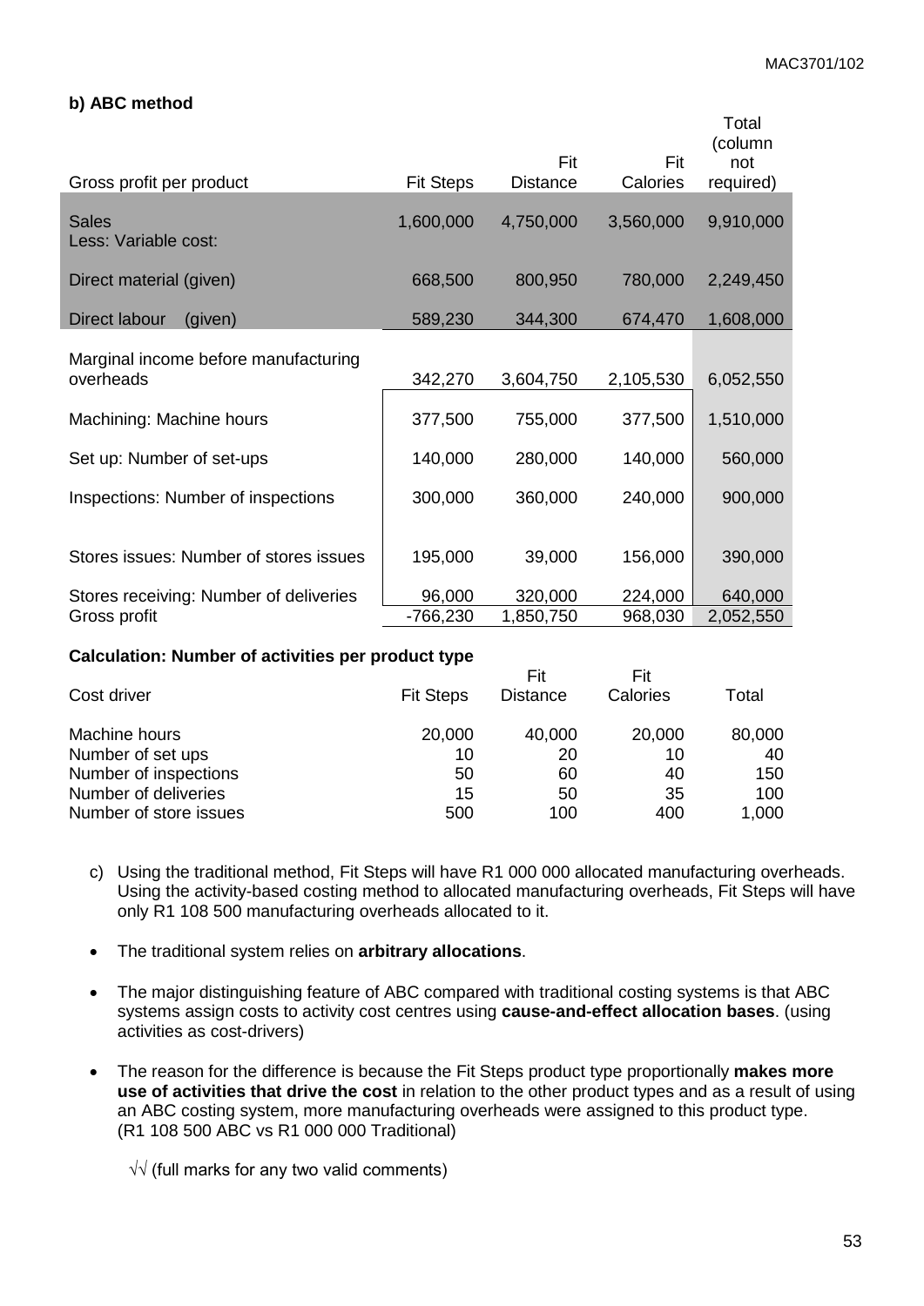**b) ABC method**

| Gross profit per product | Fit Steps | Fit Distance | Fit Calories | Total (column not required) |
|---|---|---|---|---|
| Sales | 1,600,000 | 4,750,000 | 3,560,000 | 9,910,000 |
| Less: Variable cost: | | | | |
| Direct material (given) | 668,500 | 800,950 | 780,000 | 2,249,450 |
| Direct labour (given) | 589,230 | 344,300 | 674,470 | 1,608,000 |
| Marginal income before manufacturing overheads | 342,270 | 3,604,750 | 2,105,530 | 6,052,550 |
| Machining: Machine hours | 377,500 | 755,000 | 377,500 | 1,510,000 |
| Set up: Number of set-ups | 140,000 | 280,000 | 140,000 | 560,000 |
| Inspections: Number of inspections | 300,000 | 360,000 | 240,000 | 900,000 |
| Stores issues: Number of stores issues | 195,000 | 39,000 | 156,000 | 390,000 |
| Stores receiving: Number of deliveries | 96,000 | 320,000 | 224,000 | 640,000 |
| Gross profit | -766,230 | 1,850,750 | 968,030 | 2,052,550 |

**Calculation: Number of activities per product type**

| Cost driver | Fit Steps | Fit Distance | Fit Calories | Total |
|---|---|---|---|---|
| Machine hours | 20,000 | 40,000 | 20,000 | 80,000 |
| Number of set ups | 10 | 20 | 10 | 40 |
| Number of inspections | 50 | 60 | 40 | 150 |
| Number of deliveries | 15 | 50 | 35 | 100 |
| Number of store issues | 500 | 100 | 400 | 1,000 |

c) Using the traditional method, Fit Steps will have R1 000 000 allocated manufacturing overheads. Using the activity-based costing method to allocated manufacturing overheads, Fit Steps will have only R1 108 500 manufacturing overheads allocated to it.

- The traditional system relies on **arbitrary allocations**.
- The major distinguishing feature of ABC compared with traditional costing systems is that ABC systems assign costs to activity cost centres using **cause-and-effect allocation bases**. (using activities as cost-drivers)
- The reason for the difference is because the Fit Steps product type proportionally **makes more use of activities that drive the cost** in relation to the other product types and as a result of using an ABC costing system, more manufacturing overheads were assigned to this product type. (R1 108 500 ABC vs R1 000 000 Traditional)

√√ (full marks for any two valid comments)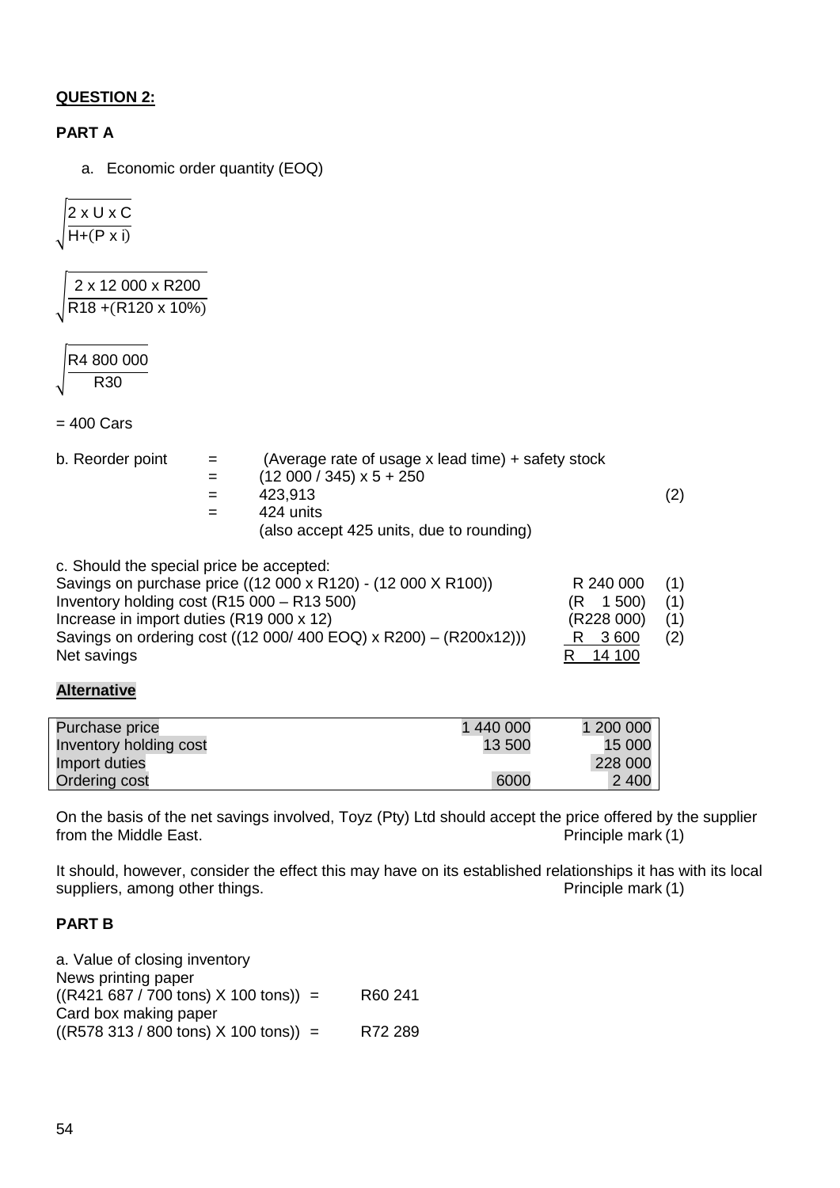**QUESTION 2:**

**PART A**

a. Economic order quantity (EOQ)

$$\sqrt{\frac{2 \text{ x U x C}}{\text{H+(P x i)}}}$$

$$\sqrt{\frac{2 \text{ x } 12\ 000 \text{ x R}200}{\text{R}18 + (\text{R}120 \text{ x } 10\%)}}$$

$$\sqrt{\frac{\text{R}4\ 800\ 000}{\text{R}30}}$$

= 400 Cars

| b. Reorder point | = | (Average rate of usage x lead time) + safety stock | |
|---|---|---|---|
| | = | (12 000 / 345) x 5 + 250 | |
| | = | 423,913 | (2) |
| | = | 424 units | |
| | | (also accept 425 units, due to rounding) | |

c. Should the special price be accepted:

| | | |
|---|---|---|
| Savings on purchase price ((12 000 x R120) - (12 000 X R100)) | R 240 000 | (1) |
| Inventory holding cost (R15 000 – R13 500) | (R 1 500) | (1) |
| Increase in import duties (R19 000 x 12) | (R228 000) | (1) |
| Savings on ordering cost ((12 000/ 400 EOQ) x R200) – (R200x12))) | R 3 600 | (2) |
| Net savings | R 14 100 | |

**Alternative**

| | | |
|---|---|---|
| Purchase price | 1 440 000 | 1 200 000 |
| Inventory holding cost | 13 500 | 15 000 |
| Import duties | | 228 000 |
| Ordering cost | 6000 | 2 400 |

On the basis of the net savings involved, Toyz (Pty) Ltd should accept the price offered by the supplier from the Middle East. Principle mark (1)

It should, however, consider the effect this may have on its established relationships it has with its local suppliers, among other things. Principle mark (1)

**PART B**

a. Value of closing inventory

News printing paper
((R421 687 / 700 tons) X 100 tons)) = R60 241

Card box making paper
((R578 313 / 800 tons) X 100 tons)) = R72 289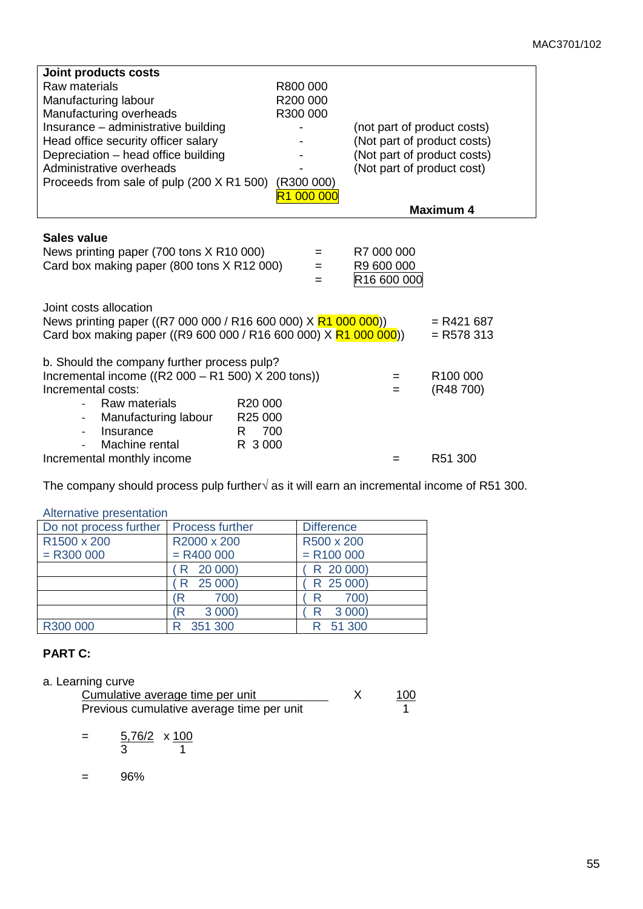| **Joint products costs** | | |
|---|---|---|
| Raw materials | R800 000 | |
| Manufacturing labour | R200 000 | |
| Manufacturing overheads | R300 000 | |
| Insurance – administrative building | - | (not part of product costs) |
| Head office security officer salary | - | (Not part of product costs) |
| Depreciation – head office building | - | (Not part of product costs) |
| Administrative overheads | - | (Not part of product cost) |
| Proceeds from sale of pulp (200 X R1 500) | (R300 000) | |
| | R1 000 000 | |
| | | **Maximum 4** |

**Sales value**

| | | |
|---|---|---|
| News printing paper (700 tons X R10 000) | = | R7 000 000 |
| Card box making paper (800 tons X R12 000) | = | R9 600 000 |
| | = | R16 600 000 |

Joint costs allocation

News printing paper ((R7 000 000 / R16 600 000) X R1 000 000)) = R421 687

Card box making paper ((R9 600 000 / R16 600 000) X R1 000 000)) = R578 313

b. Should the company further process pulp?

| | | | |
|---|---|---|---|
| Incremental income ((R2 000 – R1 500) X 200 tons)) | | = | R100 000 |
| Incremental costs: | | = | (R48 700) |
| - Raw materials | R20 000 | | |
| - Manufacturing labour | R25 000 | | |
| - Insurance | R 700 | | |
| - Machine rental | R 3 000 | | |
| Incremental monthly income | | = | R51 300 |

The company should process pulp further√ as it will earn an incremental income of R51 300.

Alternative presentation

| Do not process further | Process further | Difference |
|---|---|---|
| R1500 x 200 = R300 000 | R2000 x 200 = R400 000 | R500 x 200 = R100 000 |
| | ( R 20 000) | ( R 20 000) |
| | ( R 25 000) | ( R 25 000) |
| | (R 700) | ( R 700) |
| | (R 3 000) | ( R 3 000) |
| R300 000 | R 351 300 | R 51 300 |

**PART C:**

a. Learning curve

$$\frac{\text{Cumulative average time per unit}}{\text{Previous cumulative average time per unit}} \times \frac{100}{1}$$

$$= \frac{5{,}76/2}{3} \times \frac{100}{1}$$

$$= 96\%$$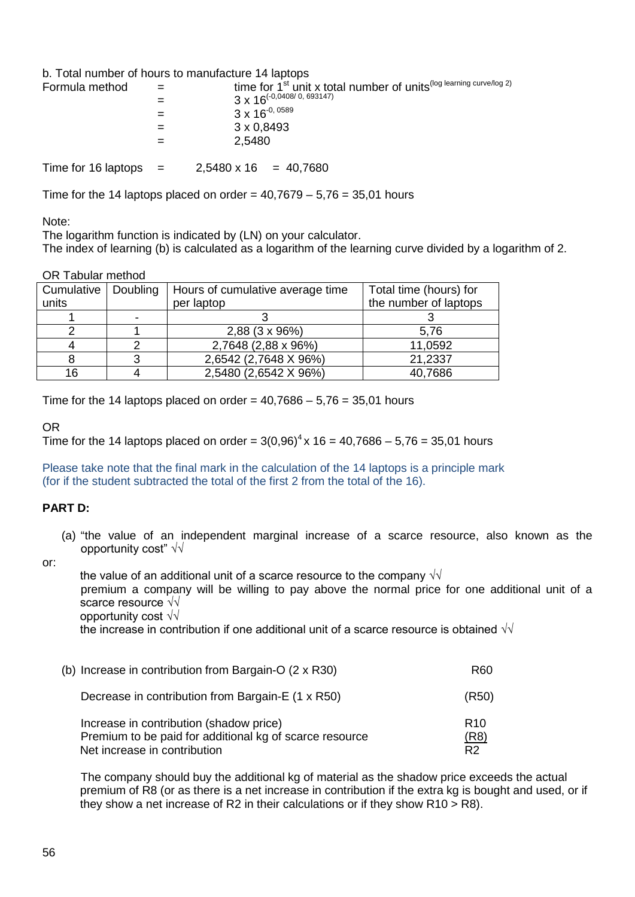b. Total number of hours to manufacture 14 laptops

Formula method = time for 1st unit x total number of units$^{(\text{log learning curve/log 2})}$

= $3 \times 16^{(-0,0408/\ 0,\ 693147)}$

= $3 \times 16^{-0,\ 0589}$

= 3 x 0,8493

= 2,5480

Time for 16 laptops = 2,5480 x 16 = 40,7680

Time for the 14 laptops placed on order = 40,7679 – 5,76 = 35,01 hours

Note:
The logarithm function is indicated by (LN) on your calculator.
The index of learning (b) is calculated as a logarithm of the learning curve divided by a logarithm of 2.

OR Tabular method

| Cumulative units | Doubling | Hours of cumulative average time per laptop | Total time (hours) for the number of laptops |
|---|---|---|---|
| 1 | - | 3 | 3 |
| 2 | 1 | 2,88 (3 x 96%) | 5,76 |
| 4 | 2 | 2,7648 (2,88 x 96%) | 11,0592 |
| 8 | 3 | 2,6542 (2,7648 X 96%) | 21,2337 |
| 16 | 4 | 2,5480 (2,6542 X 96%) | 40,7686 |

Time for the 14 laptops placed on order = 40,7686 – 5,76 = 35,01 hours

OR
Time for the 14 laptops placed on order = $3(0{,}96)^4 \times 16$ = 40,7686 – 5,76 = 35,01 hours

Please take note that the final mark in the calculation of the 14 laptops is a principle mark (for if the student subtracted the total of the first 2 from the total of the 16).

**PART D:**

(a) "the value of an independent marginal increase of a scarce resource, also known as the opportunity cost" √√

or:

the value of an additional unit of a scarce resource to the company √√
premium a company will be willing to pay above the normal price for one additional unit of a scarce resource √√
opportunity cost √√
the increase in contribution if one additional unit of a scarce resource is obtained √√

(b) Increase in contribution from Bargain-O (2 x R30) R60

Decrease in contribution from Bargain-E (1 x R50) (R50)

Increase in contribution (shadow price) R10
Premium to be paid for additional kg of scarce resource (R8)
Net increase in contribution R2

The company should buy the additional kg of material as the shadow price exceeds the actual premium of R8 (or as there is a net increase in contribution if the extra kg is bought and used, or if they show a net increase of R2 in their calculations or if they show R10 > R8).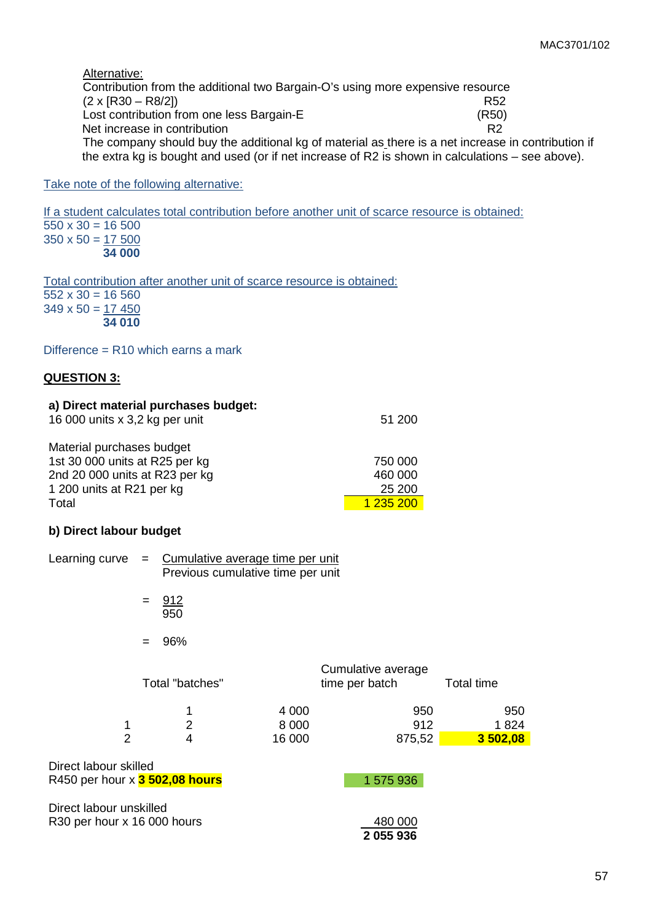Alternative:

Contribution from the additional two Bargain-O's using more expensive resource

| | |
|---|---|
| (2 x [R30 – R8/2]) | R52 |
| Lost contribution from one less Bargain-E | (R50) |
| Net increase in contribution | R2 |

The company should buy the additional kg of material as there is a net increase in contribution if the extra kg is bought and used (or if net increase of R2 is shown in calculations – see above).

Take note of the following alternative:

If a student calculates total contribution before another unit of scarce resource is obtained:

550 x 30 = 16 500
350 x 50 = 17 500
**34 000**

Total contribution after another unit of scarce resource is obtained:

552 x 30 = 16 560
349 x 50 = 17 450
**34 010**

Difference = R10 which earns a mark

## QUESTION 3:

**a) Direct material purchases budget:**

| | |
|---|---|
| 16 000 units x 3,2 kg per unit | 51 200 |
| | |
| Material purchases budget | |
| 1st 30 000 units at R25 per kg | 750 000 |
| 2nd 20 000 units at R23 per kg | 460 000 |
| 1 200 units at R21 per kg | 25 200 |
| Total | 1 235 200 |

**b) Direct labour budget**

$$\text{Learning curve} = \frac{\text{Cumulative average time per unit}}{\text{Previous cumulative time per unit}}$$

$$= \frac{912}{950}$$

$$= 96\%$$

| | Total "batches" | | Cumulative average time per batch | Total time |
|---|---|---|---|---|
| | 1 | 4 000 | 950 | 950 |
| 1 | 2 | 8 000 | 912 | 1 824 |
| 2 | 4 | 16 000 | 875,52 | **3 502,08** |

| | |
|---|---|
| Direct labour skilled | |
| R450 per hour x **3 502,08 hours** | 1 575 936 |
| | |
| Direct labour unskilled | |
| R30 per hour x 16 000 hours | 480 000 |
| | **2 055 936** |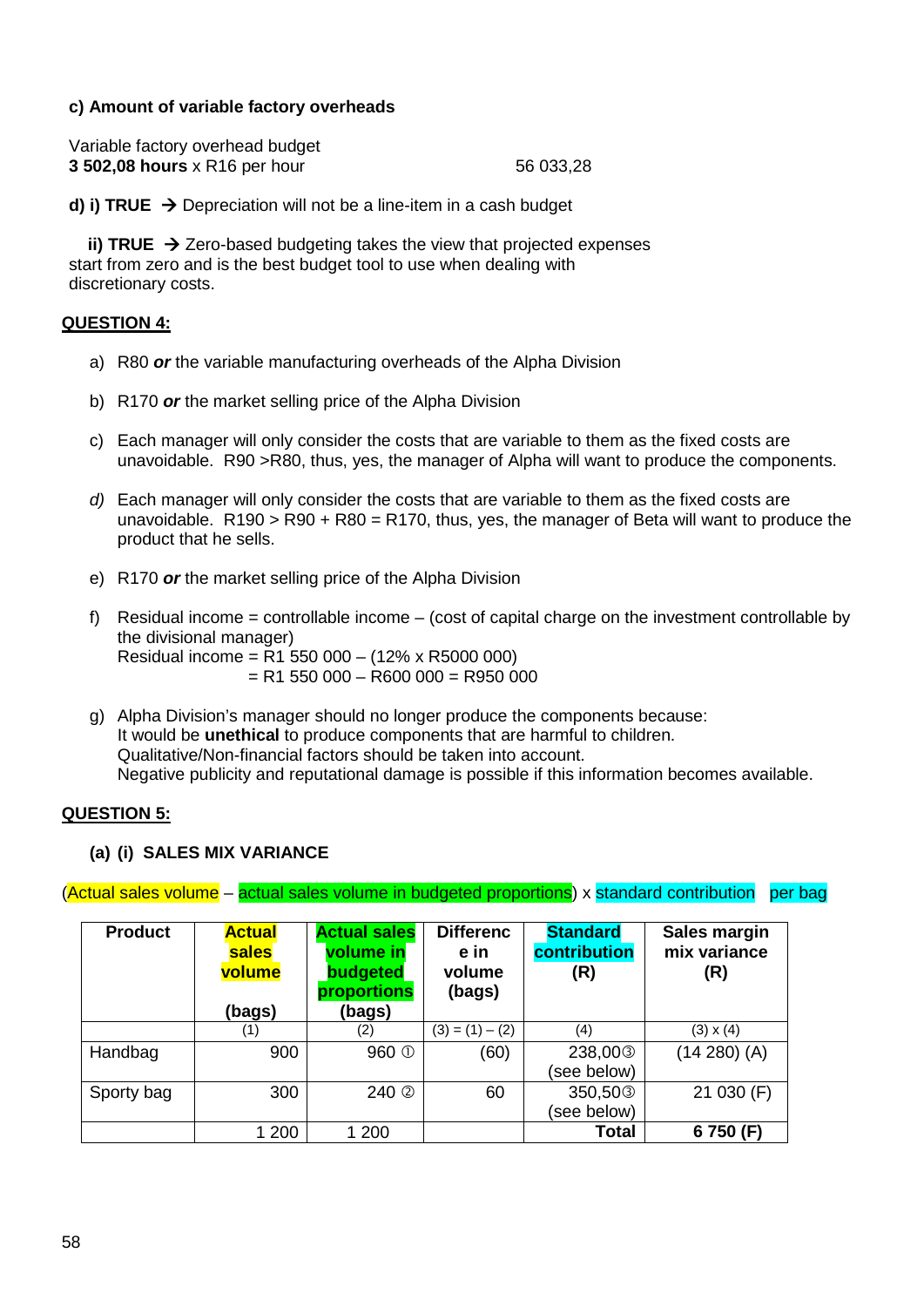**c) Amount of variable factory overheads**

Variable factory overhead budget
**3 502,08 hours** x R16 per hour 56 033,28

**d) i) TRUE** → Depreciation will not be a line-item in a cash budget

**ii) TRUE** → Zero-based budgeting takes the view that projected expenses start from zero and is the best budget tool to use when dealing with discretionary costs.

## QUESTION 4:

a) R80 ***or*** the variable manufacturing overheads of the Alpha Division

b) R170 ***or*** the market selling price of the Alpha Division

c) Each manager will only consider the costs that are variable to them as the fixed costs are unavoidable. R90 >R80, thus, yes, the manager of Alpha will want to produce the components.

*d)* Each manager will only consider the costs that are variable to them as the fixed costs are unavoidable. R190 > R90 + R80 = R170, thus, yes, the manager of Beta will want to produce the product that he sells.

e) R170 ***or*** the market selling price of the Alpha Division

f) Residual income = controllable income – (cost of capital charge on the investment controllable by the divisional manager)
Residual income = R1 550 000 – (12% x R5000 000)
= R1 550 000 – R600 000 = R950 000

g) Alpha Division's manager should no longer produce the components because:
It would be **unethical** to produce components that are harmful to children.
Qualitative/Non-financial factors should be taken into account.
Negative publicity and reputational damage is possible if this information becomes available.

## QUESTION 5:

### (a) (i) SALES MIX VARIANCE

(Actual sales volume – actual sales volume in budgeted proportions) x standard contribution per bag

| Product | Actual sales volume (bags) | Actual sales volume in budgeted proportions (bags) | Difference in volume (bags) | Standard contribution (R) | Sales margin mix variance (R) |
|---|---|---|---|---|---|
| | (1) | (2) | (3) = (1) – (2) | (4) | (3) x (4) |
| Handbag | 900 | 960 ① | (60) | 238,00③ (see below) | (14 280) (A) |
| Sporty bag | 300 | 240 ② | 60 | 350,50③ (see below) | 21 030 (F) |
| | 1 200 | 1 200 | | **Total** | **6 750 (F)** |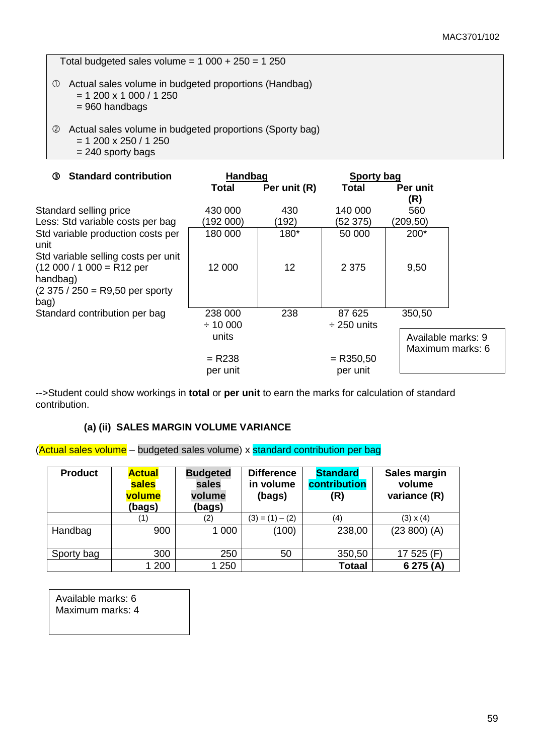Total budgeted sales volume = 1 000 + 250 = 1 250

① Actual sales volume in budgeted proportions (Handbag)
= 1 200 x 1 000 / 1 250
= 960 handbags

② Actual sales volume in budgeted proportions (Sporty bag)
= 1 200 x 250 / 1 250
= 240 sporty bags

| ③ **Standard contribution** | **Handbag** Total | Per unit (R) | **Sporty bag** Total | Per unit (R) |
|---|---|---|---|---|
| Standard selling price | 430 000 | 430 | 140 000 | 560 |
| Less: Std variable costs per bag | (192 000) | (192) | (52 375) | (209,50) |
| Std variable production costs per unit | 180 000 | 180* | 50 000 | 200* |
| Std variable selling costs per unit (12 000 / 1 000 = R12 per handbag) (2 375 / 250 = R9,50 per sporty bag) | 12 000 | 12 | 2 375 | 9,50 |
| Standard contribution per bag | 238 000 ÷ 10 000 units = R238 per unit | 238 | 87 625 ÷ 250 units = R350,50 per unit | 350,50 |

Available marks: 9
Maximum marks: 6

-->Student could show workings in **total** or **per unit** to earn the marks for calculation of standard contribution.

#### (a) (ii) SALES MARGIN VOLUME VARIANCE

(Actual sales volume – budgeted sales volume) x standard contribution per bag

| Product | Actual sales volume (bags) | Budgeted sales volume (bags) | Difference in volume (bags) | Standard contribution (R) | Sales margin volume variance (R) |
|---|---|---|---|---|---|
| | (1) | (2) | (3) = (1) – (2) | (4) | (3) x (4) |
| Handbag | 900 | 1 000 | (100) | 238,00 | (23 800) (A) |
| Sporty bag | 300 | 250 | 50 | 350,50 | 17 525 (F) |
| | 1 200 | 1 250 | | **Totaal** | **6 275 (A)** |

Available marks: 6
Maximum marks: 4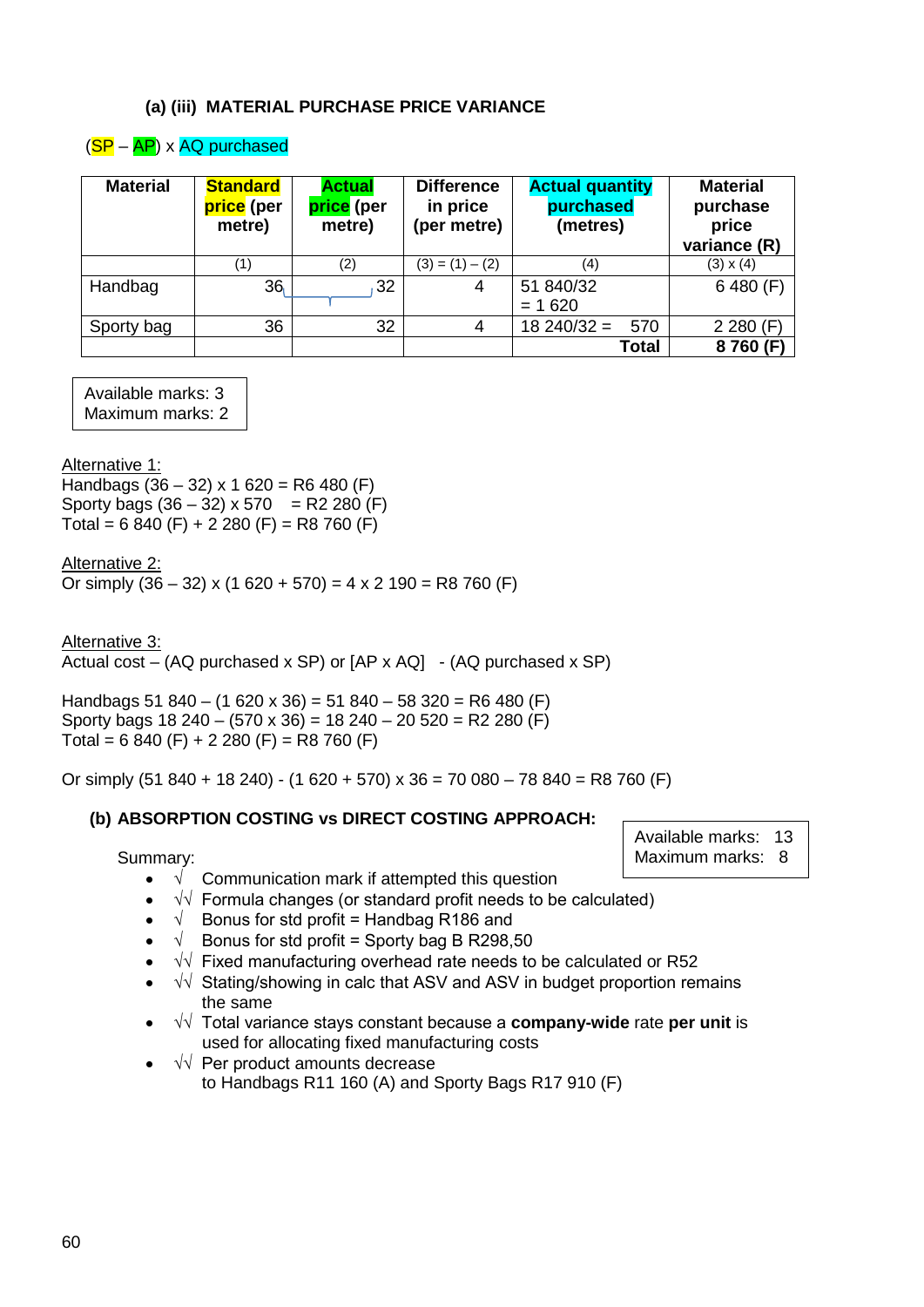#### (a) (iii) MATERIAL PURCHASE PRICE VARIANCE

(SP – AP) x AQ purchased

| Material | Standard price (per metre) | Actual price (per metre) | Difference in price (per metre) | Actual quantity purchased (metres) | Material purchase price variance (R) |
|---|---|---|---|---|---|
| | (1) | (2) | (3) = (1) – (2) | (4) | (3) x (4) |
| Handbag | 36 | 32 | 4 | 51 840/32 = 1 620 | 6 480 (F) |
| Sporty bag | 36 | 32 | 4 | 18 240/32 = 570 | 2 280 (F) |
| | | | | **Total** | **8 760 (F)** |

Available marks: 3
Maximum marks: 2

Alternative 1:
Handbags (36 – 32) x 1 620 = R6 480 (F)
Sporty bags (36 – 32) x 570 = R2 280 (F)
Total = 6 840 (F) + 2 280 (F) = R8 760 (F)

Alternative 2:
Or simply (36 – 32) x (1 620 + 570) = 4 x 2 190 = R8 760 (F)

Alternative 3:
Actual cost – (AQ purchased x SP) or [AP x AQ] - (AQ purchased x SP)

Handbags 51 840 – (1 620 x 36) = 51 840 – 58 320 = R6 480 (F)
Sporty bags 18 240 – (570 x 36) = 18 240 – 20 520 = R2 280 (F)
Total = 6 840 (F) + 2 280 (F) = R8 760 (F)

Or simply (51 840 + 18 240) - (1 620 + 570) x 36 = 70 080 – 78 840 = R8 760 (F)

#### (b) ABSORPTION COSTING vs DIRECT COSTING APPROACH:

Available marks: 13
Maximum marks: 8

Summary:

- √ Communication mark if attempted this question
- √√ Formula changes (or standard profit needs to be calculated)
- √ Bonus for std profit = Handbag R186 and
- √ Bonus for std profit = Sporty bag B R298,50
- √√ Fixed manufacturing overhead rate needs to be calculated or R52
- √√ Stating/showing in calc that ASV and ASV in budget proportion remains the same
- √√ Total variance stays constant because a **company-wide** rate **per unit** is used for allocating fixed manufacturing costs
- √√ Per product amounts decrease to Handbags R11 160 (A) and Sporty Bags R17 910 (F)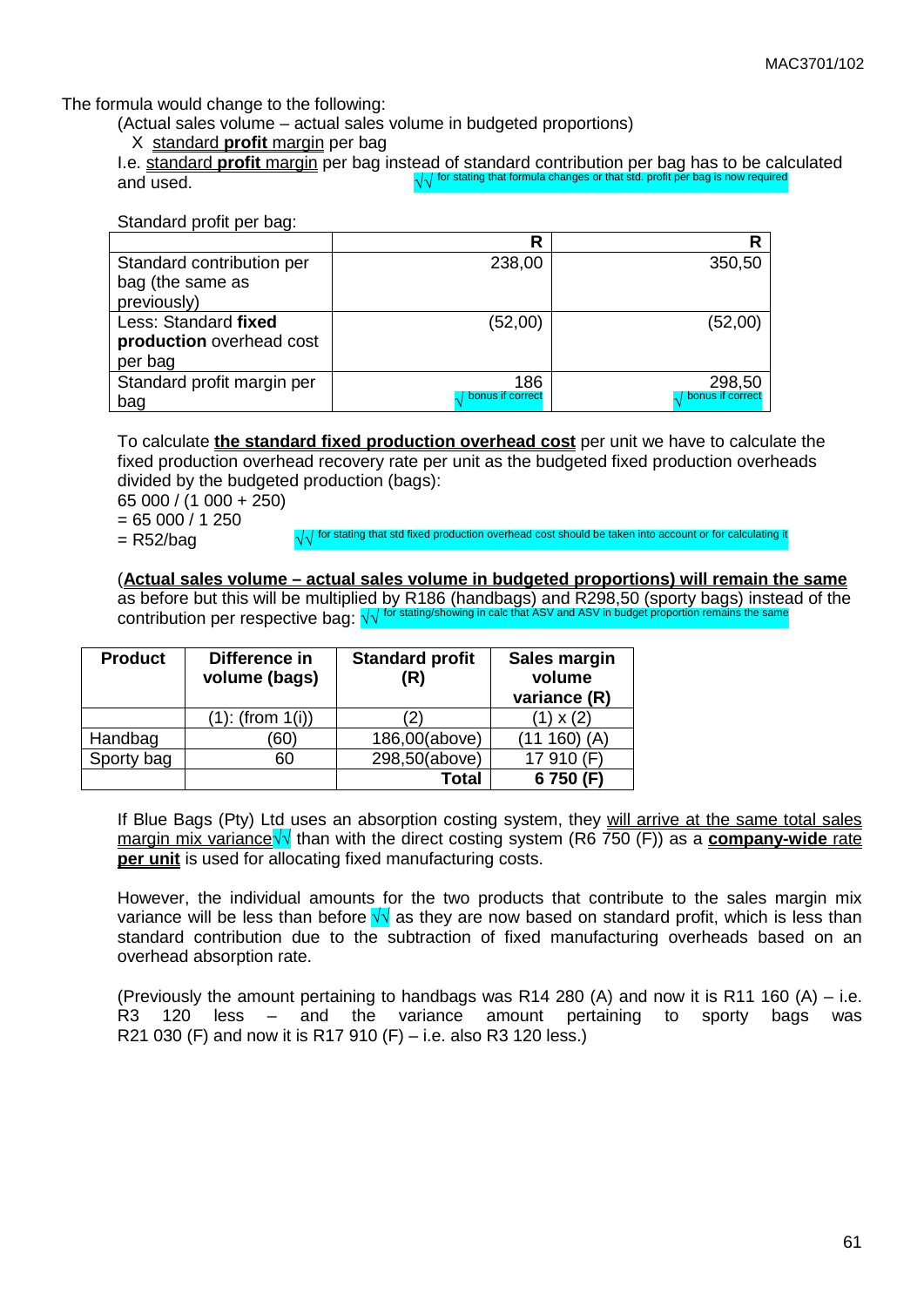The formula would change to the following:

(Actual sales volume – actual sales volume in budgeted proportions)
X standard **profit** margin per bag

I.e. standard **profit** margin per bag instead of standard contribution per bag has to be calculated and used. √√ for stating that formula changes or that std. profit per bag is now required

Standard profit per bag:

| | R | R |
|---|---|---|
| Standard contribution per bag (the same as previously) | 238,00 | 350,50 |
| Less: Standard **fixed production** overhead cost per bag | (52,00) | (52,00) |
| Standard profit margin per bag | 186 √ bonus if correct | 298,50 √ bonus if correct |

To calculate **the standard fixed production overhead cost** per unit we have to calculate the fixed production overhead recovery rate per unit as the budgeted fixed production overheads divided by the budgeted production (bags):

65 000 / (1 000 + 250)
= 65 000 / 1 250
= R52/bag √√ for stating that std fixed production overhead cost should be taken into account or for calculating it

(**Actual sales volume – actual sales volume in budgeted proportions) will remain the same** as before but this will be multiplied by R186 (handbags) and R298,50 (sporty bags) instead of the contribution per respective bag: √√ for stating/showing in calc that ASV and ASV in budget proportion remains the same

| Product | Difference in volume (bags) | Standard profit (R) | Sales margin volume variance (R) |
|---|---|---|---|
| | (1): (from 1(i)) | (2) | (1) x (2) |
| Handbag | (60) | 186,00(above) | (11 160) (A) |
| Sporty bag | 60 | 298,50(above) | 17 910 (F) |
| | | **Total** | **6 750 (F)** |

If Blue Bags (Pty) Ltd uses an absorption costing system, they will arrive at the same total sales margin mix variance√√ than with the direct costing system (R6 750 (F)) as a **company-wide** rate **per unit** is used for allocating fixed manufacturing costs.

However, the individual amounts for the two products that contribute to the sales margin mix variance will be less than before √√ as they are now based on standard profit, which is less than standard contribution due to the subtraction of fixed manufacturing overheads based on an overhead absorption rate.

(Previously the amount pertaining to handbags was R14 280 (A) and now it is R11 160 (A) – i.e. R3 120 less – and the variance amount pertaining to sporty bags was R21 030 (F) and now it is R17 910 (F) – i.e. also R3 120 less.)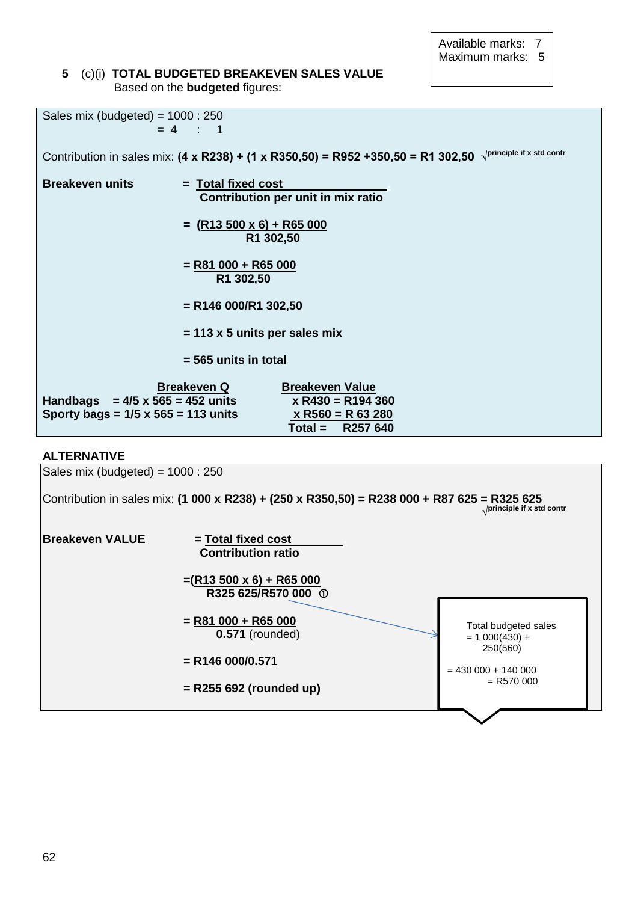Available marks: 7
Maximum marks: 5

**5** (c)(i) **TOTAL BUDGETED BREAKEVEN SALES VALUE**
Based on the **budgeted** figures:

Sales mix (budgeted) = 1000 : 250
= 4 : 1

Contribution in sales mix: **(4 x R238) + (1 x R350,50) = R952 +350,50 = R1 302,50** √principle if x std contr

**Breakeven units** = **Total fixed cost / Contribution per unit in mix ratio**

= **(R13 500 x 6) + R65 000 / R1 302,50**

= **R81 000 + R65 000 / R1 302,50**

= **R146 000/R1 302,50**

= **113 x 5 units per sales mix**

= **565 units in total**

| | Breakeven Q | Breakeven Value |
|---|---|---|
| **Handbags** | **= 4/5 x 565 = 452 units** | **x R430 = R194 360** |
| **Sporty bags** | **= 1/5 x 565 = 113 units** | **x R560 = R 63 280** |
| | | **Total = R257 640** |

**ALTERNATIVE**

Sales mix (budgeted) = 1000 : 250

Contribution in sales mix: **(1 000 x R238) + (250 x R350,50) = R238 000 + R87 625 = R325 625** √principle if x std contr

**Breakeven VALUE** = **Total fixed cost / Contribution ratio**

= **(R13 500 x 6) + R65 000 / R325 625/R570 000** ①

= **R81 000 + R65 000 / 0.571** (rounded)

= **R146 000/0.571**

= **R255 692 (rounded up)**

Total budgeted sales
= 1 000(430) + 250(560)

= 430 000 + 140 000
= R570 000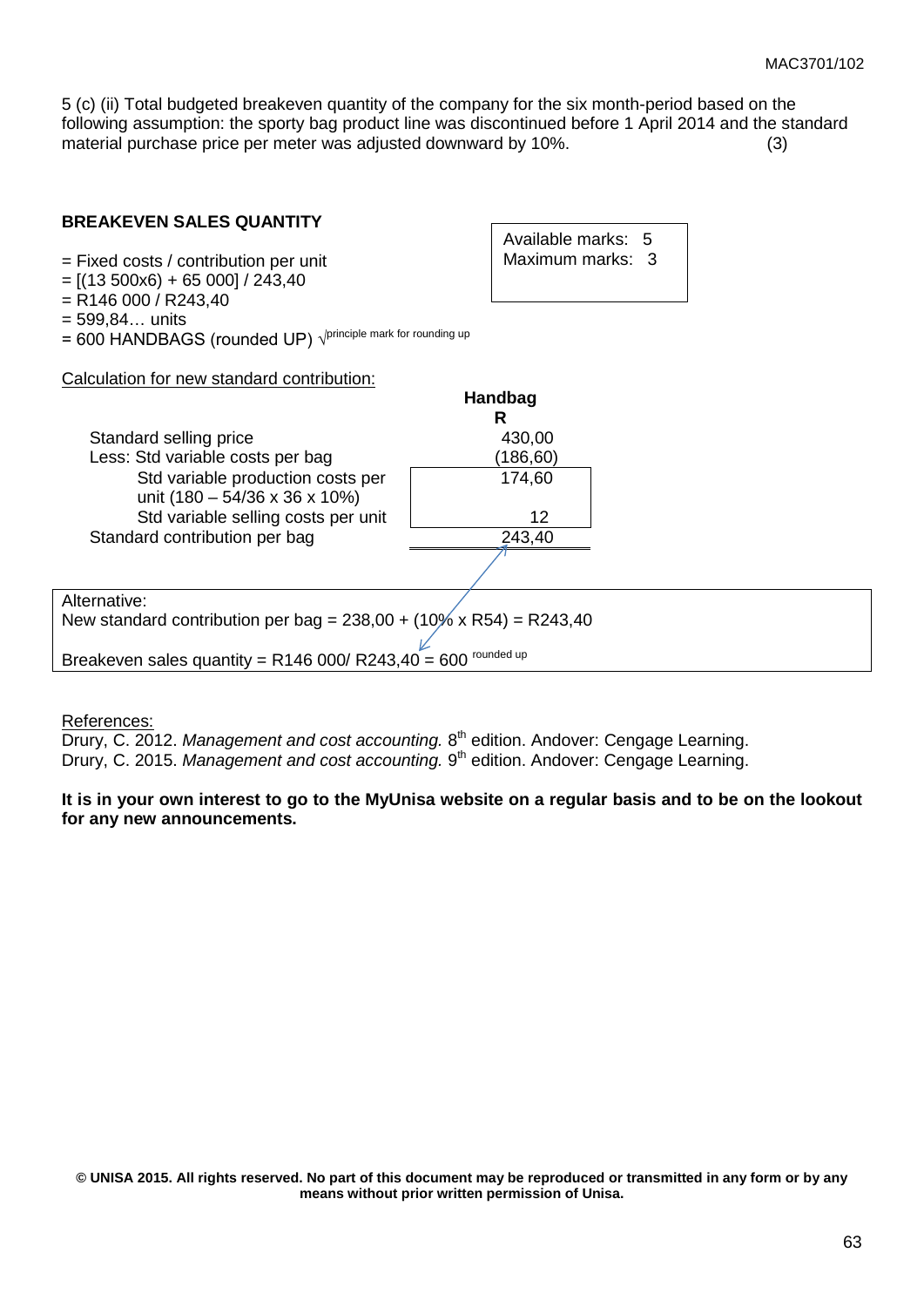5 (c) (ii) Total budgeted breakeven quantity of the company for the six month-period based on the following assumption: the sporty bag product line was discontinued before 1 April 2014 and the standard material purchase price per meter was adjusted downward by 10%. (3)

**BREAKEVEN SALES QUANTITY**

| |
|---|
| Available marks: 5 |
| Maximum marks: 3 |

= Fixed costs / contribution per unit
= [(13 500x6) + 65 000] / 243,40
= R146 000 / R243,40
= 599,84… units
= 600 HANDBAGS (rounded UP) √[principle mark for rounding up]

Calculation for new standard contribution:

| | Handbag R |
|---|---|
| Standard selling price | 430,00 |
| Less: Std variable costs per bag | (186,60) |
| Std variable production costs per unit (180 – 54/36 x 36 x 10%) | 174,60 |
| Std variable selling costs per unit | 12 |
| Standard contribution per bag | 243,40 |

Alternative:
New standard contribution per bag = 238,00 + (10% x R54) = R243,40

Breakeven sales quantity = R146 000/ R243,40 = 600 [rounded up]

References:
Drury, C. 2012. *Management and cost accounting.* 8th edition. Andover: Cengage Learning.
Drury, C. 2015. *Management and cost accounting.* 9th edition. Andover: Cengage Learning.

**It is in your own interest to go to the MyUnisa website on a regular basis and to be on the lookout for any new announcements.**

**© UNISA 2015. All rights reserved. No part of this document may be reproduced or transmitted in any form or by any means without prior written permission of Unisa.**